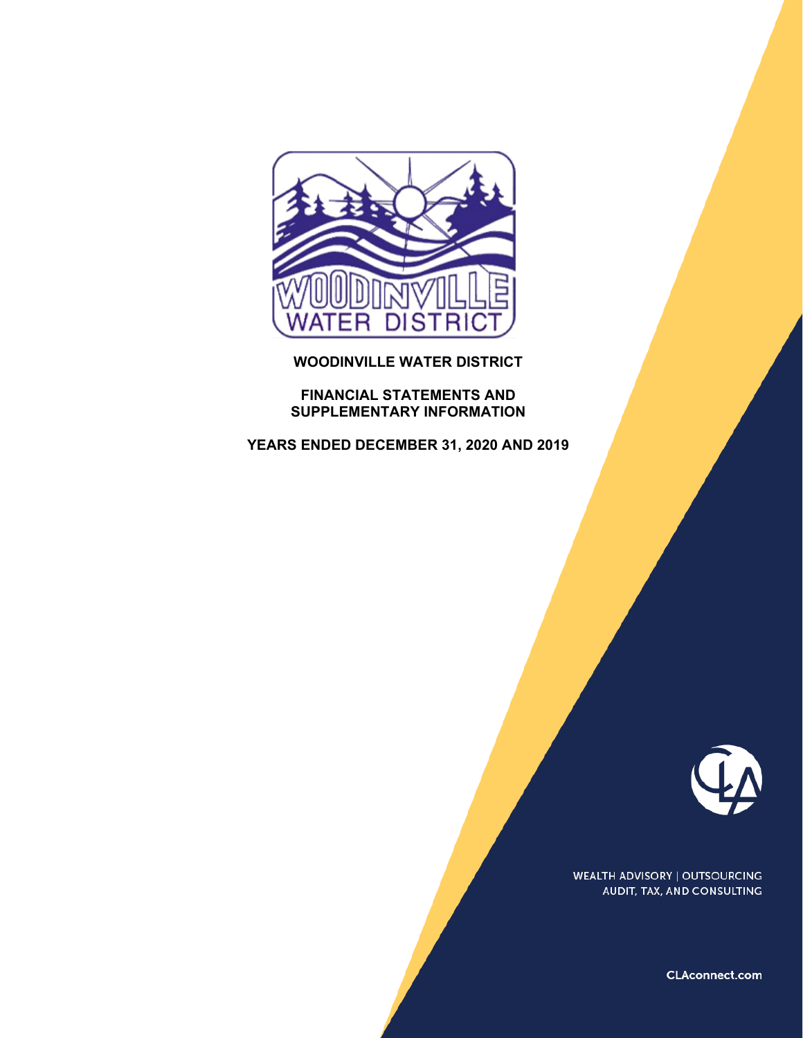**WOODINVILLE WATER DISTRICT**

**FINANCIAL STATEMENTS AND SUPPLEMENTARY INFORMATION**

**YEARS ENDED DECEMBER 31, 2020 AND 2019**

WEALTH ADVISORY | OUTSOURCING
AUDIT, TAX, AND CONSULTING

CLAconnect.com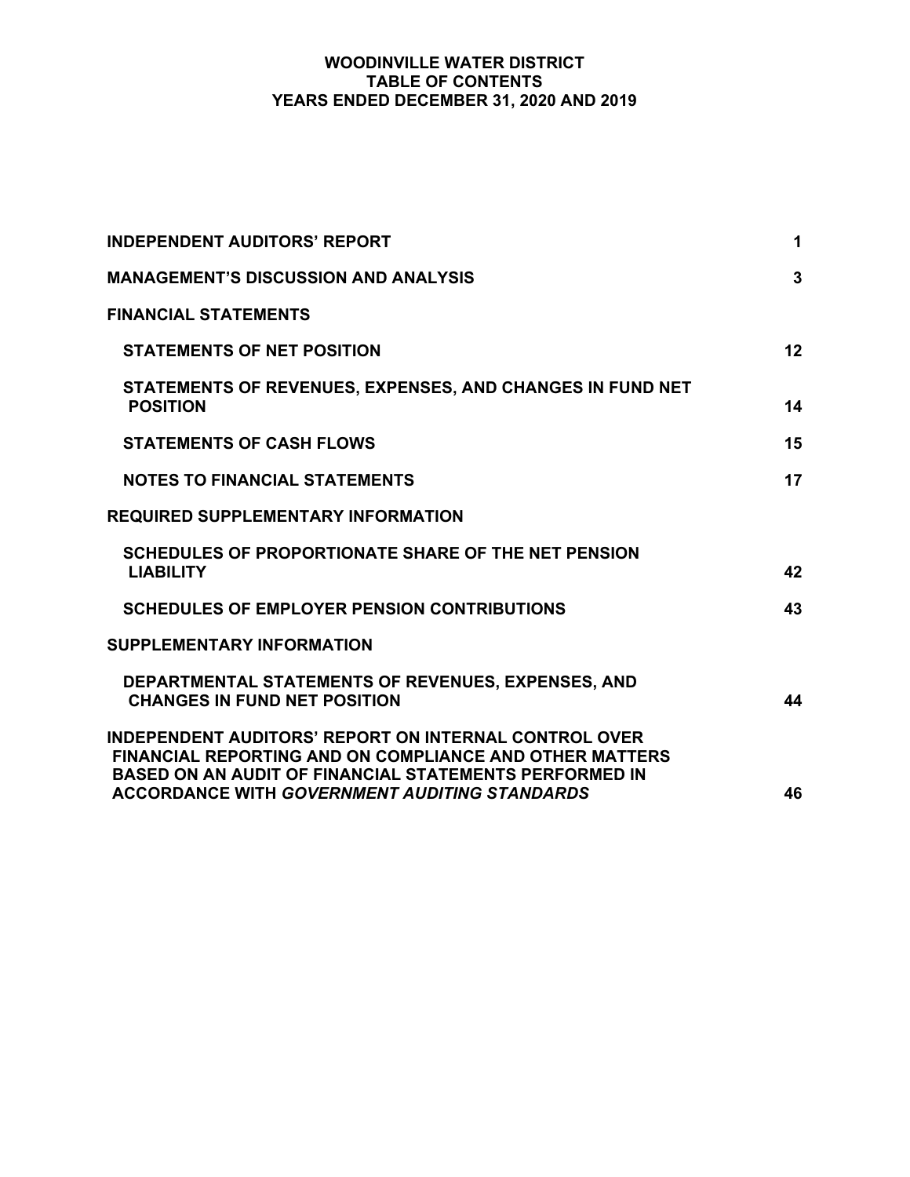# WOODINVILLE WATER DISTRICT
## TABLE OF CONTENTS
### YEARS ENDED DECEMBER 31, 2020 AND 2019

| | |
|---|---|
| **INDEPENDENT AUDITORS' REPORT** | **1** |
| **MANAGEMENT'S DISCUSSION AND ANALYSIS** | **3** |
| **FINANCIAL STATEMENTS** | |
| **STATEMENTS OF NET POSITION** | **12** |
| **STATEMENTS OF REVENUES, EXPENSES, AND CHANGES IN FUND NET POSITION** | **14** |
| **STATEMENTS OF CASH FLOWS** | **15** |
| **NOTES TO FINANCIAL STATEMENTS** | **17** |
| **REQUIRED SUPPLEMENTARY INFORMATION** | |
| **SCHEDULES OF PROPORTIONATE SHARE OF THE NET PENSION LIABILITY** | **42** |
| **SCHEDULES OF EMPLOYER PENSION CONTRIBUTIONS** | **43** |
| **SUPPLEMENTARY INFORMATION** | |
| **DEPARTMENTAL STATEMENTS OF REVENUES, EXPENSES, AND CHANGES IN FUND NET POSITION** | **44** |
| **INDEPENDENT AUDITORS' REPORT ON INTERNAL CONTROL OVER FINANCIAL REPORTING AND ON COMPLIANCE AND OTHER MATTERS BASED ON AN AUDIT OF FINANCIAL STATEMENTS PERFORMED IN ACCORDANCE WITH *GOVERNMENT AUDITING STANDARDS*** | **46** |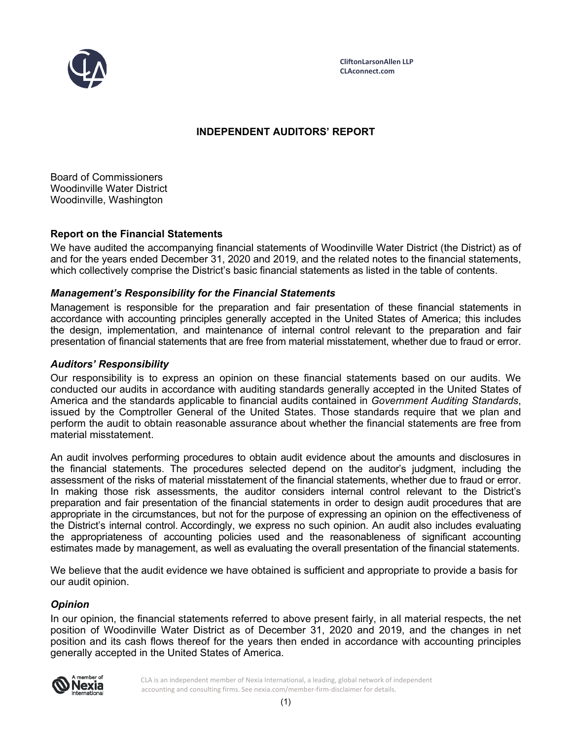CliftonLarsonAllen LLP
CLAconnect.com

# INDEPENDENT AUDITORS' REPORT

Board of Commissioners
Woodinville Water District
Woodinville, Washington

## Report on the Financial Statements

We have audited the accompanying financial statements of Woodinville Water District (the District) as of and for the years ended December 31, 2020 and 2019, and the related notes to the financial statements, which collectively comprise the District's basic financial statements as listed in the table of contents.

### *Management's Responsibility for the Financial Statements*

Management is responsible for the preparation and fair presentation of these financial statements in accordance with accounting principles generally accepted in the United States of America; this includes the design, implementation, and maintenance of internal control relevant to the preparation and fair presentation of financial statements that are free from material misstatement, whether due to fraud or error.

### *Auditors' Responsibility*

Our responsibility is to express an opinion on these financial statements based on our audits. We conducted our audits in accordance with auditing standards generally accepted in the United States of America and the standards applicable to financial audits contained in *Government Auditing Standards*, issued by the Comptroller General of the United States. Those standards require that we plan and perform the audit to obtain reasonable assurance about whether the financial statements are free from material misstatement.

An audit involves performing procedures to obtain audit evidence about the amounts and disclosures in the financial statements. The procedures selected depend on the auditor's judgment, including the assessment of the risks of material misstatement of the financial statements, whether due to fraud or error. In making those risk assessments, the auditor considers internal control relevant to the District's preparation and fair presentation of the financial statements in order to design audit procedures that are appropriate in the circumstances, but not for the purpose of expressing an opinion on the effectiveness of the District's internal control. Accordingly, we express no such opinion. An audit also includes evaluating the appropriateness of accounting policies used and the reasonableness of significant accounting estimates made by management, as well as evaluating the overall presentation of the financial statements.

We believe that the audit evidence we have obtained is sufficient and appropriate to provide a basis for our audit opinion.

### *Opinion*

In our opinion, the financial statements referred to above present fairly, in all material respects, the net position of Woodinville Water District as of December 31, 2020 and 2019, and the changes in net position and its cash flows thereof for the years then ended in accordance with accounting principles generally accepted in the United States of America.

CLA is an independent member of Nexia International, a leading, global network of independent accounting and consulting firms. See nexia.com/member-firm-disclaimer for details.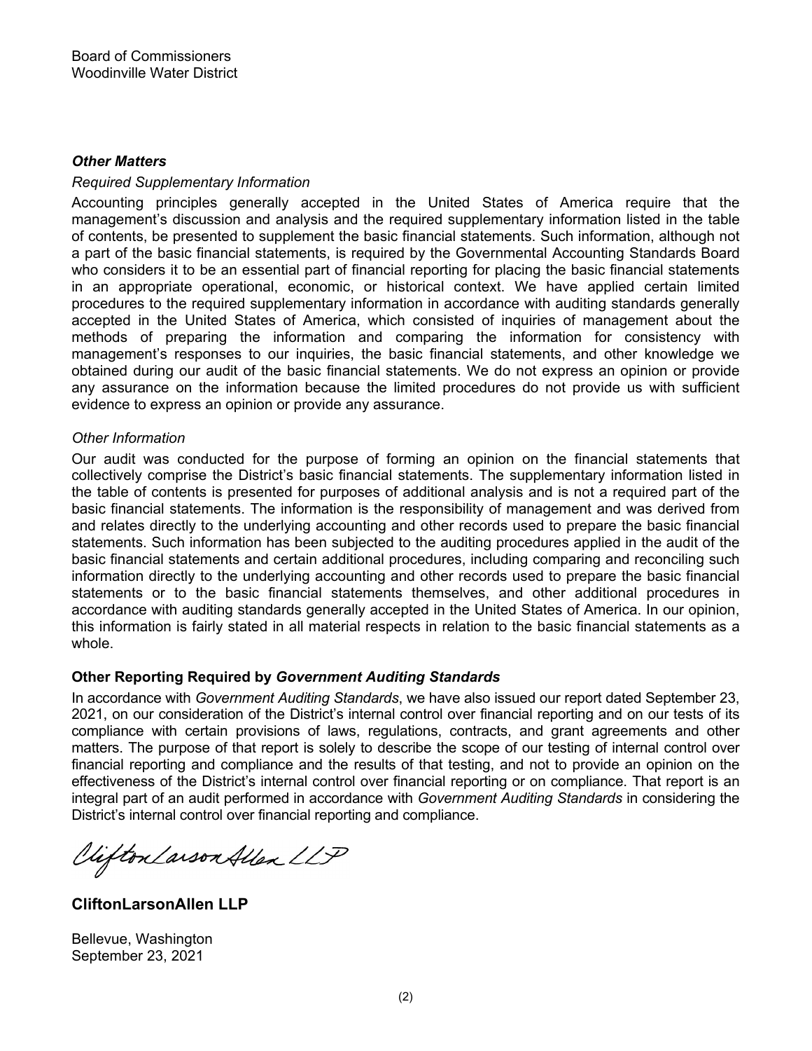Board of Commissioners
Woodinville Water District

***Other Matters***

*Required Supplementary Information*

Accounting principles generally accepted in the United States of America require that the management's discussion and analysis and the required supplementary information listed in the table of contents, be presented to supplement the basic financial statements. Such information, although not a part of the basic financial statements, is required by the Governmental Accounting Standards Board who considers it to be an essential part of financial reporting for placing the basic financial statements in an appropriate operational, economic, or historical context. We have applied certain limited procedures to the required supplementary information in accordance with auditing standards generally accepted in the United States of America, which consisted of inquiries of management about the methods of preparing the information and comparing the information for consistency with management's responses to our inquiries, the basic financial statements, and other knowledge we obtained during our audit of the basic financial statements. We do not express an opinion or provide any assurance on the information because the limited procedures do not provide us with sufficient evidence to express an opinion or provide any assurance.

*Other Information*

Our audit was conducted for the purpose of forming an opinion on the financial statements that collectively comprise the District's basic financial statements. The supplementary information listed in the table of contents is presented for purposes of additional analysis and is not a required part of the basic financial statements. The information is the responsibility of management and was derived from and relates directly to the underlying accounting and other records used to prepare the basic financial statements. Such information has been subjected to the auditing procedures applied in the audit of the basic financial statements and certain additional procedures, including comparing and reconciling such information directly to the underlying accounting and other records used to prepare the basic financial statements or to the basic financial statements themselves, and other additional procedures in accordance with auditing standards generally accepted in the United States of America. In our opinion, this information is fairly stated in all material respects in relation to the basic financial statements as a whole.

**Other Reporting Required by *Government Auditing Standards***

In accordance with *Government Auditing Standards*, we have also issued our report dated September 23, 2021, on our consideration of the District's internal control over financial reporting and on our tests of its compliance with certain provisions of laws, regulations, contracts, and grant agreements and other matters. The purpose of that report is solely to describe the scope of our testing of internal control over financial reporting and compliance and the results of that testing, and not to provide an opinion on the effectiveness of the District's internal control over financial reporting or on compliance. That report is an integral part of an audit performed in accordance with *Government Auditing Standards* in considering the District's internal control over financial reporting and compliance.

CliftonLarsonAllen LLP

**CliftonLarsonAllen LLP**

Bellevue, Washington
September 23, 2021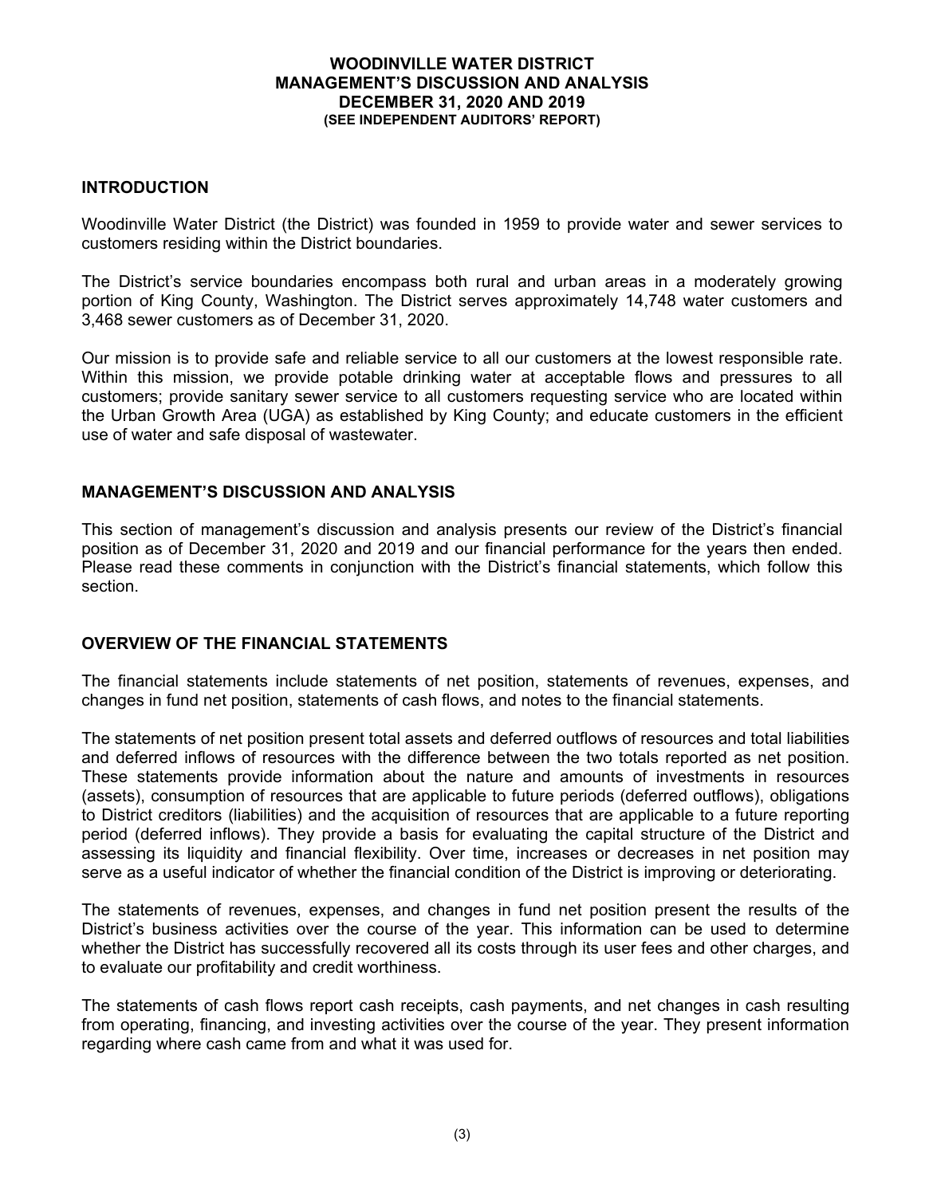# WOODINVILLE WATER DISTRICT
## MANAGEMENT'S DISCUSSION AND ANALYSIS
## DECEMBER 31, 2020 AND 2019
**(SEE INDEPENDENT AUDITORS' REPORT)**

## INTRODUCTION

Woodinville Water District (the District) was founded in 1959 to provide water and sewer services to customers residing within the District boundaries.

The District's service boundaries encompass both rural and urban areas in a moderately growing portion of King County, Washington. The District serves approximately 14,748 water customers and 3,468 sewer customers as of December 31, 2020.

Our mission is to provide safe and reliable service to all our customers at the lowest responsible rate. Within this mission, we provide potable drinking water at acceptable flows and pressures to all customers; provide sanitary sewer service to all customers requesting service who are located within the Urban Growth Area (UGA) as established by King County; and educate customers in the efficient use of water and safe disposal of wastewater.

## MANAGEMENT'S DISCUSSION AND ANALYSIS

This section of management's discussion and analysis presents our review of the District's financial position as of December 31, 2020 and 2019 and our financial performance for the years then ended. Please read these comments in conjunction with the District's financial statements, which follow this section.

## OVERVIEW OF THE FINANCIAL STATEMENTS

The financial statements include statements of net position, statements of revenues, expenses, and changes in fund net position, statements of cash flows, and notes to the financial statements.

The statements of net position present total assets and deferred outflows of resources and total liabilities and deferred inflows of resources with the difference between the two totals reported as net position. These statements provide information about the nature and amounts of investments in resources (assets), consumption of resources that are applicable to future periods (deferred outflows), obligations to District creditors (liabilities) and the acquisition of resources that are applicable to a future reporting period (deferred inflows). They provide a basis for evaluating the capital structure of the District and assessing its liquidity and financial flexibility. Over time, increases or decreases in net position may serve as a useful indicator of whether the financial condition of the District is improving or deteriorating.

The statements of revenues, expenses, and changes in fund net position present the results of the District's business activities over the course of the year. This information can be used to determine whether the District has successfully recovered all its costs through its user fees and other charges, and to evaluate our profitability and credit worthiness.

The statements of cash flows report cash receipts, cash payments, and net changes in cash resulting from operating, financing, and investing activities over the course of the year. They present information regarding where cash came from and what it was used for.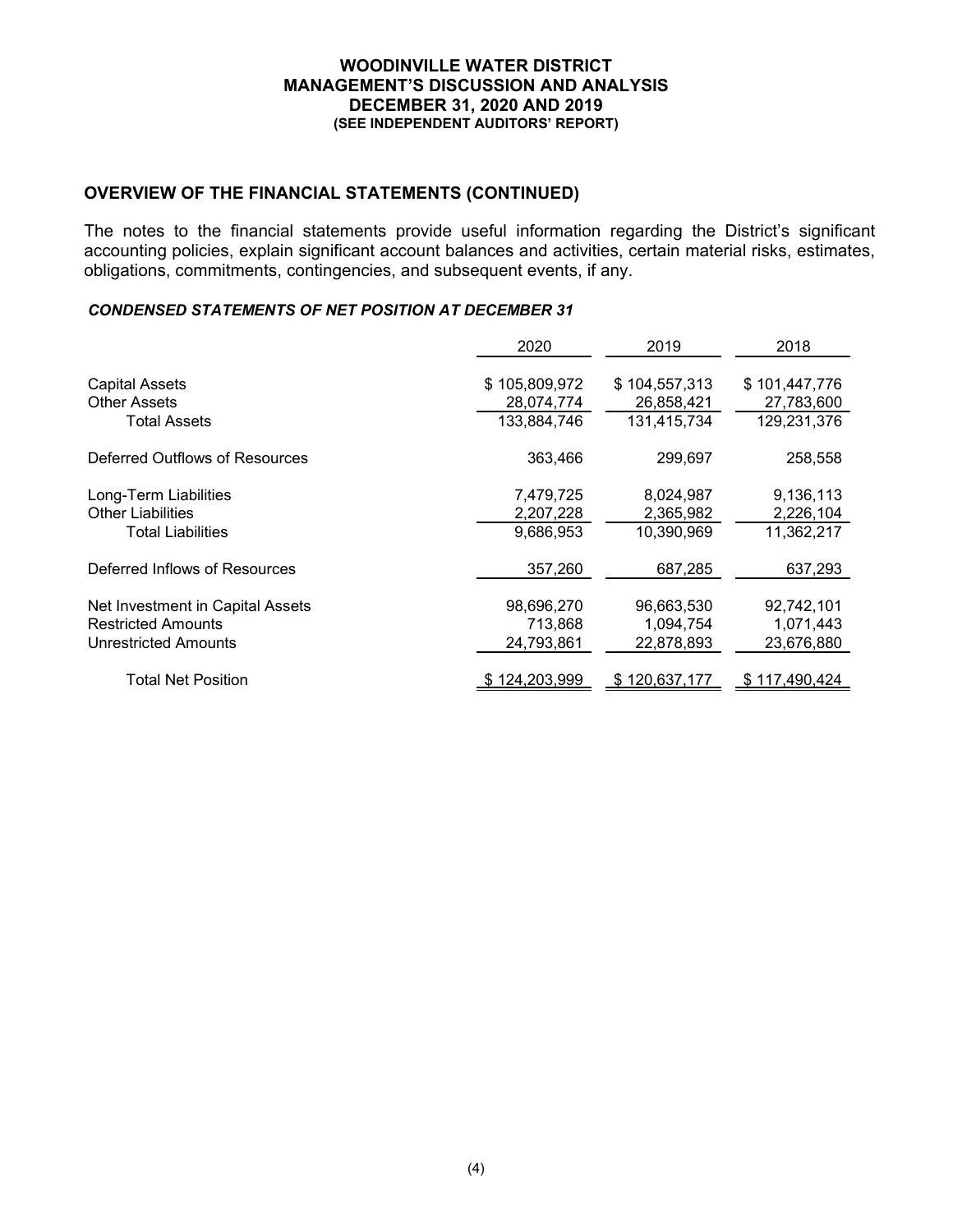## OVERVIEW OF THE FINANCIAL STATEMENTS (CONTINUED)

The notes to the financial statements provide useful information regarding the District's significant accounting policies, explain significant account balances and activities, certain material risks, estimates, obligations, commitments, contingencies, and subsequent events, if any.

### *CONDENSED STATEMENTS OF NET POSITION AT DECEMBER 31*

| | 2020 | 2019 | 2018 |
|---|---|---|---|
| Capital Assets | $ 105,809,972 | $ 104,557,313 | $ 101,447,776 |
| Other Assets | 28,074,774 | 26,858,421 | 27,783,600 |
| Total Assets | 133,884,746 | 131,415,734 | 129,231,376 |
| Deferred Outflows of Resources | 363,466 | 299,697 | 258,558 |
| Long-Term Liabilities | 7,479,725 | 8,024,987 | 9,136,113 |
| Other Liabilities | 2,207,228 | 2,365,982 | 2,226,104 |
| Total Liabilities | 9,686,953 | 10,390,969 | 11,362,217 |
| Deferred Inflows of Resources | 357,260 | 687,285 | 637,293 |
| Net Investment in Capital Assets | 98,696,270 | 96,663,530 | 92,742,101 |
| Restricted Amounts | 713,868 | 1,094,754 | 1,071,443 |
| Unrestricted Amounts | 24,793,861 | 22,878,893 | 23,676,880 |
| Total Net Position | $ 124,203,999 | $ 120,637,177 | $ 117,490,424 |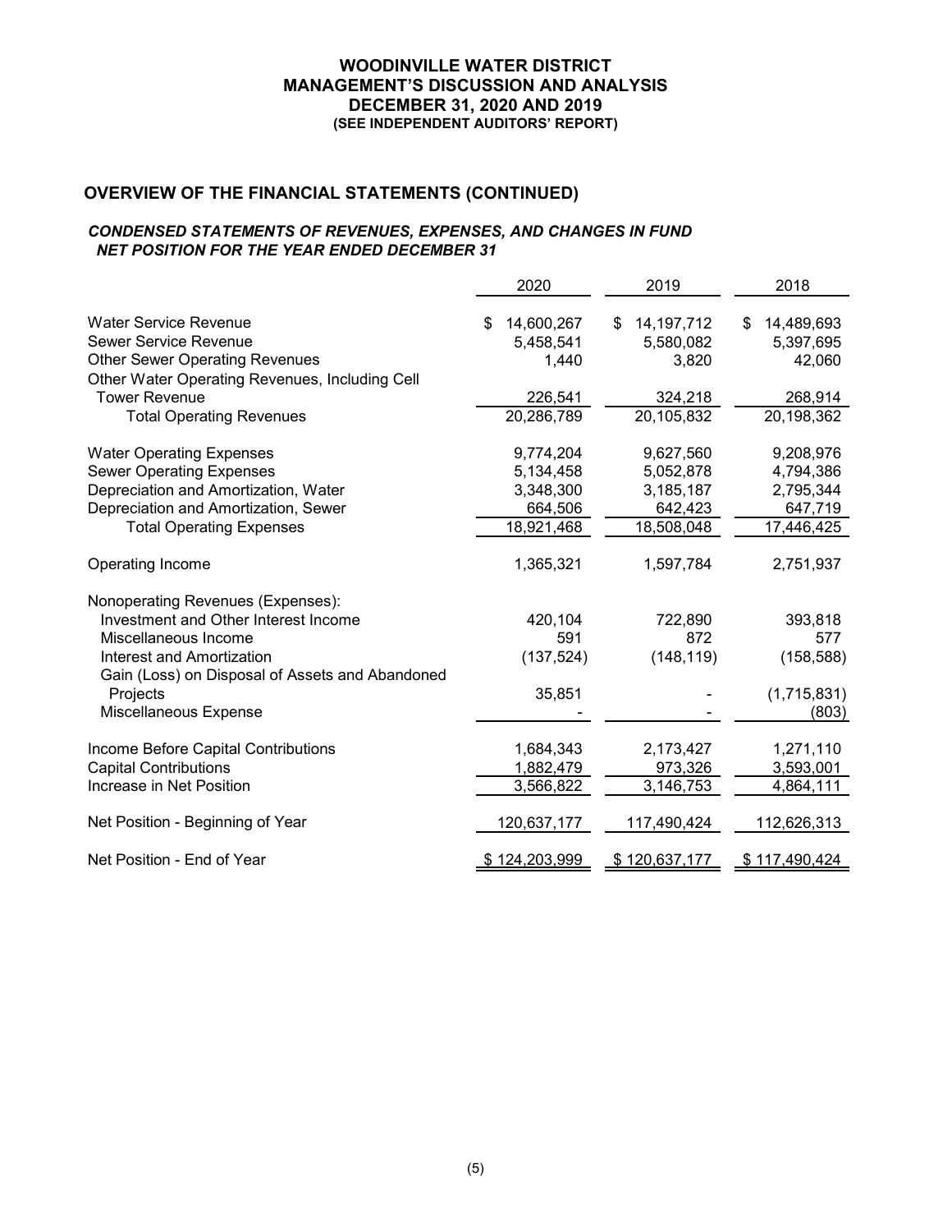# WOODINVILLE WATER DISTRICT
## MANAGEMENT'S DISCUSSION AND ANALYSIS
## DECEMBER 31, 2020 AND 2019
### (SEE INDEPENDENT AUDITORS' REPORT)

## OVERVIEW OF THE FINANCIAL STATEMENTS (CONTINUED)

### *CONDENSED STATEMENTS OF REVENUES, EXPENSES, AND CHANGES IN FUND NET POSITION FOR THE YEAR ENDED DECEMBER 31*

| | 2020 | 2019 | 2018 |
|---|---|---|---|
| Water Service Revenue | $ 14,600,267 | $ 14,197,712 | $ 14,489,693 |
| Sewer Service Revenue | 5,458,541 | 5,580,082 | 5,397,695 |
| Other Sewer Operating Revenues | 1,440 | 3,820 | 42,060 |
| Other Water Operating Revenues, Including Cell Tower Revenue | 226,541 | 324,218 | 268,914 |
| Total Operating Revenues | 20,286,789 | 20,105,832 | 20,198,362 |
| Water Operating Expenses | 9,774,204 | 9,627,560 | 9,208,976 |
| Sewer Operating Expenses | 5,134,458 | 5,052,878 | 4,794,386 |
| Depreciation and Amortization, Water | 3,348,300 | 3,185,187 | 2,795,344 |
| Depreciation and Amortization, Sewer | 664,506 | 642,423 | 647,719 |
| Total Operating Expenses | 18,921,468 | 18,508,048 | 17,446,425 |
| Operating Income | 1,365,321 | 1,597,784 | 2,751,937 |
| Nonoperating Revenues (Expenses): | | | |
| Investment and Other Interest Income | 420,104 | 722,890 | 393,818 |
| Miscellaneous Income | 591 | 872 | 577 |
| Interest and Amortization | (137,524) | (148,119) | (158,588) |
| Gain (Loss) on Disposal of Assets and Abandoned Projects | 35,851 | - | (1,715,831) |
| Miscellaneous Expense | - | - | (803) |
| Income Before Capital Contributions | 1,684,343 | 2,173,427 | 1,271,110 |
| Capital Contributions | 1,882,479 | 973,326 | 3,593,001 |
| Increase in Net Position | 3,566,822 | 3,146,753 | 4,864,111 |
| Net Position - Beginning of Year | 120,637,177 | 117,490,424 | 112,626,313 |
| Net Position - End of Year | $ 124,203,999 | $ 120,637,177 | $ 117,490,424 |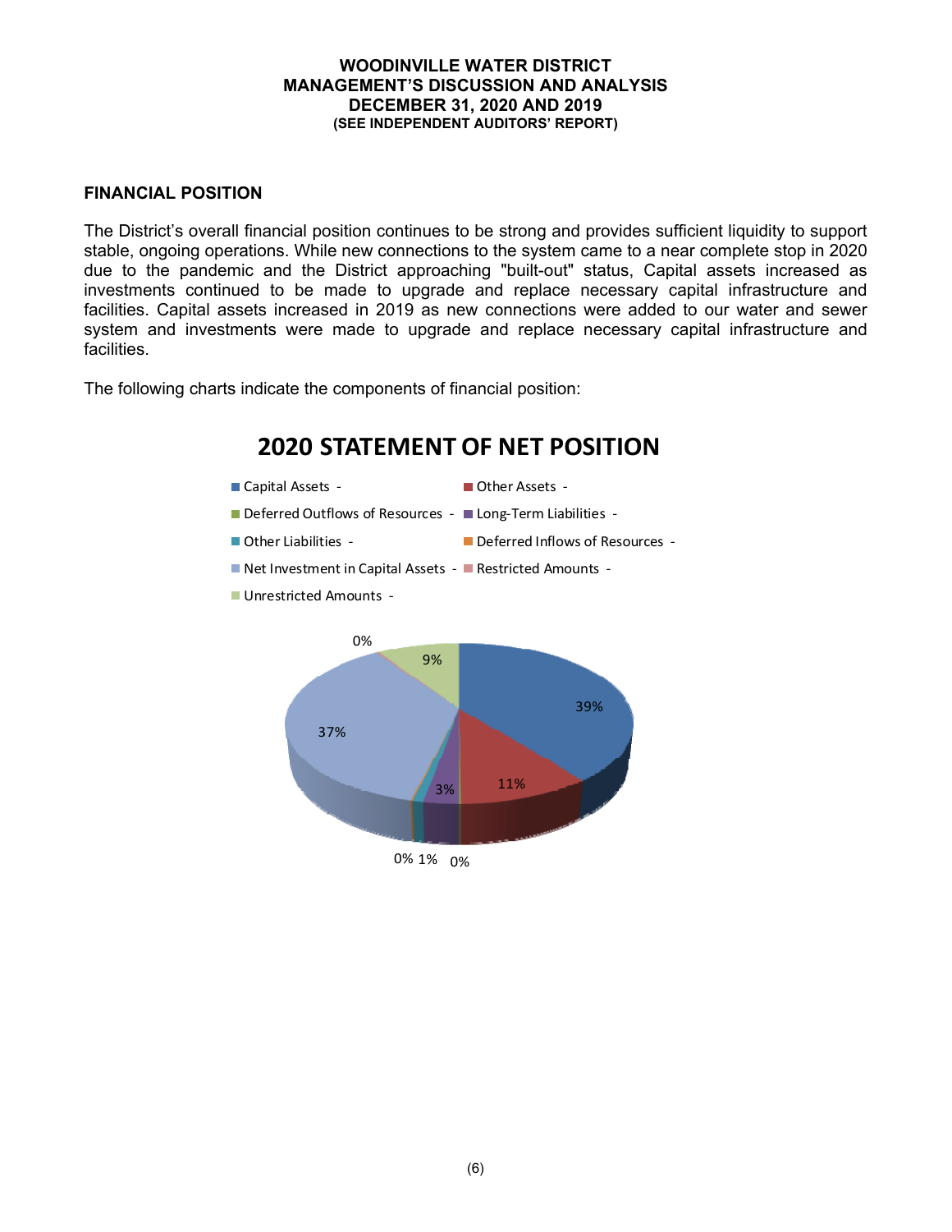## FINANCIAL POSITION

The District's overall financial position continues to be strong and provides sufficient liquidity to support stable, ongoing operations. While new connections to the system came to a near complete stop in 2020 due to the pandemic and the District approaching "built-out" status, Capital assets increased as investments continued to be made to upgrade and replace necessary capital infrastructure and facilities. Capital assets increased in 2019 as new connections were added to our water and sewer system and investments were made to upgrade and replace necessary capital infrastructure and facilities.

The following charts indicate the components of financial position:

**2020 STATEMENT OF NET POSITION**

- Capital Assets -
- Other Assets -
- Deferred Outflows of Resources -
- Long-Term Liabilities -
- Other Liabilities -
- Deferred Inflows of Resources -
- Net Investment in Capital Assets -
- Restricted Amounts -
- Unrestricted Amounts -

0% 9% 39% 37% 11% 3% 0% 1% 0%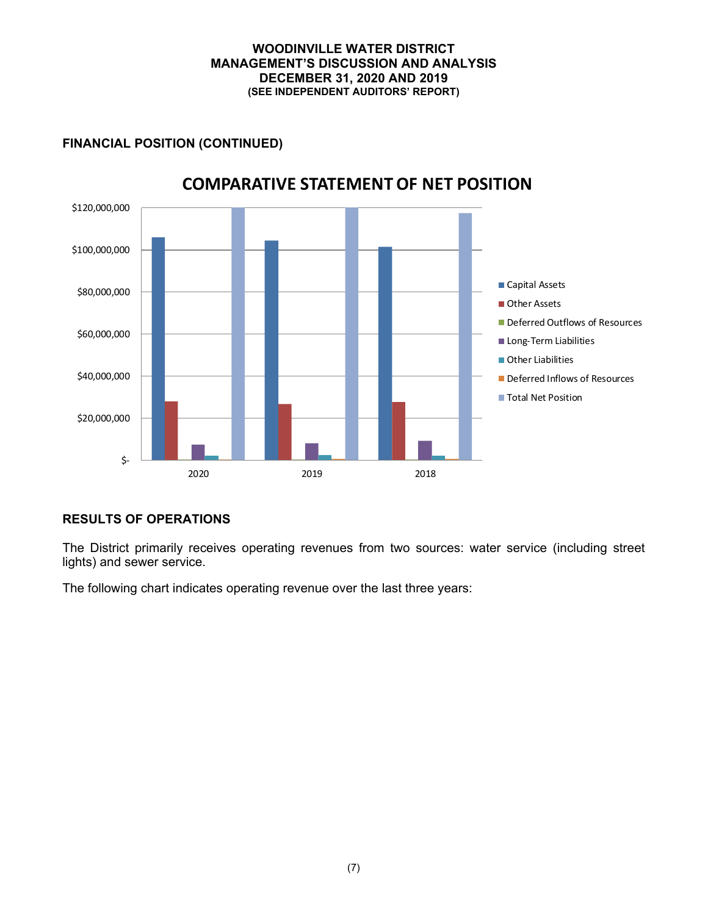## FINANCIAL POSITION (CONTINUED)

**COMPARATIVE STATEMENT OF NET POSITION**

## RESULTS OF OPERATIONS

The District primarily receives operating revenues from two sources: water service (including street lights) and sewer service.

The following chart indicates operating revenue over the last three years: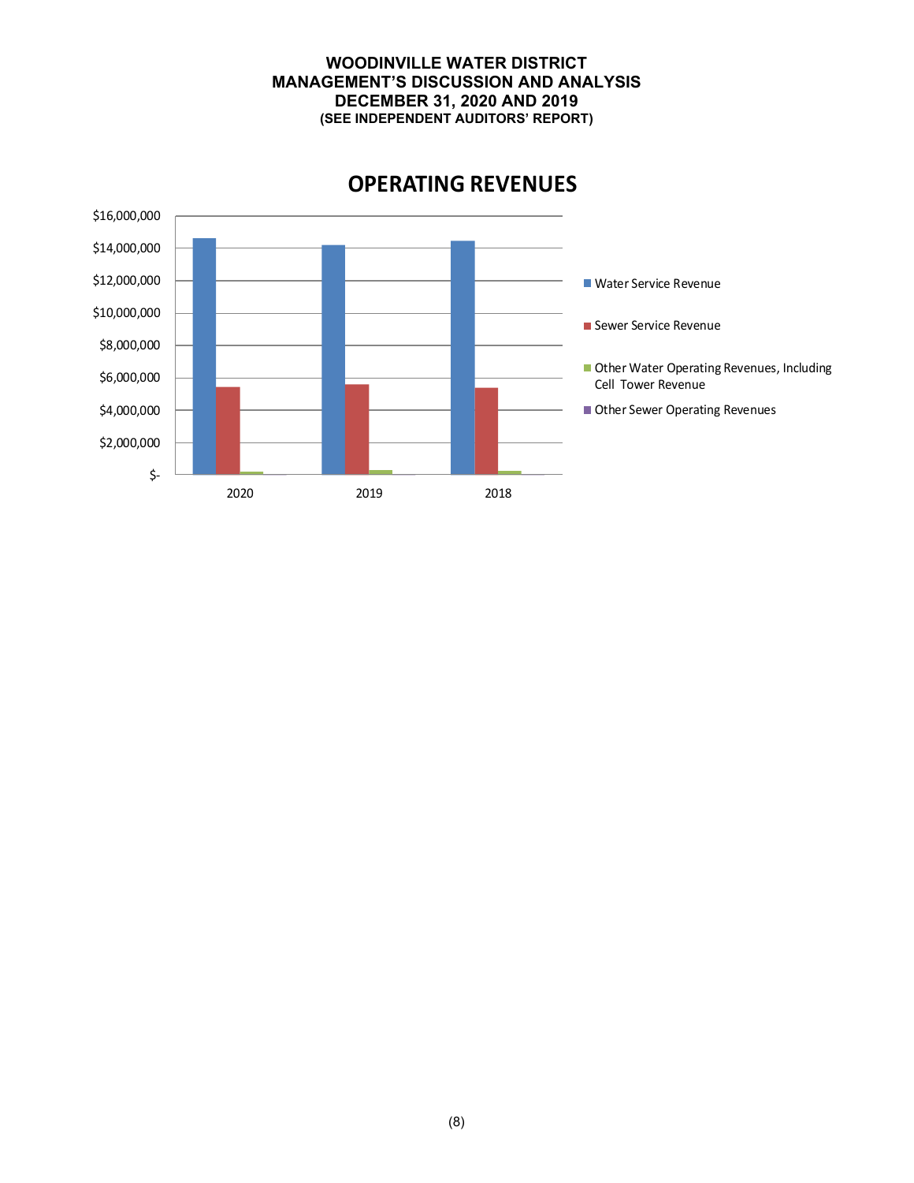# OPERATING REVENUES

$16,000,000
$14,000,000
$12,000,000
$10,000,000
$8,000,000
$6,000,000
$4,000,000
$2,000,000
$-

2020 2019 2018

- Water Service Revenue
- Sewer Service Revenue
- Other Water Operating Revenues, Including Cell Tower Revenue
- Other Sewer Operating Revenues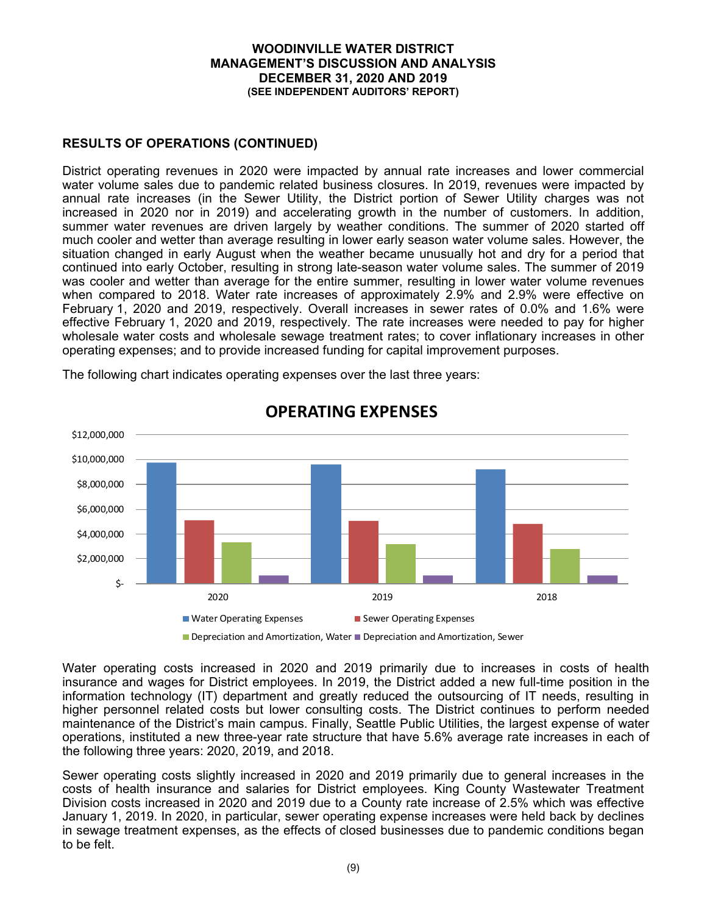## RESULTS OF OPERATIONS (CONTINUED)

District operating revenues in 2020 were impacted by annual rate increases and lower commercial water volume sales due to pandemic related business closures. In 2019, revenues were impacted by annual rate increases (in the Sewer Utility, the District portion of Sewer Utility charges was not increased in 2020 nor in 2019) and accelerating growth in the number of customers. In addition, summer water revenues are driven largely by weather conditions. The summer of 2020 started off much cooler and wetter than average resulting in lower early season water volume sales. However, the situation changed in early August when the weather became unusually hot and dry for a period that continued into early October, resulting in strong late-season water volume sales. The summer of 2019 was cooler and wetter than average for the entire summer, resulting in lower water volume revenues when compared to 2018. Water rate increases of approximately 2.9% and 2.9% were effective on February 1, 2020 and 2019, respectively. Overall increases in sewer rates of 0.0% and 1.6% were effective February 1, 2020 and 2019, respectively. The rate increases were needed to pay for higher wholesale water costs and wholesale sewage treatment rates; to cover inflationary increases in other operating expenses; and to provide increased funding for capital improvement purposes.

The following chart indicates operating expenses over the last three years:

**OPERATING EXPENSES**

Water operating costs increased in 2020 and 2019 primarily due to increases in costs of health insurance and wages for District employees. In 2019, the District added a new full-time position in the information technology (IT) department and greatly reduced the outsourcing of IT needs, resulting in higher personnel related costs but lower consulting costs. The District continues to perform needed maintenance of the District's main campus. Finally, Seattle Public Utilities, the largest expense of water operations, instituted a new three-year rate structure that have 5.6% average rate increases in each of the following three years: 2020, 2019, and 2018.

Sewer operating costs slightly increased in 2020 and 2019 primarily due to general increases in the costs of health insurance and salaries for District employees. King County Wastewater Treatment Division costs increased in 2020 and 2019 due to a County rate increase of 2.5% which was effective January 1, 2019. In 2020, in particular, sewer operating expense increases were held back by declines in sewage treatment expenses, as the effects of closed businesses due to pandemic conditions began to be felt.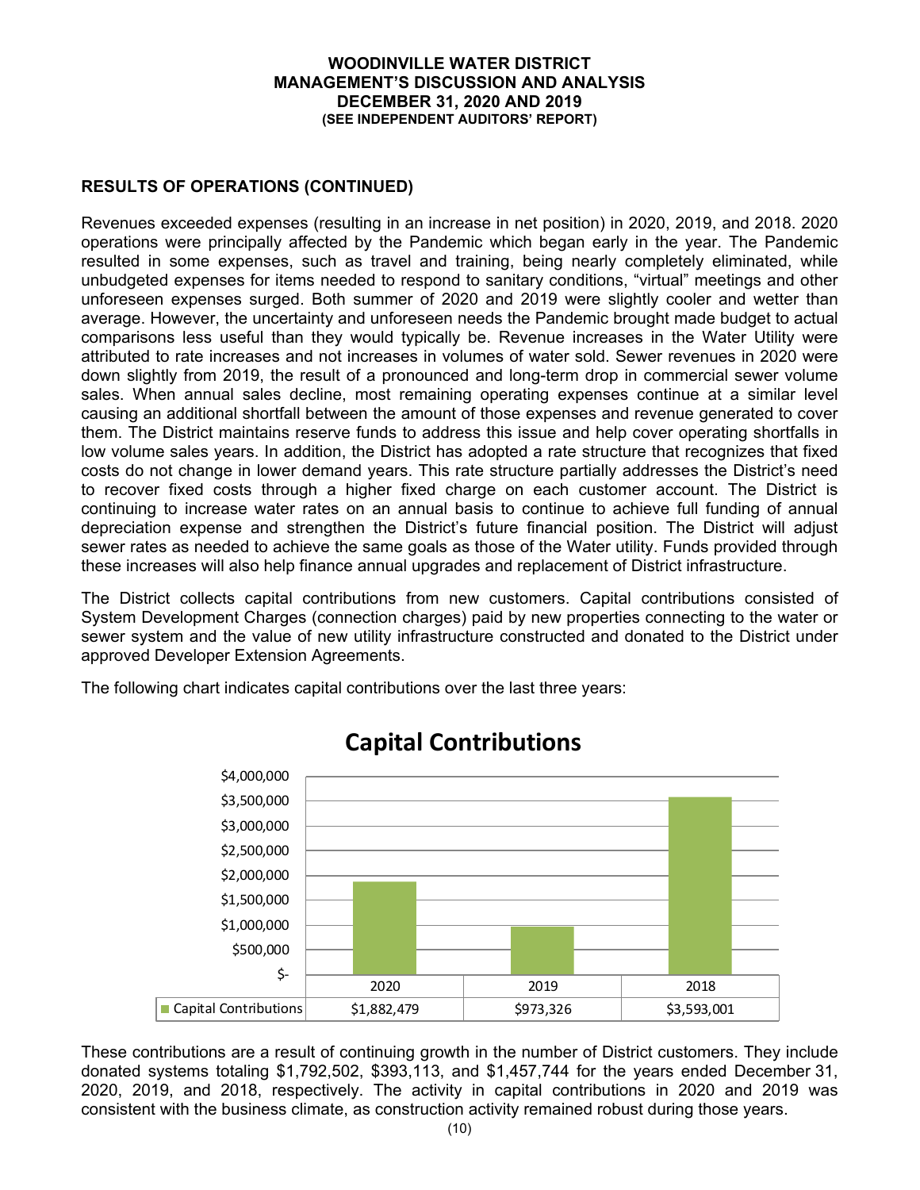## RESULTS OF OPERATIONS (CONTINUED)

Revenues exceeded expenses (resulting in an increase in net position) in 2020, 2019, and 2018. 2020 operations were principally affected by the Pandemic which began early in the year. The Pandemic resulted in some expenses, such as travel and training, being nearly completely eliminated, while unbudgeted expenses for items needed to respond to sanitary conditions, "virtual" meetings and other unforeseen expenses surged. Both summer of 2020 and 2019 were slightly cooler and wetter than average. However, the uncertainty and unforeseen needs the Pandemic brought made budget to actual comparisons less useful than they would typically be. Revenue increases in the Water Utility were attributed to rate increases and not increases in volumes of water sold. Sewer revenues in 2020 were down slightly from 2019, the result of a pronounced and long-term drop in commercial sewer volume sales. When annual sales decline, most remaining operating expenses continue at a similar level causing an additional shortfall between the amount of those expenses and revenue generated to cover them. The District maintains reserve funds to address this issue and help cover operating shortfalls in low volume sales years. In addition, the District has adopted a rate structure that recognizes that fixed costs do not change in lower demand years. This rate structure partially addresses the District's need to recover fixed costs through a higher fixed charge on each customer account. The District is continuing to increase water rates on an annual basis to continue to achieve full funding of annual depreciation expense and strengthen the District's future financial position. The District will adjust sewer rates as needed to achieve the same goals as those of the Water utility. Funds provided through these increases will also help finance annual upgrades and replacement of District infrastructure.

The District collects capital contributions from new customers. Capital contributions consisted of System Development Charges (connection charges) paid by new properties connecting to the water or sewer system and the value of new utility infrastructure constructed and donated to the District under approved Developer Extension Agreements.

The following chart indicates capital contributions over the last three years:

**Capital Contributions**

| | 2020 | 2019 | 2018 |
|---|---|---|---|
| Capital Contributions | $1,882,479 | $973,326 | $3,593,001 |

These contributions are a result of continuing growth in the number of District customers. They include donated systems totaling $1,792,502, $393,113, and $1,457,744 for the years ended December 31, 2020, 2019, and 2018, respectively. The activity in capital contributions in 2020 and 2019 was consistent with the business climate, as construction activity remained robust during those years.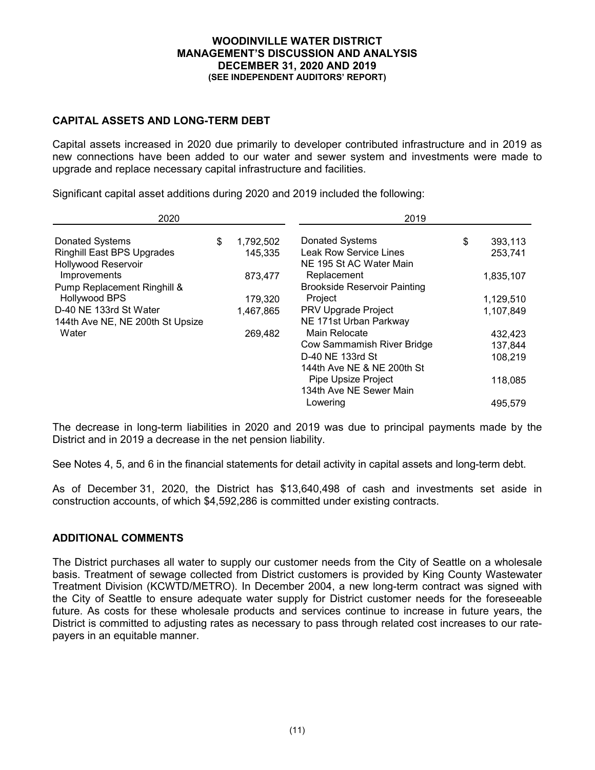## CAPITAL ASSETS AND LONG-TERM DEBT

Capital assets increased in 2020 due primarily to developer contributed infrastructure and in 2019 as new connections have been added to our water and sewer system and investments were made to upgrade and replace necessary capital infrastructure and facilities.

Significant capital asset additions during 2020 and 2019 included the following:

| 2020 | | 2019 | |
|---|---|---|---|
| Donated Systems | $ 1,792,502 | Donated Systems | $ 393,113 |
| Ringhill East BPS Upgrades | 145,335 | Leak Row Service Lines | 253,741 |
| Hollywood Reservoir Improvements | 873,477 | NE 195 St AC Water Main Replacement | 1,835,107 |
| Pump Replacement Ringhill & Hollywood BPS | 179,320 | Brookside Reservoir Painting Project | 1,129,510 |
| D-40 NE 133rd St Water | 1,467,865 | PRV Upgrade Project | 1,107,849 |
| 144th Ave NE, NE 200th St Upsize Water | 269,482 | NE 171st Urban Parkway Main Relocate | 432,423 |
| | | Cow Sammamish River Bridge | 137,844 |
| | | D-40 NE 133rd St | 108,219 |
| | | 144th Ave NE & NE 200th St Pipe Upsize Project | 118,085 |
| | | 134th Ave NE Sewer Main Lowering | 495,579 |

The decrease in long-term liabilities in 2020 and 2019 was due to principal payments made by the District and in 2019 a decrease in the net pension liability.

See Notes 4, 5, and 6 in the financial statements for detail activity in capital assets and long-term debt.

As of December 31, 2020, the District has $13,640,498 of cash and investments set aside in construction accounts, of which $4,592,286 is committed under existing contracts.

## ADDITIONAL COMMENTS

The District purchases all water to supply our customer needs from the City of Seattle on a wholesale basis. Treatment of sewage collected from District customers is provided by King County Wastewater Treatment Division (KCWTD/METRO). In December 2004, a new long-term contract was signed with the City of Seattle to ensure adequate water supply for District customer needs for the foreseeable future. As costs for these wholesale products and services continue to increase in future years, the District is committed to adjusting rates as necessary to pass through related cost increases to our rate-payers in an equitable manner.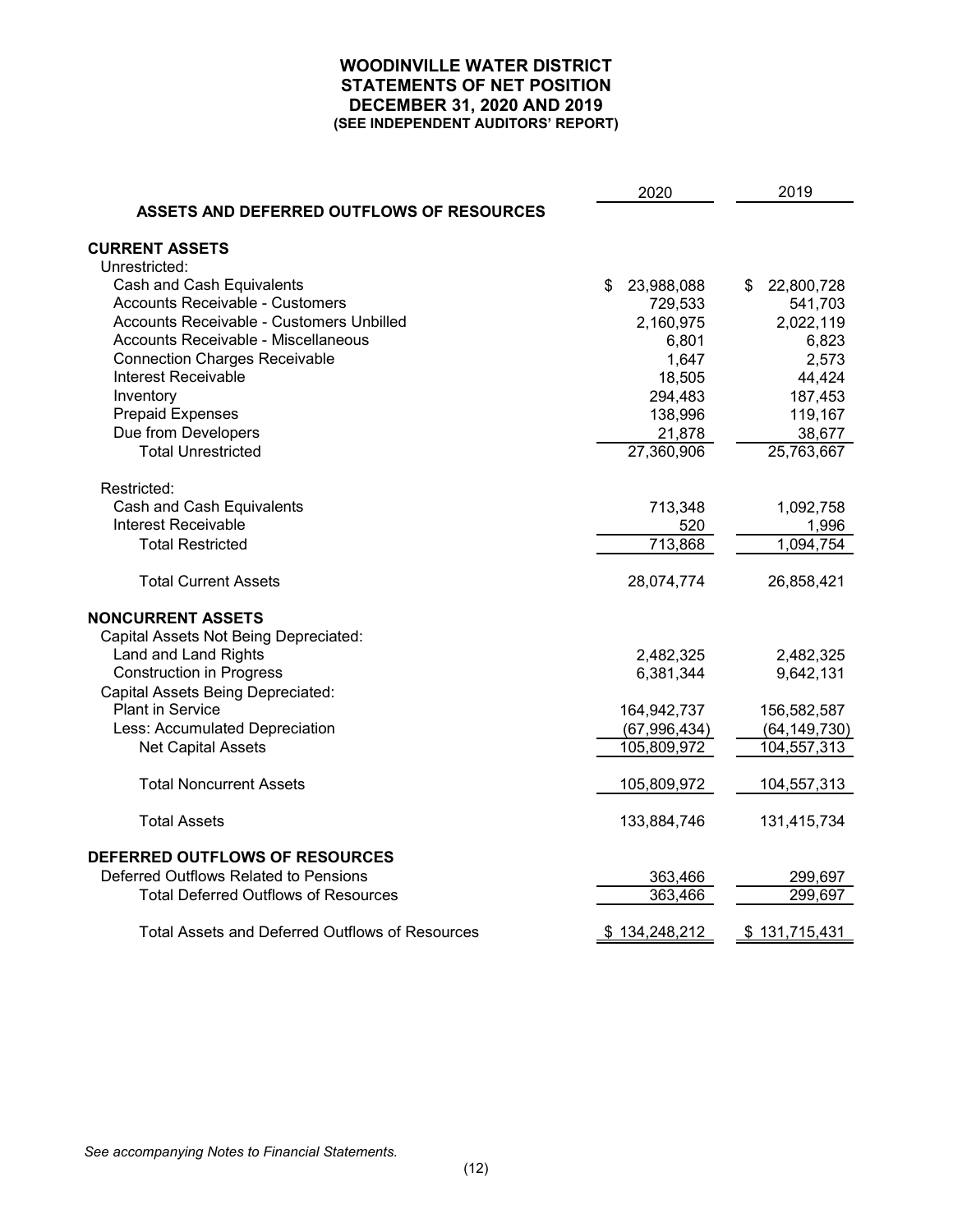# WOODINVILLE WATER DISTRICT
## STATEMENTS OF NET POSITION
## DECEMBER 31, 2020 AND 2019
### (SEE INDEPENDENT AUDITORS' REPORT)

| | 2020 | 2019 |
|---|---|---|
| **ASSETS AND DEFERRED OUTFLOWS OF RESOURCES** | | |
| **CURRENT ASSETS** | | |
| Unrestricted: | | |
| Cash and Cash Equivalents | $ 23,988,088 | $ 22,800,728 |
| Accounts Receivable - Customers | 729,533 | 541,703 |
| Accounts Receivable - Customers Unbilled | 2,160,975 | 2,022,119 |
| Accounts Receivable - Miscellaneous | 6,801 | 6,823 |
| Connection Charges Receivable | 1,647 | 2,573 |
| Interest Receivable | 18,505 | 44,424 |
| Inventory | 294,483 | 187,453 |
| Prepaid Expenses | 138,996 | 119,167 |
| Due from Developers | 21,878 | 38,677 |
| Total Unrestricted | 27,360,906 | 25,763,667 |
| Restricted: | | |
| Cash and Cash Equivalents | 713,348 | 1,092,758 |
| Interest Receivable | 520 | 1,996 |
| Total Restricted | 713,868 | 1,094,754 |
| Total Current Assets | 28,074,774 | 26,858,421 |
| **NONCURRENT ASSETS** | | |
| Capital Assets Not Being Depreciated: | | |
| Land and Land Rights | 2,482,325 | 2,482,325 |
| Construction in Progress | 6,381,344 | 9,642,131 |
| Capital Assets Being Depreciated: | | |
| Plant in Service | 164,942,737 | 156,582,587 |
| Less: Accumulated Depreciation | (67,996,434) | (64,149,730) |
| Net Capital Assets | 105,809,972 | 104,557,313 |
| Total Noncurrent Assets | 105,809,972 | 104,557,313 |
| Total Assets | 133,884,746 | 131,415,734 |
| **DEFERRED OUTFLOWS OF RESOURCES** | | |
| Deferred Outflows Related to Pensions | 363,466 | 299,697 |
| Total Deferred Outflows of Resources | 363,466 | 299,697 |
| Total Assets and Deferred Outflows of Resources | $ 134,248,212 | $ 131,715,431 |

*See accompanying Notes to Financial Statements.*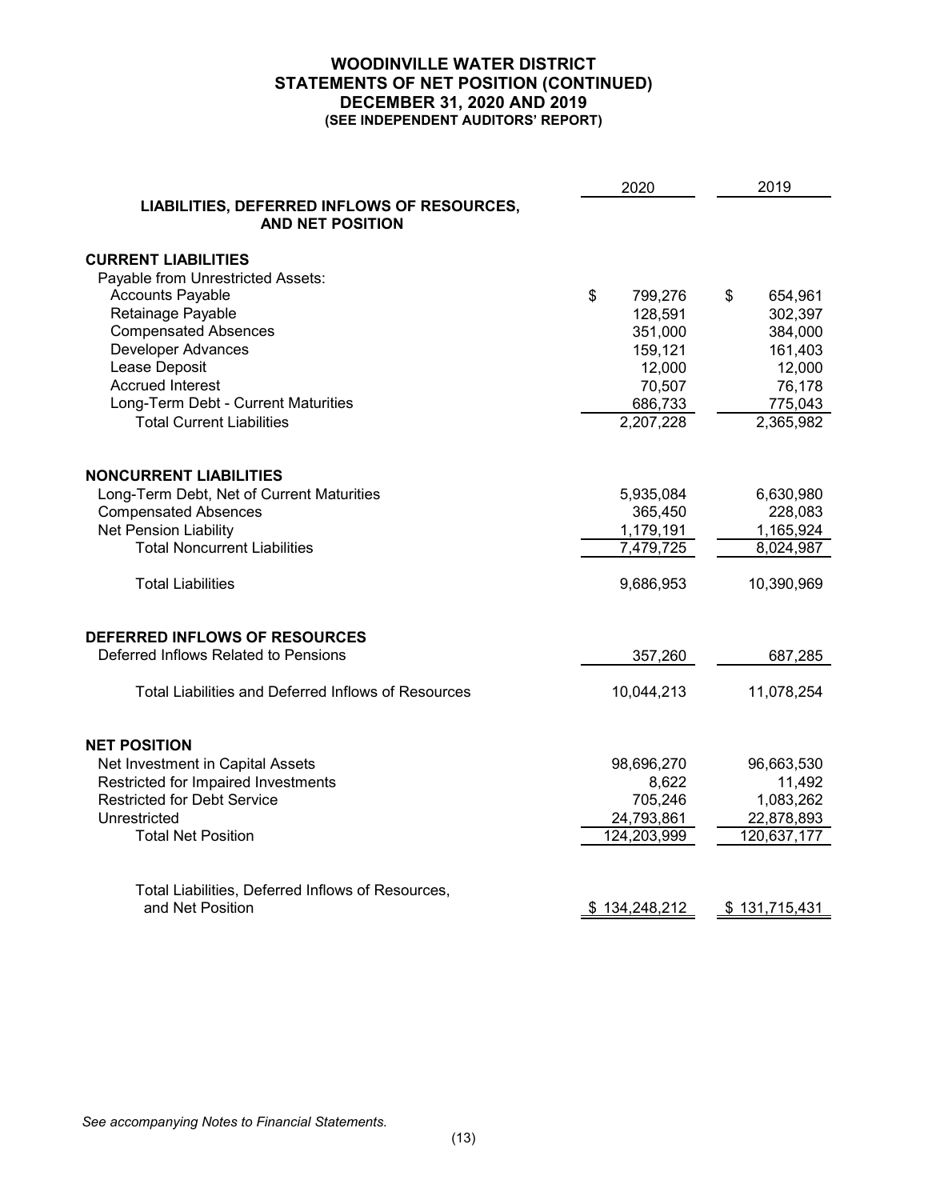# WOODINVILLE WATER DISTRICT
## STATEMENTS OF NET POSITION (CONTINUED)
## DECEMBER 31, 2020 AND 2019
### (SEE INDEPENDENT AUDITORS' REPORT)

| | 2020 | 2019 |
|---|---|---|
| **LIABILITIES, DEFERRED INFLOWS OF RESOURCES, AND NET POSITION** | | |
| **CURRENT LIABILITIES** | | |
| Payable from Unrestricted Assets: | | |
| Accounts Payable | $ 799,276 | $ 654,961 |
| Retainage Payable | 128,591 | 302,397 |
| Compensated Absences | 351,000 | 384,000 |
| Developer Advances | 159,121 | 161,403 |
| Lease Deposit | 12,000 | 12,000 |
| Accrued Interest | 70,507 | 76,178 |
| Long-Term Debt - Current Maturities | 686,733 | 775,043 |
| Total Current Liabilities | 2,207,228 | 2,365,982 |
| **NONCURRENT LIABILITIES** | | |
| Long-Term Debt, Net of Current Maturities | 5,935,084 | 6,630,980 |
| Compensated Absences | 365,450 | 228,083 |
| Net Pension Liability | 1,179,191 | 1,165,924 |
| Total Noncurrent Liabilities | 7,479,725 | 8,024,987 |
| Total Liabilities | 9,686,953 | 10,390,969 |
| **DEFERRED INFLOWS OF RESOURCES** | | |
| Deferred Inflows Related to Pensions | 357,260 | 687,285 |
| Total Liabilities and Deferred Inflows of Resources | 10,044,213 | 11,078,254 |
| **NET POSITION** | | |
| Net Investment in Capital Assets | 98,696,270 | 96,663,530 |
| Restricted for Impaired Investments | 8,622 | 11,492 |
| Restricted for Debt Service | 705,246 | 1,083,262 |
| Unrestricted | 24,793,861 | 22,878,893 |
| Total Net Position | 124,203,999 | 120,637,177 |
| Total Liabilities, Deferred Inflows of Resources, and Net Position | $ 134,248,212 | $ 131,715,431 |

*See accompanying Notes to Financial Statements.*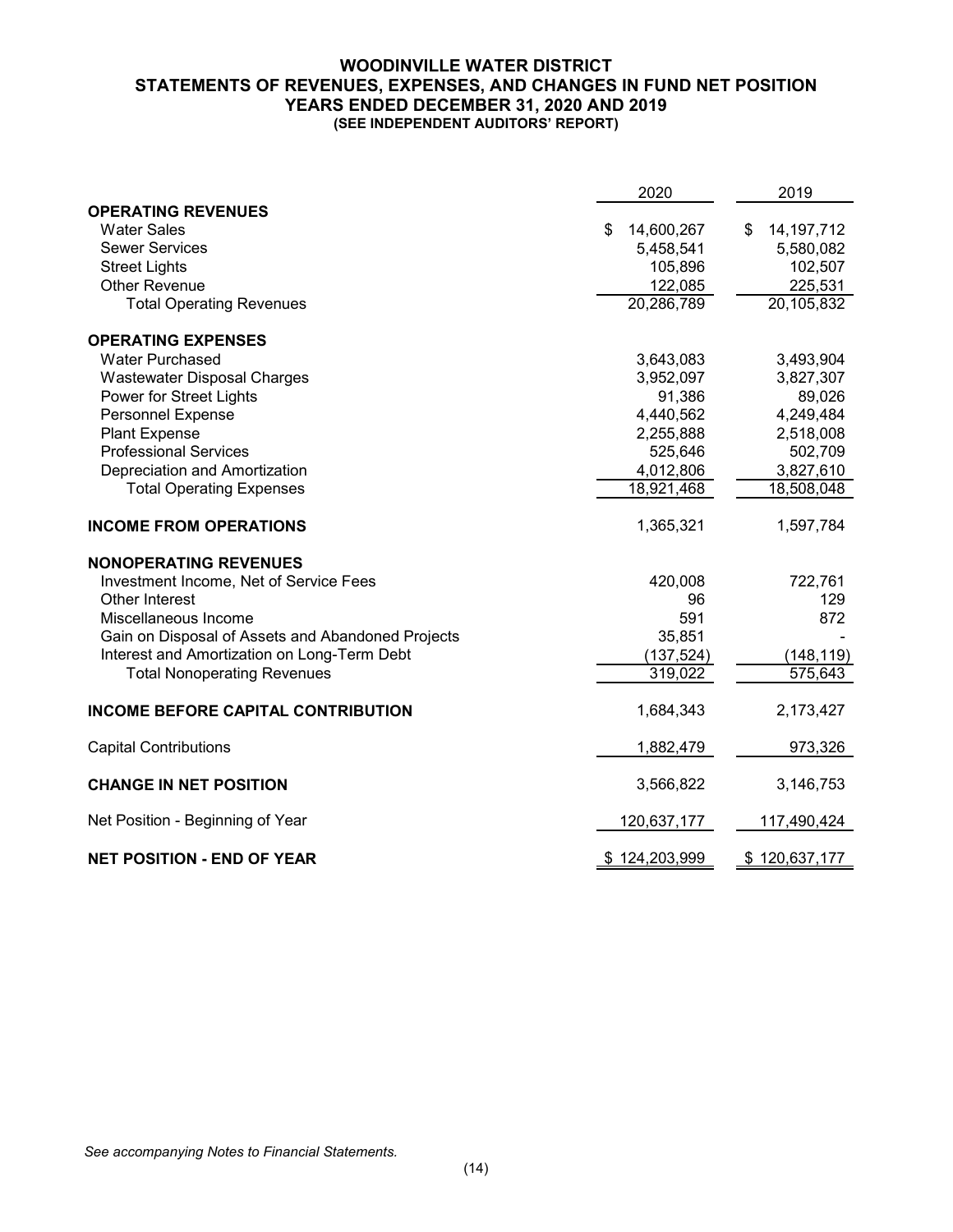# WOODINVILLE WATER DISTRICT
## STATEMENTS OF REVENUES, EXPENSES, AND CHANGES IN FUND NET POSITION
## YEARS ENDED DECEMBER 31, 2020 AND 2019
### (SEE INDEPENDENT AUDITORS' REPORT)

| | 2020 | 2019 |
|---|---|---|
| **OPERATING REVENUES** | | |
| Water Sales | $ 14,600,267 | $ 14,197,712 |
| Sewer Services | 5,458,541 | 5,580,082 |
| Street Lights | 105,896 | 102,507 |
| Other Revenue | 122,085 | 225,531 |
| Total Operating Revenues | 20,286,789 | 20,105,832 |
| **OPERATING EXPENSES** | | |
| Water Purchased | 3,643,083 | 3,493,904 |
| Wastewater Disposal Charges | 3,952,097 | 3,827,307 |
| Power for Street Lights | 91,386 | 89,026 |
| Personnel Expense | 4,440,562 | 4,249,484 |
| Plant Expense | 2,255,888 | 2,518,008 |
| Professional Services | 525,646 | 502,709 |
| Depreciation and Amortization | 4,012,806 | 3,827,610 |
| Total Operating Expenses | 18,921,468 | 18,508,048 |
| **INCOME FROM OPERATIONS** | 1,365,321 | 1,597,784 |
| **NONOPERATING REVENUES** | | |
| Investment Income, Net of Service Fees | 420,008 | 722,761 |
| Other Interest | 96 | 129 |
| Miscellaneous Income | 591 | 872 |
| Gain on Disposal of Assets and Abandoned Projects | 35,851 | - |
| Interest and Amortization on Long-Term Debt | (137,524) | (148,119) |
| Total Nonoperating Revenues | 319,022 | 575,643 |
| **INCOME BEFORE CAPITAL CONTRIBUTION** | 1,684,343 | 2,173,427 |
| Capital Contributions | 1,882,479 | 973,326 |
| **CHANGE IN NET POSITION** | 3,566,822 | 3,146,753 |
| Net Position - Beginning of Year | 120,637,177 | 117,490,424 |
| **NET POSITION - END OF YEAR** | $ 124,203,999 | $ 120,637,177 |

*See accompanying Notes to Financial Statements.*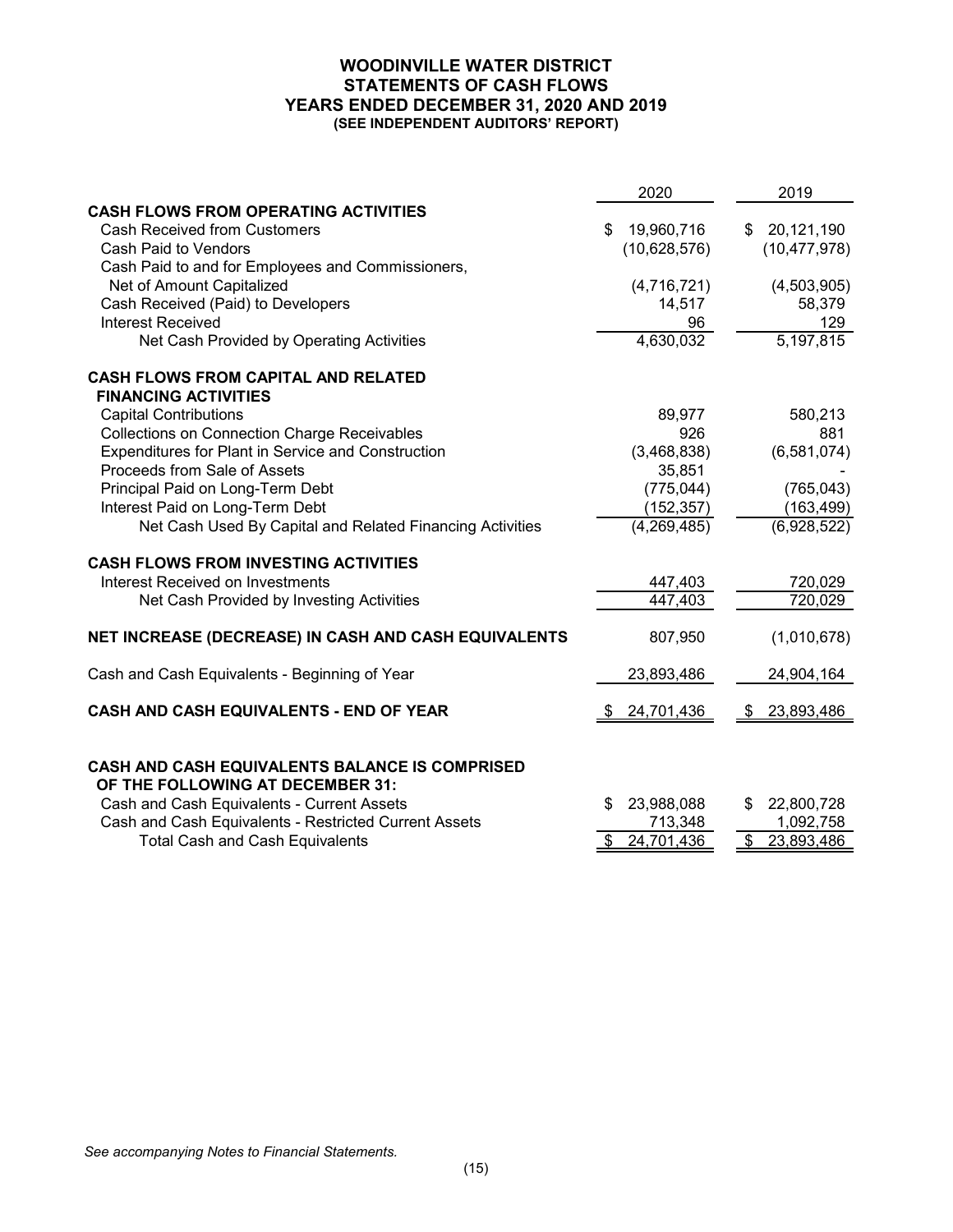# WOODINVILLE WATER DISTRICT
## STATEMENTS OF CASH FLOWS
## YEARS ENDED DECEMBER 31, 2020 AND 2019
**(SEE INDEPENDENT AUDITORS' REPORT)**

| | 2020 | 2019 |
|---|---|---|
| **CASH FLOWS FROM OPERATING ACTIVITIES** | | |
| Cash Received from Customers | $ 19,960,716 | $ 20,121,190 |
| Cash Paid to Vendors | (10,628,576) | (10,477,978) |
| Cash Paid to and for Employees and Commissioners, Net of Amount Capitalized | (4,716,721) | (4,503,905) |
| Cash Received (Paid) to Developers | 14,517 | 58,379 |
| Interest Received | 96 | 129 |
| Net Cash Provided by Operating Activities | 4,630,032 | 5,197,815 |
| **CASH FLOWS FROM CAPITAL AND RELATED FINANCING ACTIVITIES** | | |
| Capital Contributions | 89,977 | 580,213 |
| Collections on Connection Charge Receivables | 926 | 881 |
| Expenditures for Plant in Service and Construction | (3,468,838) | (6,581,074) |
| Proceeds from Sale of Assets | 35,851 | - |
| Principal Paid on Long-Term Debt | (775,044) | (765,043) |
| Interest Paid on Long-Term Debt | (152,357) | (163,499) |
| Net Cash Used By Capital and Related Financing Activities | (4,269,485) | (6,928,522) |
| **CASH FLOWS FROM INVESTING ACTIVITIES** | | |
| Interest Received on Investments | 447,403 | 720,029 |
| Net Cash Provided by Investing Activities | 447,403 | 720,029 |
| **NET INCREASE (DECREASE) IN CASH AND CASH EQUIVALENTS** | 807,950 | (1,010,678) |
| Cash and Cash Equivalents - Beginning of Year | 23,893,486 | 24,904,164 |
| **CASH AND CASH EQUIVALENTS - END OF YEAR** | $ 24,701,436 | $ 23,893,486 |
| **CASH AND CASH EQUIVALENTS BALANCE IS COMPRISED OF THE FOLLOWING AT DECEMBER 31:** | | |
| Cash and Cash Equivalents - Current Assets | $ 23,988,088 | $ 22,800,728 |
| Cash and Cash Equivalents - Restricted Current Assets | 713,348 | 1,092,758 |
| Total Cash and Cash Equivalents | $ 24,701,436 | $ 23,893,486 |

*See accompanying Notes to Financial Statements.*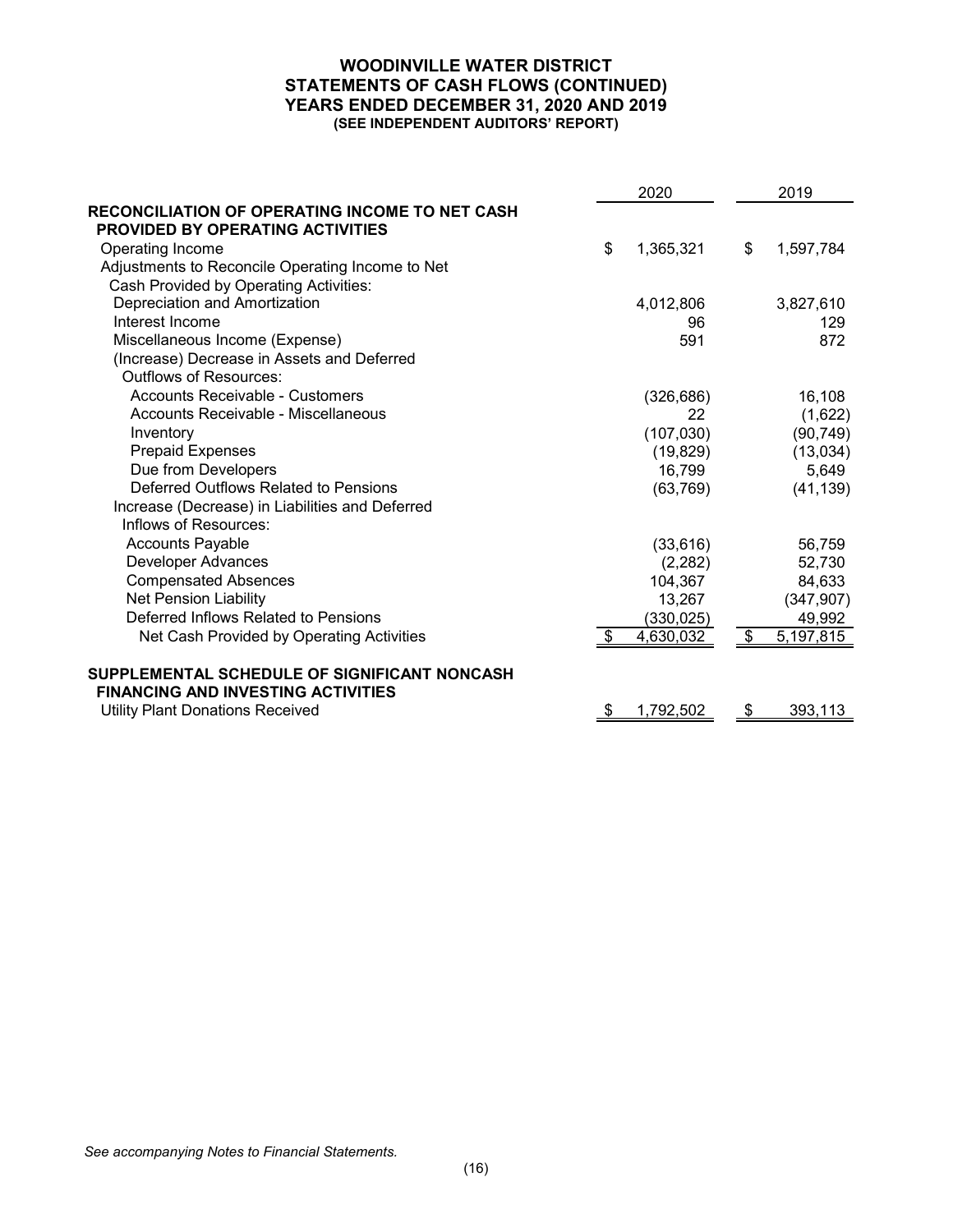# WOODINVILLE WATER DISTRICT
## STATEMENTS OF CASH FLOWS (CONTINUED)
## YEARS ENDED DECEMBER 31, 2020 AND 2019
### (SEE INDEPENDENT AUDITORS' REPORT)

| | 2020 | 2019 |
|---|---|---|
| **RECONCILIATION OF OPERATING INCOME TO NET CASH PROVIDED BY OPERATING ACTIVITIES** | | |
| Operating Income | $ 1,365,321 | $ 1,597,784 |
| Adjustments to Reconcile Operating Income to Net Cash Provided by Operating Activities: | | |
| Depreciation and Amortization | 4,012,806 | 3,827,610 |
| Interest Income | 96 | 129 |
| Miscellaneous Income (Expense) | 591 | 872 |
| (Increase) Decrease in Assets and Deferred Outflows of Resources: | | |
| Accounts Receivable - Customers | (326,686) | 16,108 |
| Accounts Receivable - Miscellaneous | 22 | (1,622) |
| Inventory | (107,030) | (90,749) |
| Prepaid Expenses | (19,829) | (13,034) |
| Due from Developers | 16,799 | 5,649 |
| Deferred Outflows Related to Pensions | (63,769) | (41,139) |
| Increase (Decrease) in Liabilities and Deferred Inflows of Resources: | | |
| Accounts Payable | (33,616) | 56,759 |
| Developer Advances | (2,282) | 52,730 |
| Compensated Absences | 104,367 | 84,633 |
| Net Pension Liability | 13,267 | (347,907) |
| Deferred Inflows Related to Pensions | (330,025) | 49,992 |
| Net Cash Provided by Operating Activities | $ 4,630,032 | $ 5,197,815 |
| | | |
| **SUPPLEMENTAL SCHEDULE OF SIGNIFICANT NONCASH FINANCING AND INVESTING ACTIVITIES** | | |
| Utility Plant Donations Received | $ 1,792,502 | $ 393,113 |

*See accompanying Notes to Financial Statements.*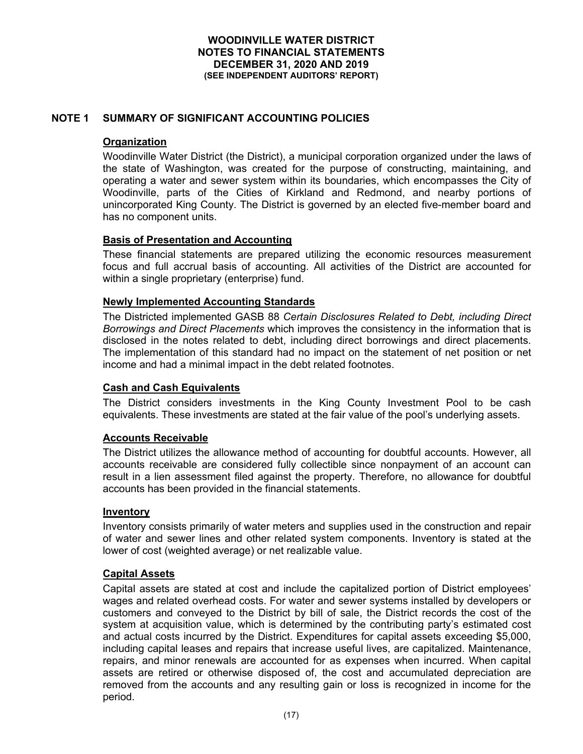# WOODINVILLE WATER DISTRICT
## NOTES TO FINANCIAL STATEMENTS
## DECEMBER 31, 2020 AND 2019
**(SEE INDEPENDENT AUDITORS' REPORT)**

## NOTE 1 SUMMARY OF SIGNIFICANT ACCOUNTING POLICIES

### Organization

Woodinville Water District (the District), a municipal corporation organized under the laws of the state of Washington, was created for the purpose of constructing, maintaining, and operating a water and sewer system within its boundaries, which encompasses the City of Woodinville, parts of the Cities of Kirkland and Redmond, and nearby portions of unincorporated King County. The District is governed by an elected five-member board and has no component units.

### Basis of Presentation and Accounting

These financial statements are prepared utilizing the economic resources measurement focus and full accrual basis of accounting. All activities of the District are accounted for within a single proprietary (enterprise) fund.

### Newly Implemented Accounting Standards

The Districted implemented GASB 88 *Certain Disclosures Related to Debt, including Direct Borrowings and Direct Placements* which improves the consistency in the information that is disclosed in the notes related to debt, including direct borrowings and direct placements. The implementation of this standard had no impact on the statement of net position or net income and had a minimal impact in the debt related footnotes.

### Cash and Cash Equivalents

The District considers investments in the King County Investment Pool to be cash equivalents. These investments are stated at the fair value of the pool's underlying assets.

### Accounts Receivable

The District utilizes the allowance method of accounting for doubtful accounts. However, all accounts receivable are considered fully collectible since nonpayment of an account can result in a lien assessment filed against the property. Therefore, no allowance for doubtful accounts has been provided in the financial statements.

### Inventory

Inventory consists primarily of water meters and supplies used in the construction and repair of water and sewer lines and other related system components. Inventory is stated at the lower of cost (weighted average) or net realizable value.

### Capital Assets

Capital assets are stated at cost and include the capitalized portion of District employees' wages and related overhead costs. For water and sewer systems installed by developers or customers and conveyed to the District by bill of sale, the District records the cost of the system at acquisition value, which is determined by the contributing party's estimated cost and actual costs incurred by the District. Expenditures for capital assets exceeding $5,000, including capital leases and repairs that increase useful lives, are capitalized. Maintenance, repairs, and minor renewals are accounted for as expenses when incurred. When capital assets are retired or otherwise disposed of, the cost and accumulated depreciation are removed from the accounts and any resulting gain or loss is recognized in income for the period.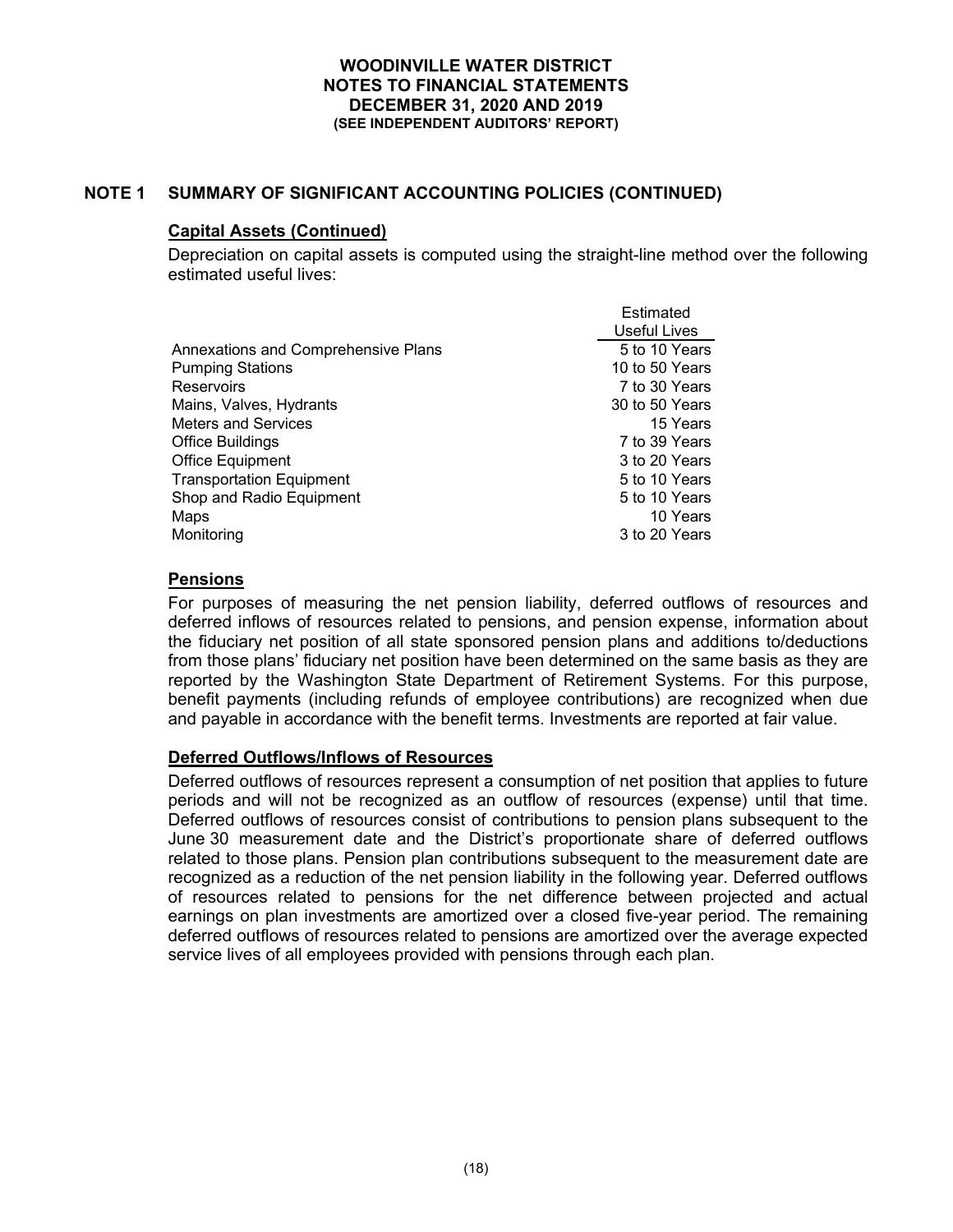## NOTE 1 SUMMARY OF SIGNIFICANT ACCOUNTING POLICIES (CONTINUED)

### Capital Assets (Continued)

Depreciation on capital assets is computed using the straight-line method over the following estimated useful lives:

| | Estimated Useful Lives |
|---|---|
| Annexations and Comprehensive Plans | 5 to 10 Years |
| Pumping Stations | 10 to 50 Years |
| Reservoirs | 7 to 30 Years |
| Mains, Valves, Hydrants | 30 to 50 Years |
| Meters and Services | 15 Years |
| Office Buildings | 7 to 39 Years |
| Office Equipment | 3 to 20 Years |
| Transportation Equipment | 5 to 10 Years |
| Shop and Radio Equipment | 5 to 10 Years |
| Maps | 10 Years |
| Monitoring | 3 to 20 Years |

### Pensions

For purposes of measuring the net pension liability, deferred outflows of resources and deferred inflows of resources related to pensions, and pension expense, information about the fiduciary net position of all state sponsored pension plans and additions to/deductions from those plans' fiduciary net position have been determined on the same basis as they are reported by the Washington State Department of Retirement Systems. For this purpose, benefit payments (including refunds of employee contributions) are recognized when due and payable in accordance with the benefit terms. Investments are reported at fair value.

### Deferred Outflows/Inflows of Resources

Deferred outflows of resources represent a consumption of net position that applies to future periods and will not be recognized as an outflow of resources (expense) until that time. Deferred outflows of resources consist of contributions to pension plans subsequent to the June 30 measurement date and the District's proportionate share of deferred outflows related to those plans. Pension plan contributions subsequent to the measurement date are recognized as a reduction of the net pension liability in the following year. Deferred outflows of resources related to pensions for the net difference between projected and actual earnings on plan investments are amortized over a closed five-year period. The remaining deferred outflows of resources related to pensions are amortized over the average expected service lives of all employees provided with pensions through each plan.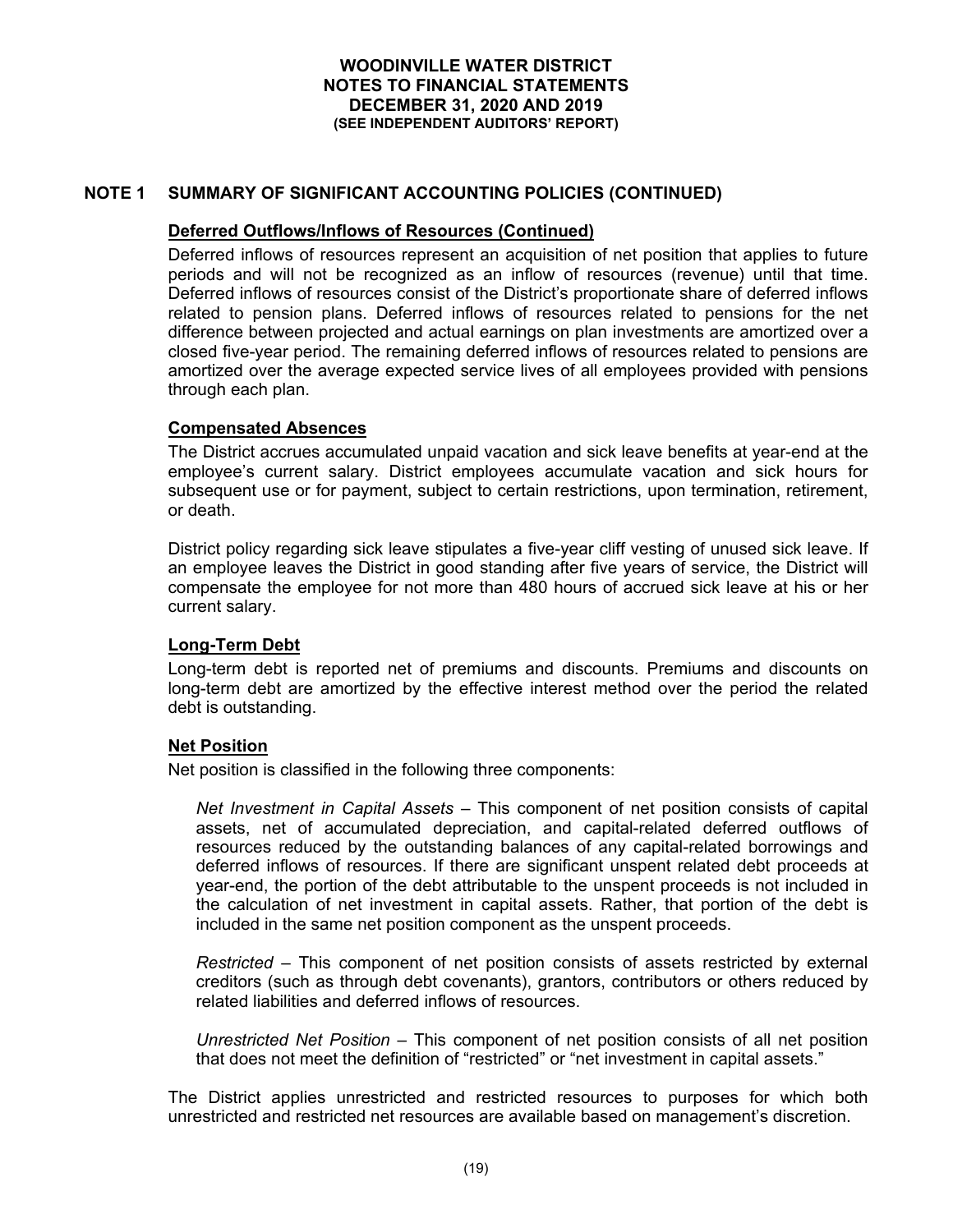## NOTE 1 SUMMARY OF SIGNIFICANT ACCOUNTING POLICIES (CONTINUED)

### Deferred Outflows/Inflows of Resources (Continued)

Deferred inflows of resources represent an acquisition of net position that applies to future periods and will not be recognized as an inflow of resources (revenue) until that time. Deferred inflows of resources consist of the District's proportionate share of deferred inflows related to pension plans. Deferred inflows of resources related to pensions for the net difference between projected and actual earnings on plan investments are amortized over a closed five-year period. The remaining deferred inflows of resources related to pensions are amortized over the average expected service lives of all employees provided with pensions through each plan.

### Compensated Absences

The District accrues accumulated unpaid vacation and sick leave benefits at year-end at the employee's current salary. District employees accumulate vacation and sick hours for subsequent use or for payment, subject to certain restrictions, upon termination, retirement, or death.

District policy regarding sick leave stipulates a five-year cliff vesting of unused sick leave. If an employee leaves the District in good standing after five years of service, the District will compensate the employee for not more than 480 hours of accrued sick leave at his or her current salary.

### Long-Term Debt

Long-term debt is reported net of premiums and discounts. Premiums and discounts on long-term debt are amortized by the effective interest method over the period the related debt is outstanding.

### Net Position

Net position is classified in the following three components:

*Net Investment in Capital Assets* – This component of net position consists of capital assets, net of accumulated depreciation, and capital-related deferred outflows of resources reduced by the outstanding balances of any capital-related borrowings and deferred inflows of resources. If there are significant unspent related debt proceeds at year-end, the portion of the debt attributable to the unspent proceeds is not included in the calculation of net investment in capital assets. Rather, that portion of the debt is included in the same net position component as the unspent proceeds.

*Restricted* – This component of net position consists of assets restricted by external creditors (such as through debt covenants), grantors, contributors or others reduced by related liabilities and deferred inflows of resources.

*Unrestricted Net Position* – This component of net position consists of all net position that does not meet the definition of "restricted" or "net investment in capital assets."

The District applies unrestricted and restricted resources to purposes for which both unrestricted and restricted net resources are available based on management's discretion.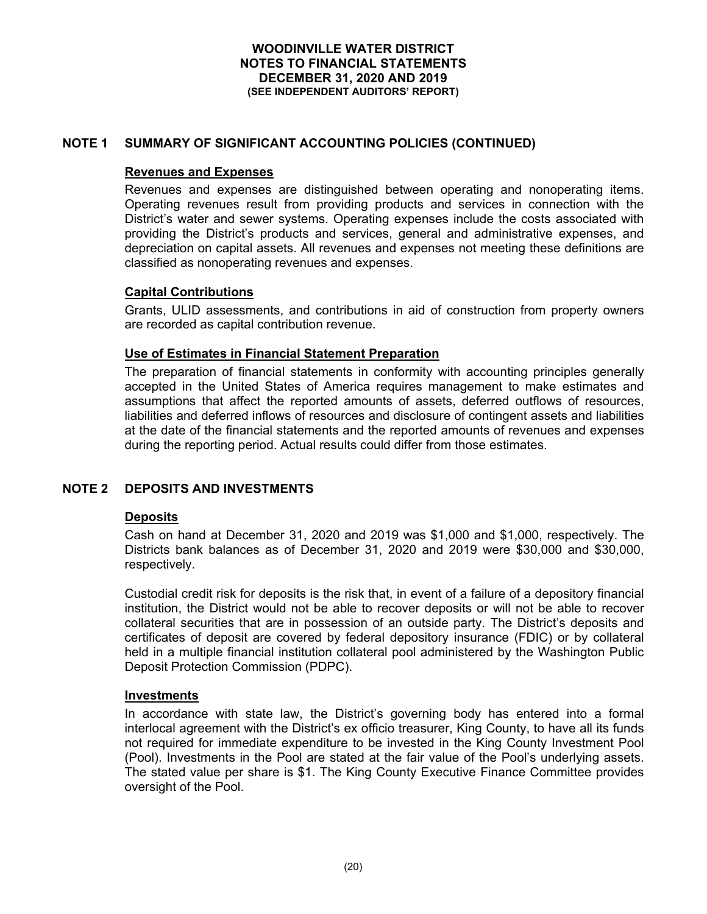## NOTE 1 SUMMARY OF SIGNIFICANT ACCOUNTING POLICIES (CONTINUED)

### Revenues and Expenses

Revenues and expenses are distinguished between operating and nonoperating items. Operating revenues result from providing products and services in connection with the District's water and sewer systems. Operating expenses include the costs associated with providing the District's products and services, general and administrative expenses, and depreciation on capital assets. All revenues and expenses not meeting these definitions are classified as nonoperating revenues and expenses.

### Capital Contributions

Grants, ULID assessments, and contributions in aid of construction from property owners are recorded as capital contribution revenue.

### Use of Estimates in Financial Statement Preparation

The preparation of financial statements in conformity with accounting principles generally accepted in the United States of America requires management to make estimates and assumptions that affect the reported amounts of assets, deferred outflows of resources, liabilities and deferred inflows of resources and disclosure of contingent assets and liabilities at the date of the financial statements and the reported amounts of revenues and expenses during the reporting period. Actual results could differ from those estimates.

## NOTE 2 DEPOSITS AND INVESTMENTS

### Deposits

Cash on hand at December 31, 2020 and 2019 was $1,000 and $1,000, respectively. The Districts bank balances as of December 31, 2020 and 2019 were $30,000 and $30,000, respectively.

Custodial credit risk for deposits is the risk that, in event of a failure of a depository financial institution, the District would not be able to recover deposits or will not be able to recover collateral securities that are in possession of an outside party. The District's deposits and certificates of deposit are covered by federal depository insurance (FDIC) or by collateral held in a multiple financial institution collateral pool administered by the Washington Public Deposit Protection Commission (PDPC).

### Investments

In accordance with state law, the District's governing body has entered into a formal interlocal agreement with the District's ex officio treasurer, King County, to have all its funds not required for immediate expenditure to be invested in the King County Investment Pool (Pool). Investments in the Pool are stated at the fair value of the Pool's underlying assets. The stated value per share is $1. The King County Executive Finance Committee provides oversight of the Pool.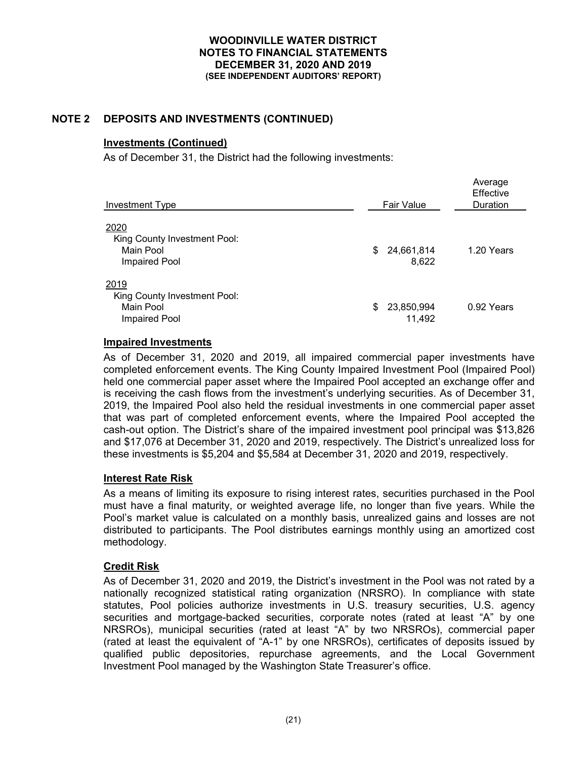## NOTE 2 DEPOSITS AND INVESTMENTS (CONTINUED)

### Investments (Continued)

As of December 31, the District had the following investments:

| Investment Type | Fair Value | Average Effective Duration |
|---|---|---|
| 2020 | | |
| King County Investment Pool: | | |
| Main Pool | $ 24,661,814 | 1.20 Years |
| Impaired Pool | 8,622 | |
| 2019 | | |
| King County Investment Pool: | | |
| Main Pool | $ 23,850,994 | 0.92 Years |
| Impaired Pool | 11,492 | |

### Impaired Investments

As of December 31, 2020 and 2019, all impaired commercial paper investments have completed enforcement events. The King County Impaired Investment Pool (Impaired Pool) held one commercial paper asset where the Impaired Pool accepted an exchange offer and is receiving the cash flows from the investment's underlying securities. As of December 31, 2019, the Impaired Pool also held the residual investments in one commercial paper asset that was part of completed enforcement events, where the Impaired Pool accepted the cash-out option. The District's share of the impaired investment pool principal was $13,826 and $17,076 at December 31, 2020 and 2019, respectively. The District's unrealized loss for these investments is $5,204 and $5,584 at December 31, 2020 and 2019, respectively.

### Interest Rate Risk

As a means of limiting its exposure to rising interest rates, securities purchased in the Pool must have a final maturity, or weighted average life, no longer than five years. While the Pool's market value is calculated on a monthly basis, unrealized gains and losses are not distributed to participants. The Pool distributes earnings monthly using an amortized cost methodology.

### Credit Risk

As of December 31, 2020 and 2019, the District's investment in the Pool was not rated by a nationally recognized statistical rating organization (NRSRO). In compliance with state statutes, Pool policies authorize investments in U.S. treasury securities, U.S. agency securities and mortgage-backed securities, corporate notes (rated at least "A" by one NRSROs), municipal securities (rated at least "A" by two NRSROs), commercial paper (rated at least the equivalent of "A-1" by one NRSROs), certificates of deposits issued by qualified public depositories, repurchase agreements, and the Local Government Investment Pool managed by the Washington State Treasurer's office.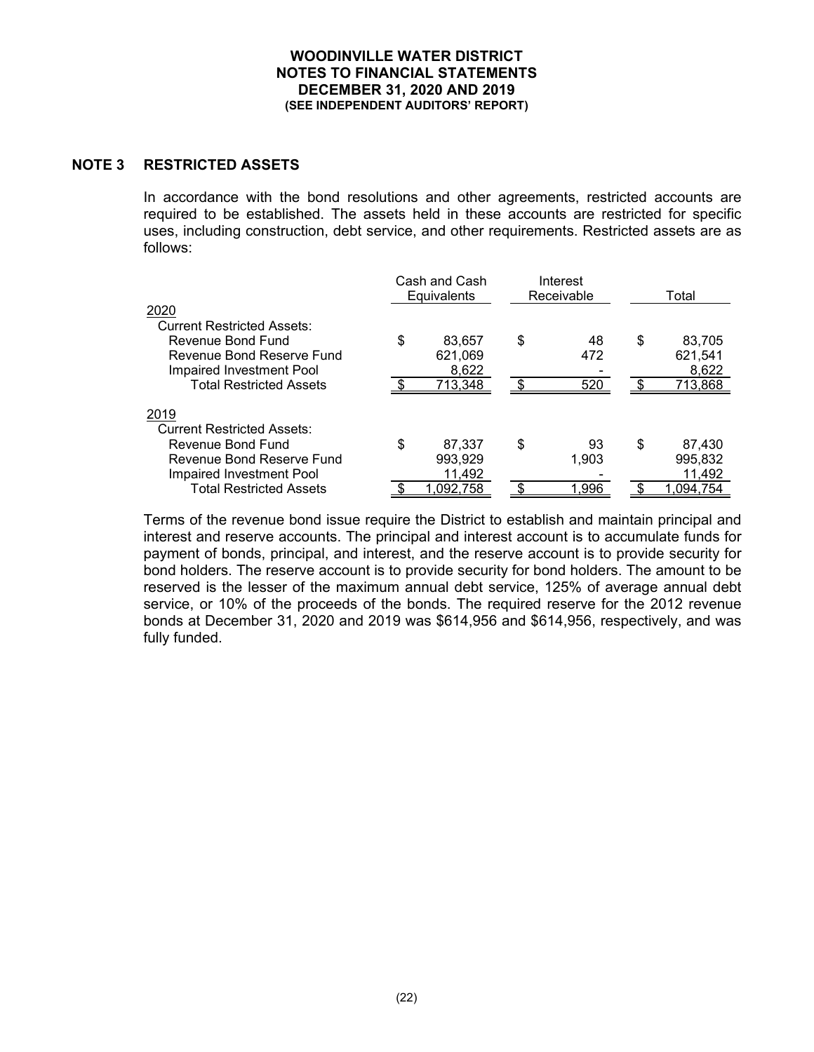WOODINVILLE WATER DISTRICT
NOTES TO FINANCIAL STATEMENTS
DECEMBER 31, 2020 AND 2019
(SEE INDEPENDENT AUDITORS' REPORT)

## NOTE 3 RESTRICTED ASSETS

In accordance with the bond resolutions and other agreements, restricted accounts are required to be established. The assets held in these accounts are restricted for specific uses, including construction, debt service, and other requirements. Restricted assets are as follows:

| | Cash and Cash Equivalents | Interest Receivable | Total |
|---|---|---|---|
| 2020 | | | |
| Current Restricted Assets: | | | |
| Revenue Bond Fund | $ 83,657 | $ 48 | $ 83,705 |
| Revenue Bond Reserve Fund | 621,069 | 472 | 621,541 |
| Impaired Investment Pool | 8,622 | - | 8,622 |
| Total Restricted Assets | $ 713,348 | $ 520 | $ 713,868 |
| 2019 | | | |
| Current Restricted Assets: | | | |
| Revenue Bond Fund | $ 87,337 | $ 93 | $ 87,430 |
| Revenue Bond Reserve Fund | 993,929 | 1,903 | 995,832 |
| Impaired Investment Pool | 11,492 | - | 11,492 |
| Total Restricted Assets | $ 1,092,758 | $ 1,996 | $ 1,094,754 |

Terms of the revenue bond issue require the District to establish and maintain principal and interest and reserve accounts. The principal and interest account is to accumulate funds for payment of bonds, principal, and interest, and the reserve account is to provide security for bond holders. The reserve account is to provide security for bond holders. The amount to be reserved is the lesser of the maximum annual debt service, 125% of average annual debt service, or 10% of the proceeds of the bonds. The required reserve for the 2012 revenue bonds at December 31, 2020 and 2019 was $614,956 and $614,956, respectively, and was fully funded.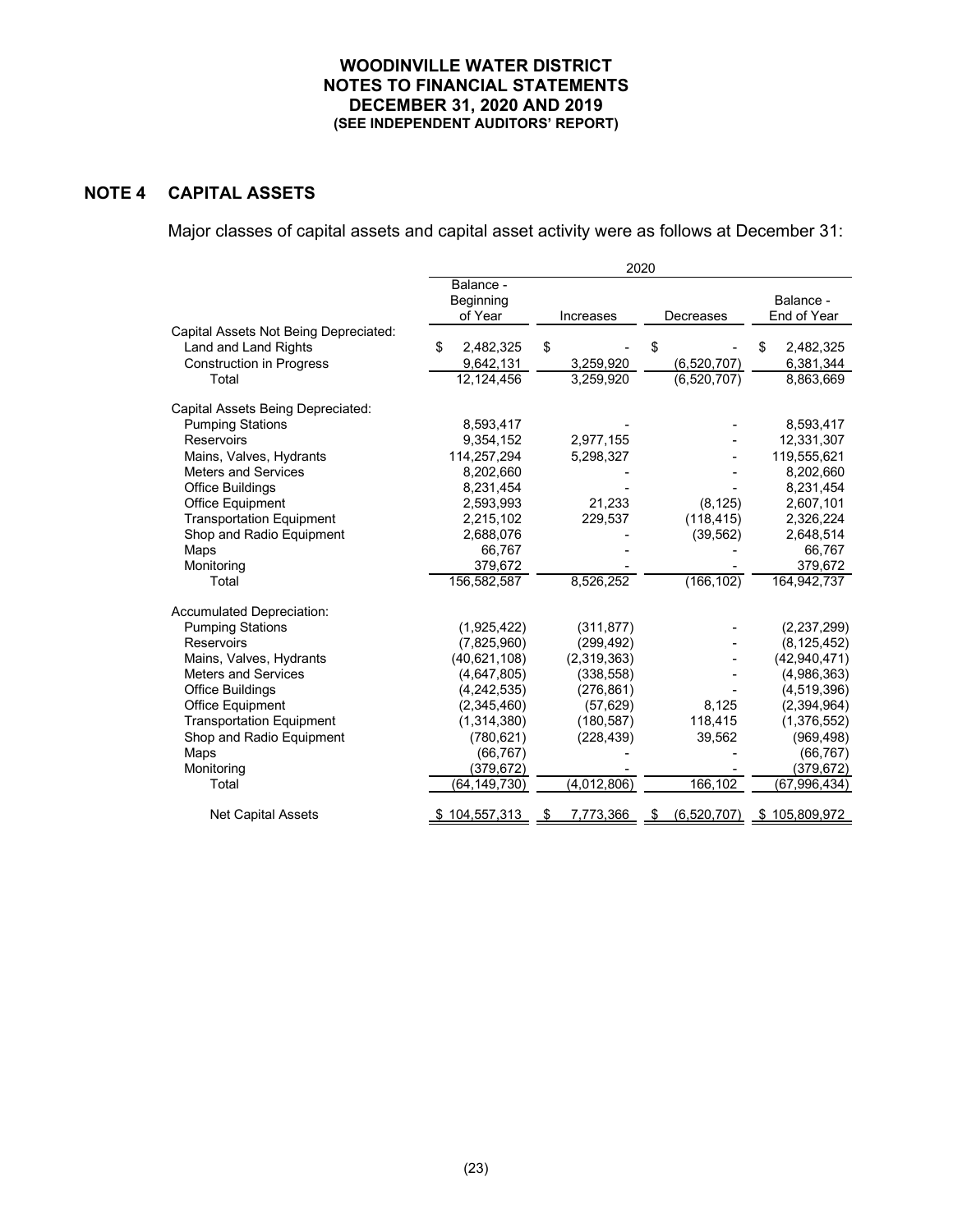## NOTE 4 CAPITAL ASSETS

Major classes of capital assets and capital asset activity were as follows at December 31:

| | 2020 | | | |
|---|---|---|---|---|
| | Balance - Beginning of Year | Increases | Decreases | Balance - End of Year |
| **Capital Assets Not Being Depreciated:** | | | | |
| Land and Land Rights | $ 2,482,325 | $ - | $ - | $ 2,482,325 |
| Construction in Progress | 9,642,131 | 3,259,920 | (6,520,707) | 6,381,344 |
| Total | 12,124,456 | 3,259,920 | (6,520,707) | 8,863,669 |
| **Capital Assets Being Depreciated:** | | | | |
| Pumping Stations | 8,593,417 | - | - | 8,593,417 |
| Reservoirs | 9,354,152 | 2,977,155 | - | 12,331,307 |
| Mains, Valves, Hydrants | 114,257,294 | 5,298,327 | - | 119,555,621 |
| Meters and Services | 8,202,660 | - | - | 8,202,660 |
| Office Buildings | 8,231,454 | - | - | 8,231,454 |
| Office Equipment | 2,593,993 | 21,233 | (8,125) | 2,607,101 |
| Transportation Equipment | 2,215,102 | 229,537 | (118,415) | 2,326,224 |
| Shop and Radio Equipment | 2,688,076 | - | (39,562) | 2,648,514 |
| Maps | 66,767 | - | - | 66,767 |
| Monitoring | 379,672 | - | - | 379,672 |
| Total | 156,582,587 | 8,526,252 | (166,102) | 164,942,737 |
| **Accumulated Depreciation:** | | | | |
| Pumping Stations | (1,925,422) | (311,877) | - | (2,237,299) |
| Reservoirs | (7,825,960) | (299,492) | - | (8,125,452) |
| Mains, Valves, Hydrants | (40,621,108) | (2,319,363) | - | (42,940,471) |
| Meters and Services | (4,647,805) | (338,558) | - | (4,986,363) |
| Office Buildings | (4,242,535) | (276,861) | - | (4,519,396) |
| Office Equipment | (2,345,460) | (57,629) | 8,125 | (2,394,964) |
| Transportation Equipment | (1,314,380) | (180,587) | 118,415 | (1,376,552) |
| Shop and Radio Equipment | (780,621) | (228,439) | 39,562 | (969,498) |
| Maps | (66,767) | - | - | (66,767) |
| Monitoring | (379,672) | - | - | (379,672) |
| Total | (64,149,730) | (4,012,806) | 166,102 | (67,996,434) |
| Net Capital Assets | $ 104,557,313 | $ 7,773,366 | $ (6,520,707) | $ 105,809,972 |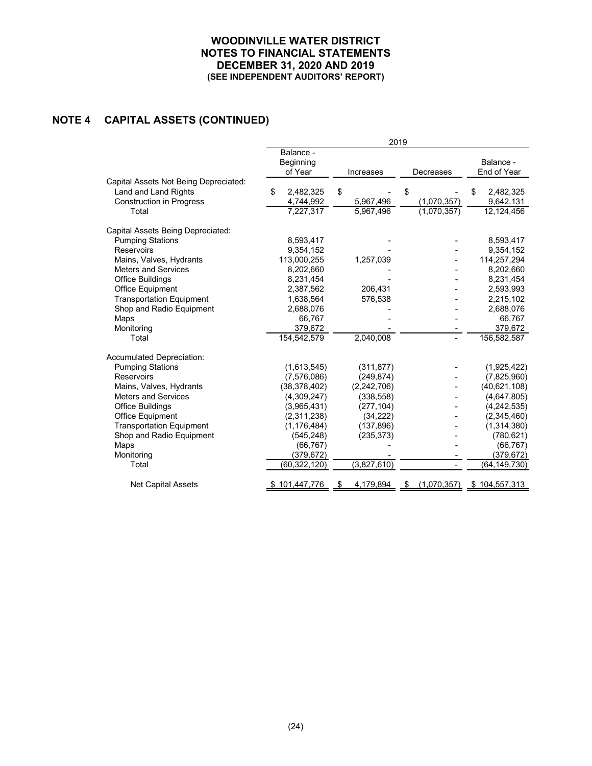**WOODINVILLE WATER DISTRICT**
**NOTES TO FINANCIAL STATEMENTS**
**DECEMBER 31, 2020 AND 2019**
**(SEE INDEPENDENT AUDITORS' REPORT)**

## NOTE 4 CAPITAL ASSETS (CONTINUED)

| | 2019 | | | |
|---|---|---|---|---|
| | Balance - Beginning of Year | Increases | Decreases | Balance - End of Year |
| Capital Assets Not Being Depreciated: | | | | |
| Land and Land Rights | $ 2,482,325 | $ - | $ - | $ 2,482,325 |
| Construction in Progress | 4,744,992 | 5,967,496 | (1,070,357) | 9,642,131 |
| Total | 7,227,317 | 5,967,496 | (1,070,357) | 12,124,456 |
| Capital Assets Being Depreciated: | | | | |
| Pumping Stations | 8,593,417 | - | - | 8,593,417 |
| Reservoirs | 9,354,152 | - | - | 9,354,152 |
| Mains, Valves, Hydrants | 113,000,255 | 1,257,039 | - | 114,257,294 |
| Meters and Services | 8,202,660 | - | - | 8,202,660 |
| Office Buildings | 8,231,454 | - | - | 8,231,454 |
| Office Equipment | 2,387,562 | 206,431 | - | 2,593,993 |
| Transportation Equipment | 1,638,564 | 576,538 | - | 2,215,102 |
| Shop and Radio Equipment | 2,688,076 | - | - | 2,688,076 |
| Maps | 66,767 | - | - | 66,767 |
| Monitoring | 379,672 | - | - | 379,672 |
| Total | 154,542,579 | 2,040,008 | - | 156,582,587 |
| Accumulated Depreciation: | | | | |
| Pumping Stations | (1,613,545) | (311,877) | - | (1,925,422) |
| Reservoirs | (7,576,086) | (249,874) | - | (7,825,960) |
| Mains, Valves, Hydrants | (38,378,402) | (2,242,706) | - | (40,621,108) |
| Meters and Services | (4,309,247) | (338,558) | - | (4,647,805) |
| Office Buildings | (3,965,431) | (277,104) | - | (4,242,535) |
| Office Equipment | (2,311,238) | (34,222) | - | (2,345,460) |
| Transportation Equipment | (1,176,484) | (137,896) | - | (1,314,380) |
| Shop and Radio Equipment | (545,248) | (235,373) | - | (780,621) |
| Maps | (66,767) | - | - | (66,767) |
| Monitoring | (379,672) | - | - | (379,672) |
| Total | (60,322,120) | (3,827,610) | - | (64,149,730) |
| Net Capital Assets | $ 101,447,776 | $ 4,179,894 | $ (1,070,357) | $ 104,557,313 |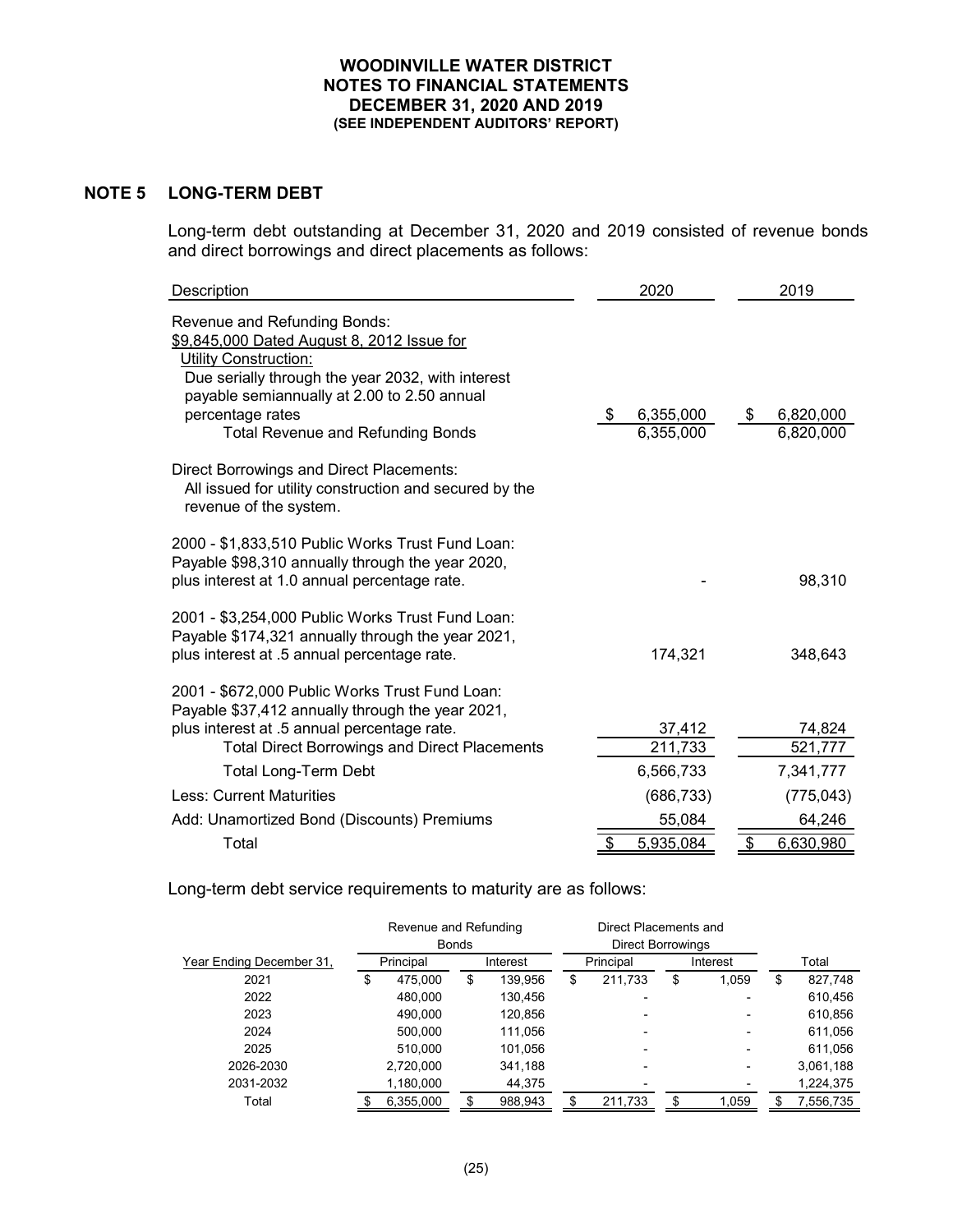# WOODINVILLE WATER DISTRICT
## NOTES TO FINANCIAL STATEMENTS
## DECEMBER 31, 2020 AND 2019
### (SEE INDEPENDENT AUDITORS' REPORT)

## NOTE 5 LONG-TERM DEBT

Long-term debt outstanding at December 31, 2020 and 2019 consisted of revenue bonds and direct borrowings and direct placements as follows:

| Description | 2020 | 2019 |
|---|---|---|
| Revenue and Refunding Bonds: | | |
| $9,845,000 Dated August 8, 2012 Issue for Utility Construction: Due serially through the year 2032, with interest payable semiannually at 2.00 to 2.50 annual percentage rates | $ 6,355,000 | $ 6,820,000 |
| Total Revenue and Refunding Bonds | 6,355,000 | 6,820,000 |
| Direct Borrowings and Direct Placements: All issued for utility construction and secured by the revenue of the system. | | |
| 2000 - $1,833,510 Public Works Trust Fund Loan: Payable $98,310 annually through the year 2020, plus interest at 1.0 annual percentage rate. | - | 98,310 |
| 2001 - $3,254,000 Public Works Trust Fund Loan: Payable $174,321 annually through the year 2021, plus interest at .5 annual percentage rate. | 174,321 | 348,643 |
| 2001 - $672,000 Public Works Trust Fund Loan: Payable $37,412 annually through the year 2021, plus interest at .5 annual percentage rate. | 37,412 | 74,824 |
| Total Direct Borrowings and Direct Placements | 211,733 | 521,777 |
| Total Long-Term Debt | 6,566,733 | 7,341,777 |
| Less: Current Maturities | (686,733) | (775,043) |
| Add: Unamortized Bond (Discounts) Premiums | 55,084 | 64,246 |
| Total | $ 5,935,084 | $ 6,630,980 |

Long-term debt service requirements to maturity are as follows:

| | Revenue and Refunding Bonds | | Direct Placements and Direct Borrowings | | |
|---|---|---|---|---|---|
| Year Ending December 31, | Principal | Interest | Principal | Interest | Total |
| 2021 | $ 475,000 | $ 139,956 | $ 211,733 | $ 1,059 | $ 827,748 |
| 2022 | 480,000 | 130,456 | - | - | 610,456 |
| 2023 | 490,000 | 120,856 | - | - | 610,856 |
| 2024 | 500,000 | 111,056 | - | - | 611,056 |
| 2025 | 510,000 | 101,056 | - | - | 611,056 |
| 2026-2030 | 2,720,000 | 341,188 | - | - | 3,061,188 |
| 2031-2032 | 1,180,000 | 44,375 | - | - | 1,224,375 |
| Total | $ 6,355,000 | $ 988,943 | $ 211,733 | $ 1,059 | $ 7,556,735 |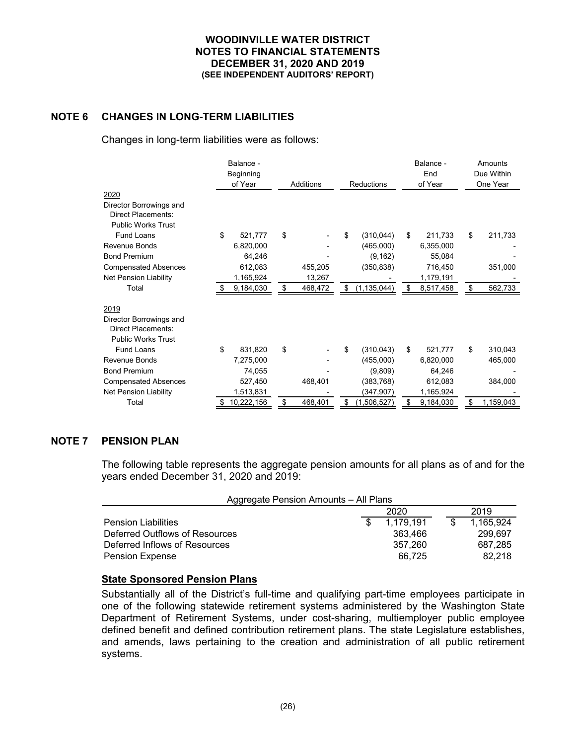**WOODINVILLE WATER DISTRICT**
**NOTES TO FINANCIAL STATEMENTS**
**DECEMBER 31, 2020 AND 2019**
**(SEE INDEPENDENT AUDITORS' REPORT)**

## NOTE 6 CHANGES IN LONG-TERM LIABILITIES

Changes in long-term liabilities were as follows:

| | Balance - Beginning of Year | Additions | Reductions | Balance - End of Year | Amounts Due Within One Year |
|---|---|---|---|---|---|
| 2020 | | | | | |
| Director Borrowings and Direct Placements: | | | | | |
| Public Works Trust Fund Loans | $ 521,777 | $ - | $ (310,044) | $ 211,733 | $ 211,733 |
| Revenue Bonds | 6,820,000 | - | (465,000) | 6,355,000 | - |
| Bond Premium | 64,246 | - | (9,162) | 55,084 | - |
| Compensated Absences | 612,083 | 455,205 | (350,838) | 716,450 | 351,000 |
| Net Pension Liability | 1,165,924 | 13,267 | - | 1,179,191 | - |
| Total | $ 9,184,030 | $ 468,472 | $ (1,135,044) | $ 8,517,458 | $ 562,733 |
| 2019 | | | | | |
| Director Borrowings and Direct Placements: | | | | | |
| Public Works Trust Fund Loans | $ 831,820 | $ - | $ (310,043) | $ 521,777 | $ 310,043 |
| Revenue Bonds | 7,275,000 | - | (455,000) | 6,820,000 | 465,000 |
| Bond Premium | 74,055 | - | (9,809) | 64,246 | - |
| Compensated Absences | 527,450 | 468,401 | (383,768) | 612,083 | 384,000 |
| Net Pension Liability | 1,513,831 | - | (347,907) | 1,165,924 | - |
| Total | $ 10,222,156 | $ 468,401 | $ (1,506,527) | $ 9,184,030 | $ 1,159,043 |

## NOTE 7 PENSION PLAN

The following table represents the aggregate pension amounts for all plans as of and for the years ended December 31, 2020 and 2019:

| Aggregate Pension Amounts – All Plans | 2020 | 2019 |
|---|---|---|
| Pension Liabilities | $ 1,179,191 | $ 1,165,924 |
| Deferred Outflows of Resources | 363,466 | 299,697 |
| Deferred Inflows of Resources | 357,260 | 687,285 |
| Pension Expense | 66,725 | 82,218 |

**State Sponsored Pension Plans**

Substantially all of the District's full-time and qualifying part-time employees participate in one of the following statewide retirement systems administered by the Washington State Department of Retirement Systems, under cost-sharing, multiemployer public employee defined benefit and defined contribution retirement plans. The state Legislature establishes, and amends, laws pertaining to the creation and administration of all public retirement systems.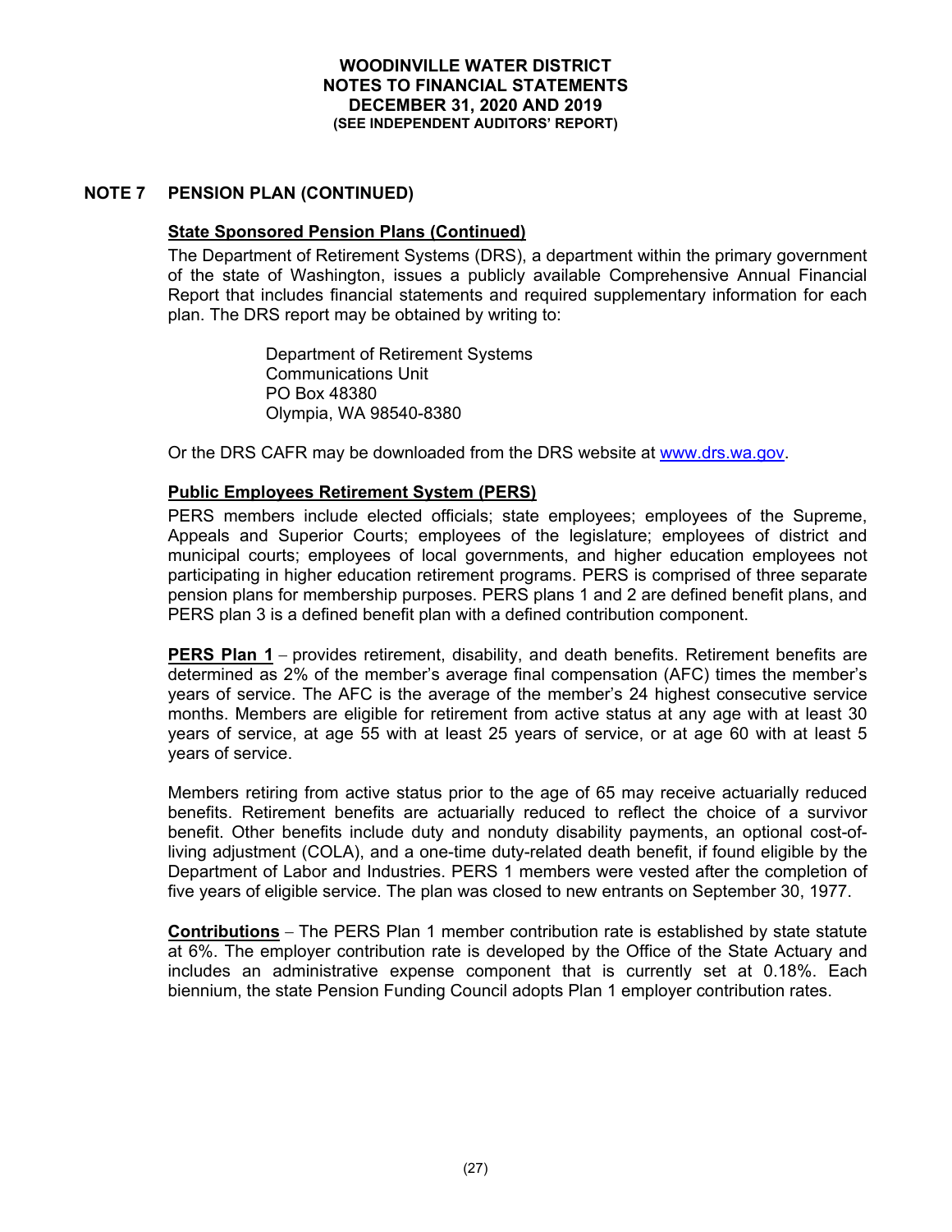## NOTE 7 PENSION PLAN (CONTINUED)

### State Sponsored Pension Plans (Continued)

The Department of Retirement Systems (DRS), a department within the primary government of the state of Washington, issues a publicly available Comprehensive Annual Financial Report that includes financial statements and required supplementary information for each plan. The DRS report may be obtained by writing to:

Department of Retirement Systems
Communications Unit
PO Box 48380
Olympia, WA 98540-8380

Or the DRS CAFR may be downloaded from the DRS website at [www.drs.wa.gov](http://www.drs.wa.gov).

### Public Employees Retirement System (PERS)

PERS members include elected officials; state employees; employees of the Supreme, Appeals and Superior Courts; employees of the legislature; employees of district and municipal courts; employees of local governments, and higher education employees not participating in higher education retirement programs. PERS is comprised of three separate pension plans for membership purposes. PERS plans 1 and 2 are defined benefit plans, and PERS plan 3 is a defined benefit plan with a defined contribution component.

**PERS Plan 1** – provides retirement, disability, and death benefits. Retirement benefits are determined as 2% of the member's average final compensation (AFC) times the member's years of service. The AFC is the average of the member's 24 highest consecutive service months. Members are eligible for retirement from active status at any age with at least 30 years of service, at age 55 with at least 25 years of service, or at age 60 with at least 5 years of service.

Members retiring from active status prior to the age of 65 may receive actuarially reduced benefits. Retirement benefits are actuarially reduced to reflect the choice of a survivor benefit. Other benefits include duty and nonduty disability payments, an optional cost-of-living adjustment (COLA), and a one-time duty-related death benefit, if found eligible by the Department of Labor and Industries. PERS 1 members were vested after the completion of five years of eligible service. The plan was closed to new entrants on September 30, 1977.

**Contributions** – The PERS Plan 1 member contribution rate is established by state statute at 6%. The employer contribution rate is developed by the Office of the State Actuary and includes an administrative expense component that is currently set at 0.18%. Each biennium, the state Pension Funding Council adopts Plan 1 employer contribution rates.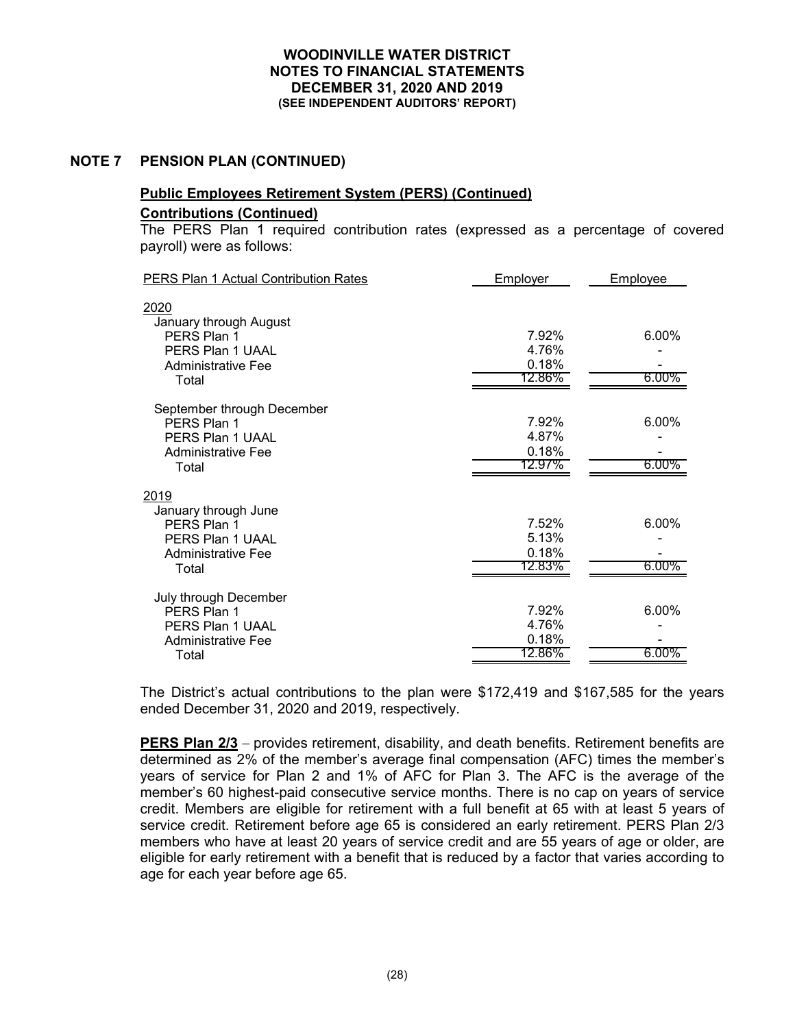## NOTE 7 PENSION PLAN (CONTINUED)

### Public Employees Retirement System (PERS) (Continued)

**Contributions (Continued)**

The PERS Plan 1 required contribution rates (expressed as a percentage of covered payroll) were as follows:

| PERS Plan 1 Actual Contribution Rates | Employer | Employee |
|---|---|---|
| 2020 | | |
| January through August | | |
| PERS Plan 1 | 7.92% | 6.00% |
| PERS Plan 1 UAAL | 4.76% | - |
| Administrative Fee | 0.18% | - |
| Total | 12.86% | 6.00% |
| September through December | | |
| PERS Plan 1 | 7.92% | 6.00% |
| PERS Plan 1 UAAL | 4.87% | - |
| Administrative Fee | 0.18% | - |
| Total | 12.97% | 6.00% |
| 2019 | | |
| January through June | | |
| PERS Plan 1 | 7.52% | 6.00% |
| PERS Plan 1 UAAL | 5.13% | - |
| Administrative Fee | 0.18% | - |
| Total | 12.83% | 6.00% |
| July through December | | |
| PERS Plan 1 | 7.92% | 6.00% |
| PERS Plan 1 UAAL | 4.76% | - |
| Administrative Fee | 0.18% | - |
| Total | 12.86% | 6.00% |

The District's actual contributions to the plan were $172,419 and $167,585 for the years ended December 31, 2020 and 2019, respectively.

**PERS Plan 2/3** – provides retirement, disability, and death benefits. Retirement benefits are determined as 2% of the member's average final compensation (AFC) times the member's years of service for Plan 2 and 1% of AFC for Plan 3. The AFC is the average of the member's 60 highest-paid consecutive service months. There is no cap on years of service credit. Members are eligible for retirement with a full benefit at 65 with at least 5 years of service credit. Retirement before age 65 is considered an early retirement. PERS Plan 2/3 members who have at least 20 years of service credit and are 55 years of age or older, are eligible for early retirement with a benefit that is reduced by a factor that varies according to age for each year before age 65.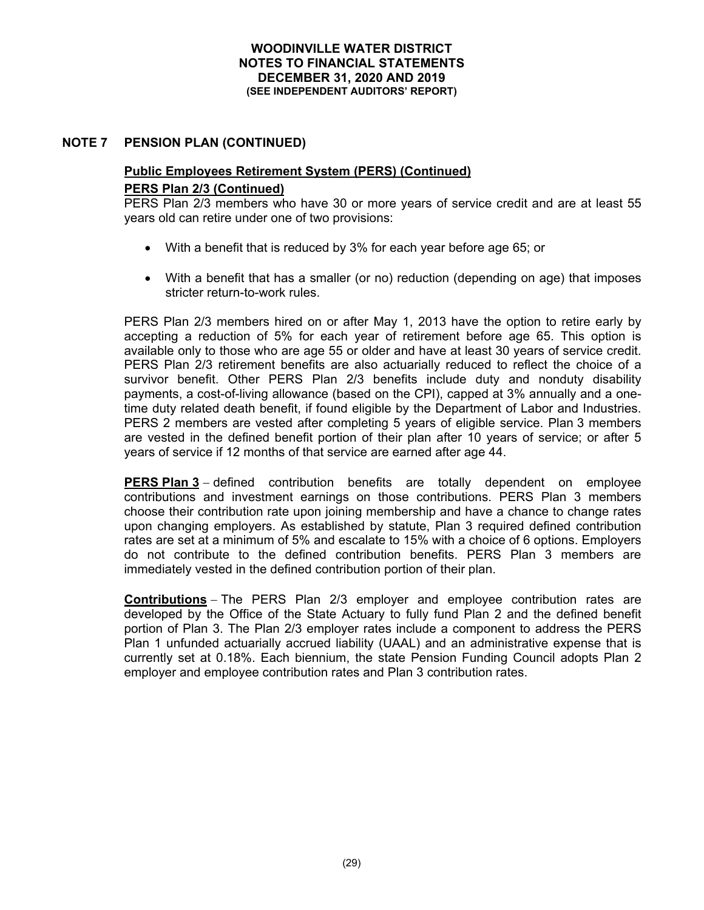## NOTE 7 PENSION PLAN (CONTINUED)

### Public Employees Retirement System (PERS) (Continued)

#### PERS Plan 2/3 (Continued)

PERS Plan 2/3 members who have 30 or more years of service credit and are at least 55 years old can retire under one of two provisions:

- With a benefit that is reduced by 3% for each year before age 65; or
- With a benefit that has a smaller (or no) reduction (depending on age) that imposes stricter return-to-work rules.

PERS Plan 2/3 members hired on or after May 1, 2013 have the option to retire early by accepting a reduction of 5% for each year of retirement before age 65. This option is available only to those who are age 55 or older and have at least 30 years of service credit. PERS Plan 2/3 retirement benefits are also actuarially reduced to reflect the choice of a survivor benefit. Other PERS Plan 2/3 benefits include duty and nonduty disability payments, a cost-of-living allowance (based on the CPI), capped at 3% annually and a one-time duty related death benefit, if found eligible by the Department of Labor and Industries. PERS 2 members are vested after completing 5 years of eligible service. Plan 3 members are vested in the defined benefit portion of their plan after 10 years of service; or after 5 years of service if 12 months of that service are earned after age 44.

**PERS Plan 3** – defined contribution benefits are totally dependent on employee contributions and investment earnings on those contributions. PERS Plan 3 members choose their contribution rate upon joining membership and have a chance to change rates upon changing employers. As established by statute, Plan 3 required defined contribution rates are set at a minimum of 5% and escalate to 15% with a choice of 6 options. Employers do not contribute to the defined contribution benefits. PERS Plan 3 members are immediately vested in the defined contribution portion of their plan.

**Contributions** – The PERS Plan 2/3 employer and employee contribution rates are developed by the Office of the State Actuary to fully fund Plan 2 and the defined benefit portion of Plan 3. The Plan 2/3 employer rates include a component to address the PERS Plan 1 unfunded actuarially accrued liability (UAAL) and an administrative expense that is currently set at 0.18%. Each biennium, the state Pension Funding Council adopts Plan 2 employer and employee contribution rates and Plan 3 contribution rates.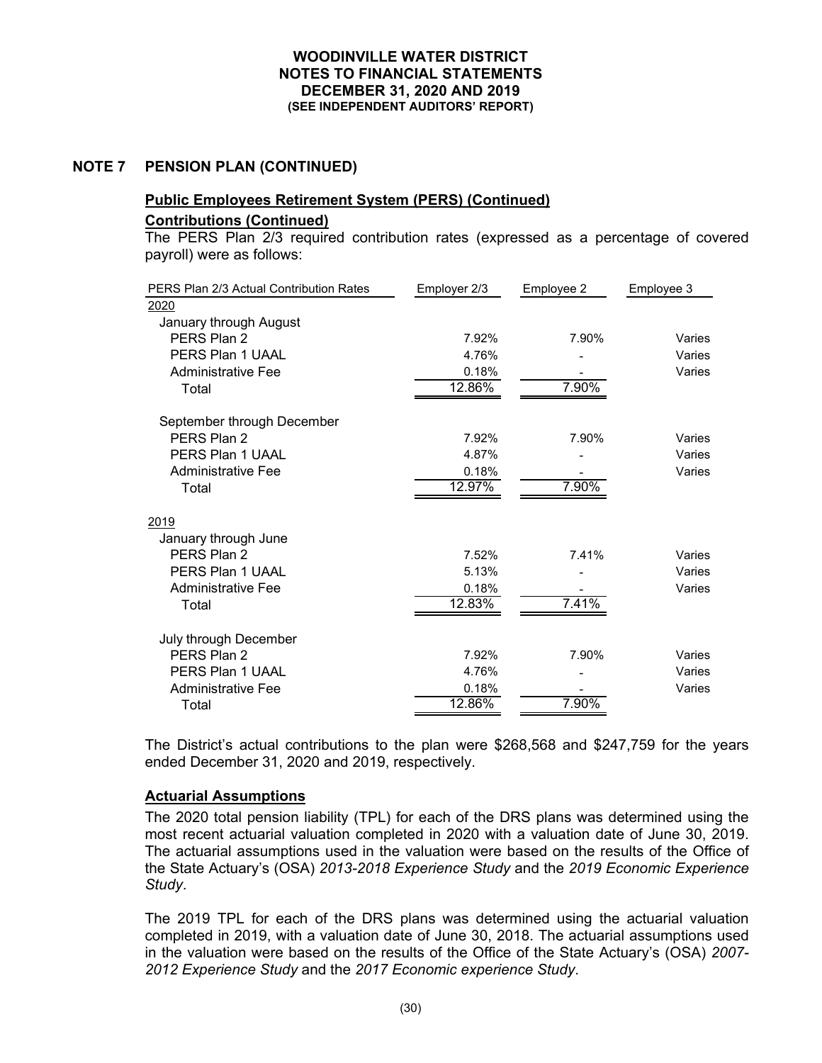WOODINVILLE WATER DISTRICT
NOTES TO FINANCIAL STATEMENTS
DECEMBER 31, 2020 AND 2019
(SEE INDEPENDENT AUDITORS' REPORT)

## NOTE 7 PENSION PLAN (CONTINUED)

### Public Employees Retirement System (PERS) (Continued)

#### Contributions (Continued)

The PERS Plan 2/3 required contribution rates (expressed as a percentage of covered payroll) were as follows:

| PERS Plan 2/3 Actual Contribution Rates | Employer 2/3 | Employee 2 | Employee 3 |
|---|---|---|---|
| 2020 | | | |
| January through August | | | |
| PERS Plan 2 | 7.92% | 7.90% | Varies |
| PERS Plan 1 UAAL | 4.76% | - | Varies |
| Administrative Fee | 0.18% | - | Varies |
| Total | 12.86% | 7.90% | |
| September through December | | | |
| PERS Plan 2 | 7.92% | 7.90% | Varies |
| PERS Plan 1 UAAL | 4.87% | - | Varies |
| Administrative Fee | 0.18% | - | Varies |
| Total | 12.97% | 7.90% | |
| 2019 | | | |
| January through June | | | |
| PERS Plan 2 | 7.52% | 7.41% | Varies |
| PERS Plan 1 UAAL | 5.13% | - | Varies |
| Administrative Fee | 0.18% | - | Varies |
| Total | 12.83% | 7.41% | |
| July through December | | | |
| PERS Plan 2 | 7.92% | 7.90% | Varies |
| PERS Plan 1 UAAL | 4.76% | - | Varies |
| Administrative Fee | 0.18% | - | Varies |
| Total | 12.86% | 7.90% | |

The District's actual contributions to the plan were $268,568 and $247,759 for the years ended December 31, 2020 and 2019, respectively.

#### Actuarial Assumptions

The 2020 total pension liability (TPL) for each of the DRS plans was determined using the most recent actuarial valuation completed in 2020 with a valuation date of June 30, 2019. The actuarial assumptions used in the valuation were based on the results of the Office of the State Actuary's (OSA) *2013-2018 Experience Study* and the *2019 Economic Experience Study*.

The 2019 TPL for each of the DRS plans was determined using the actuarial valuation completed in 2019, with a valuation date of June 30, 2018. The actuarial assumptions used in the valuation were based on the results of the Office of the State Actuary's (OSA) *2007-2012 Experience Study* and the *2017 Economic experience Study*.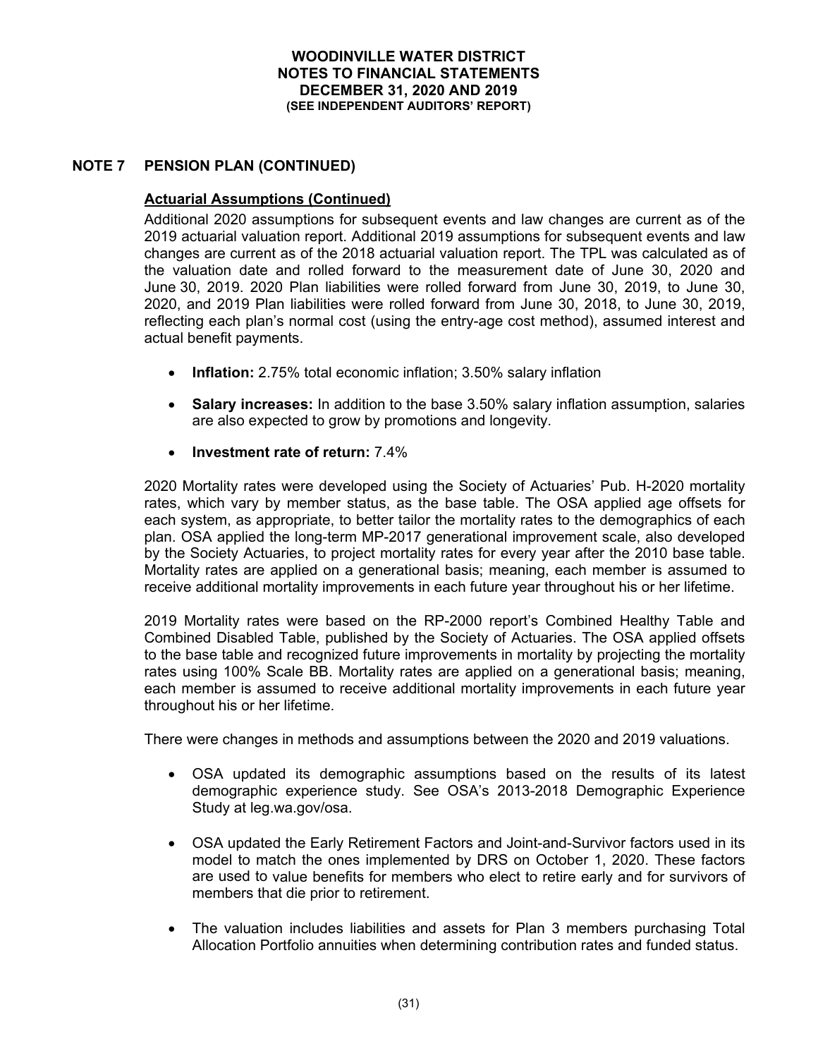## NOTE 7 PENSION PLAN (CONTINUED)

### Actuarial Assumptions (Continued)

Additional 2020 assumptions for subsequent events and law changes are current as of the 2019 actuarial valuation report. Additional 2019 assumptions for subsequent events and law changes are current as of the 2018 actuarial valuation report. The TPL was calculated as of the valuation date and rolled forward to the measurement date of June 30, 2020 and June 30, 2019. 2020 Plan liabilities were rolled forward from June 30, 2019, to June 30, 2020, and 2019 Plan liabilities were rolled forward from June 30, 2018, to June 30, 2019, reflecting each plan's normal cost (using the entry-age cost method), assumed interest and actual benefit payments.

- **Inflation:** 2.75% total economic inflation; 3.50% salary inflation
- **Salary increases:** In addition to the base 3.50% salary inflation assumption, salaries are also expected to grow by promotions and longevity.
- **Investment rate of return:** 7.4%

2020 Mortality rates were developed using the Society of Actuaries' Pub. H-2020 mortality rates, which vary by member status, as the base table. The OSA applied age offsets for each system, as appropriate, to better tailor the mortality rates to the demographics of each plan. OSA applied the long-term MP-2017 generational improvement scale, also developed by the Society Actuaries, to project mortality rates for every year after the 2010 base table. Mortality rates are applied on a generational basis; meaning, each member is assumed to receive additional mortality improvements in each future year throughout his or her lifetime.

2019 Mortality rates were based on the RP-2000 report's Combined Healthy Table and Combined Disabled Table, published by the Society of Actuaries. The OSA applied offsets to the base table and recognized future improvements in mortality by projecting the mortality rates using 100% Scale BB. Mortality rates are applied on a generational basis; meaning, each member is assumed to receive additional mortality improvements in each future year throughout his or her lifetime.

There were changes in methods and assumptions between the 2020 and 2019 valuations.

- OSA updated its demographic assumptions based on the results of its latest demographic experience study. See OSA's 2013-2018 Demographic Experience Study at leg.wa.gov/osa.
- OSA updated the Early Retirement Factors and Joint-and-Survivor factors used in its model to match the ones implemented by DRS on October 1, 2020. These factors are used to value benefits for members who elect to retire early and for survivors of members that die prior to retirement.
- The valuation includes liabilities and assets for Plan 3 members purchasing Total Allocation Portfolio annuities when determining contribution rates and funded status.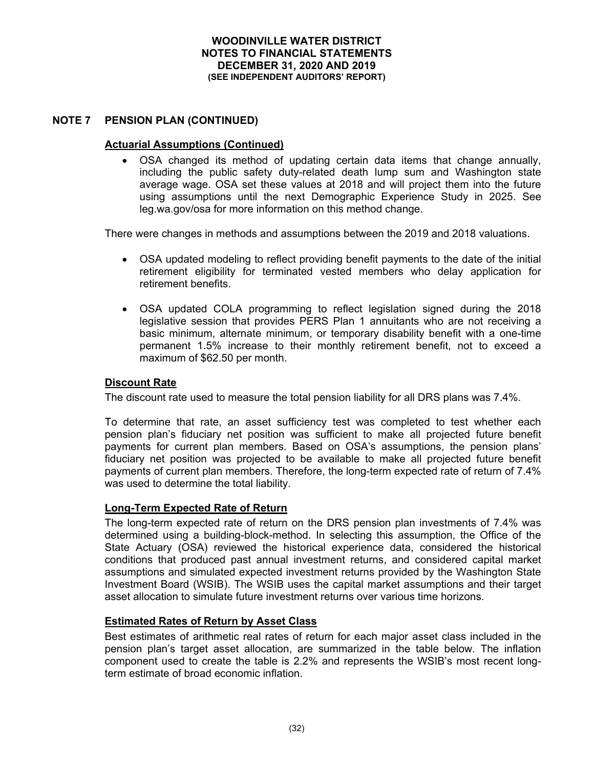## NOTE 7 PENSION PLAN (CONTINUED)

### Actuarial Assumptions (Continued)

- OSA changed its method of updating certain data items that change annually, including the public safety duty-related death lump sum and Washington state average wage. OSA set these values at 2018 and will project them into the future using assumptions until the next Demographic Experience Study in 2025. See leg.wa.gov/osa for more information on this method change.

There were changes in methods and assumptions between the 2019 and 2018 valuations.

- OSA updated modeling to reflect providing benefit payments to the date of the initial retirement eligibility for terminated vested members who delay application for retirement benefits.
- OSA updated COLA programming to reflect legislation signed during the 2018 legislative session that provides PERS Plan 1 annuitants who are not receiving a basic minimum, alternate minimum, or temporary disability benefit with a one-time permanent 1.5% increase to their monthly retirement benefit, not to exceed a maximum of $62.50 per month.

### Discount Rate

The discount rate used to measure the total pension liability for all DRS plans was 7.4%.

To determine that rate, an asset sufficiency test was completed to test whether each pension plan's fiduciary net position was sufficient to make all projected future benefit payments for current plan members. Based on OSA's assumptions, the pension plans' fiduciary net position was projected to be available to make all projected future benefit payments of current plan members. Therefore, the long-term expected rate of return of 7.4% was used to determine the total liability.

### Long-Term Expected Rate of Return

The long-term expected rate of return on the DRS pension plan investments of 7.4% was determined using a building-block-method. In selecting this assumption, the Office of the State Actuary (OSA) reviewed the historical experience data, considered the historical conditions that produced past annual investment returns, and considered capital market assumptions and simulated expected investment returns provided by the Washington State Investment Board (WSIB). The WSIB uses the capital market assumptions and their target asset allocation to simulate future investment returns over various time horizons.

### Estimated Rates of Return by Asset Class

Best estimates of arithmetic real rates of return for each major asset class included in the pension plan's target asset allocation, are summarized in the table below. The inflation component used to create the table is 2.2% and represents the WSIB's most recent long-term estimate of broad economic inflation.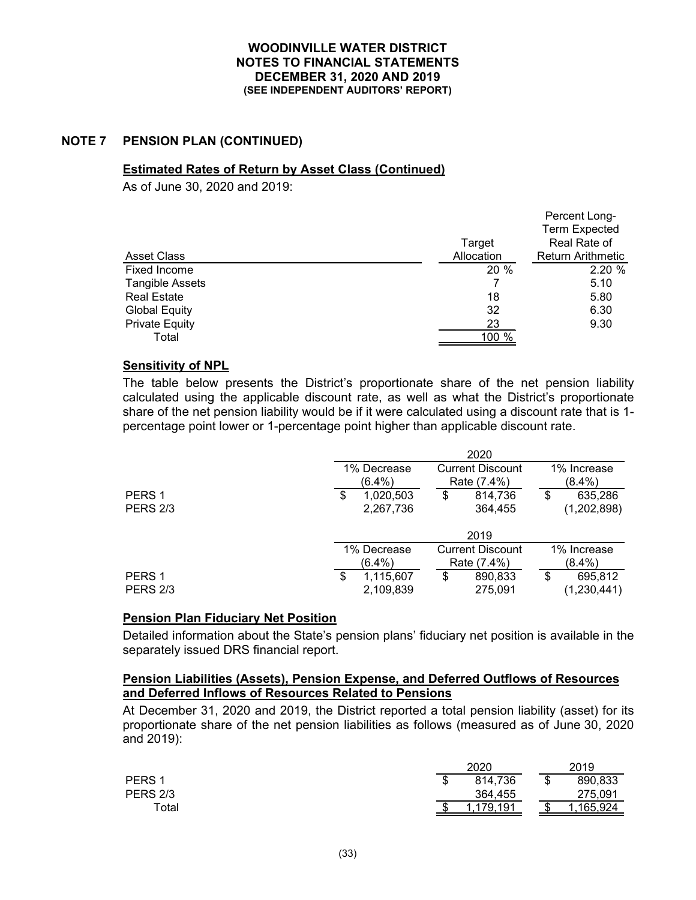# WOODINVILLE WATER DISTRICT
## NOTES TO FINANCIAL STATEMENTS
## DECEMBER 31, 2020 AND 2019
### (SEE INDEPENDENT AUDITORS' REPORT)

## NOTE 7 PENSION PLAN (CONTINUED)

### Estimated Rates of Return by Asset Class (Continued)

As of June 30, 2020 and 2019:

| Asset Class | Target Allocation | Percent Long-Term Expected Real Rate of Return Arithmetic |
|---|---|---|
| Fixed Income | 20 % | 2.20 % |
| Tangible Assets | 7 | 5.10 |
| Real Estate | 18 | 5.80 |
| Global Equity | 32 | 6.30 |
| Private Equity | 23 | 9.30 |
| Total | 100 % | |

### Sensitivity of NPL

The table below presents the District's proportionate share of the net pension liability calculated using the applicable discount rate, as well as what the District's proportionate share of the net pension liability would be if it were calculated using a discount rate that is 1-percentage point lower or 1-percentage point higher than applicable discount rate.

| | 2020 | | |
|---|---|---|---|
| | 1% Decrease (6.4%) | Current Discount Rate (7.4%) | 1% Increase (8.4%) |
| PERS 1 | $ 1,020,503 | $ 814,736 | $ 635,286 |
| PERS 2/3 | 2,267,736 | 364,455 | (1,202,898) |

| | 2019 | | |
|---|---|---|---|
| | 1% Decrease (6.4%) | Current Discount Rate (7.4%) | 1% Increase (8.4%) |
| PERS 1 | $ 1,115,607 | $ 890,833 | $ 695,812 |
| PERS 2/3 | 2,109,839 | 275,091 | (1,230,441) |

### Pension Plan Fiduciary Net Position

Detailed information about the State's pension plans' fiduciary net position is available in the separately issued DRS financial report.

### Pension Liabilities (Assets), Pension Expense, and Deferred Outflows of Resources and Deferred Inflows of Resources Related to Pensions

At December 31, 2020 and 2019, the District reported a total pension liability (asset) for its proportionate share of the net pension liabilities as follows (measured as of June 30, 2020 and 2019):

| | 2020 | 2019 |
|---|---|---|
| PERS 1 | $ 814,736 | $ 890,833 |
| PERS 2/3 | 364,455 | 275,091 |
| Total | $ 1,179,191 | $ 1,165,924 |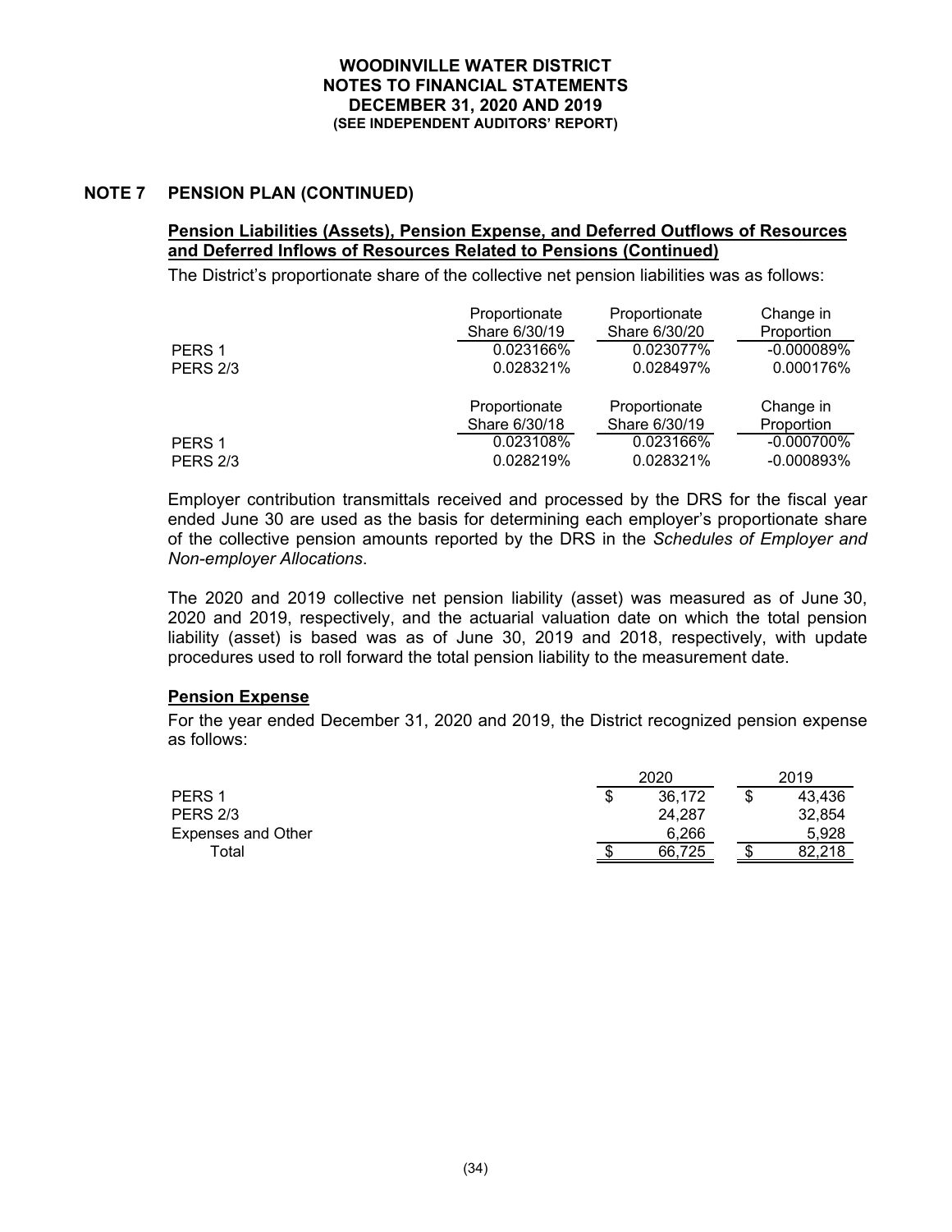## NOTE 7 PENSION PLAN (CONTINUED)

### Pension Liabilities (Assets), Pension Expense, and Deferred Outflows of Resources and Deferred Inflows of Resources Related to Pensions (Continued)

The District's proportionate share of the collective net pension liabilities was as follows:

| | Proportionate Share 6/30/19 | Proportionate Share 6/30/20 | Change in Proportion |
|---|---|---|---|
| PERS 1 | 0.023166% | 0.023077% | -0.000089% |
| PERS 2/3 | 0.028321% | 0.028497% | 0.000176% |

| | Proportionate Share 6/30/18 | Proportionate Share 6/30/19 | Change in Proportion |
|---|---|---|---|
| PERS 1 | 0.023108% | 0.023166% | -0.000700% |
| PERS 2/3 | 0.028219% | 0.028321% | -0.000893% |

Employer contribution transmittals received and processed by the DRS for the fiscal year ended June 30 are used as the basis for determining each employer's proportionate share of the collective pension amounts reported by the DRS in the *Schedules of Employer and Non-employer Allocations*.

The 2020 and 2019 collective net pension liability (asset) was measured as of June 30, 2020 and 2019, respectively, and the actuarial valuation date on which the total pension liability (asset) is based was as of June 30, 2019 and 2018, respectively, with update procedures used to roll forward the total pension liability to the measurement date.

### Pension Expense

For the year ended December 31, 2020 and 2019, the District recognized pension expense as follows:

| | 2020 | 2019 |
|---|---|---|
| PERS 1 | $ 36,172 | $ 43,436 |
| PERS 2/3 | 24,287 | 32,854 |
| Expenses and Other | 6,266 | 5,928 |
| Total | $ 66,725 | $ 82,218 |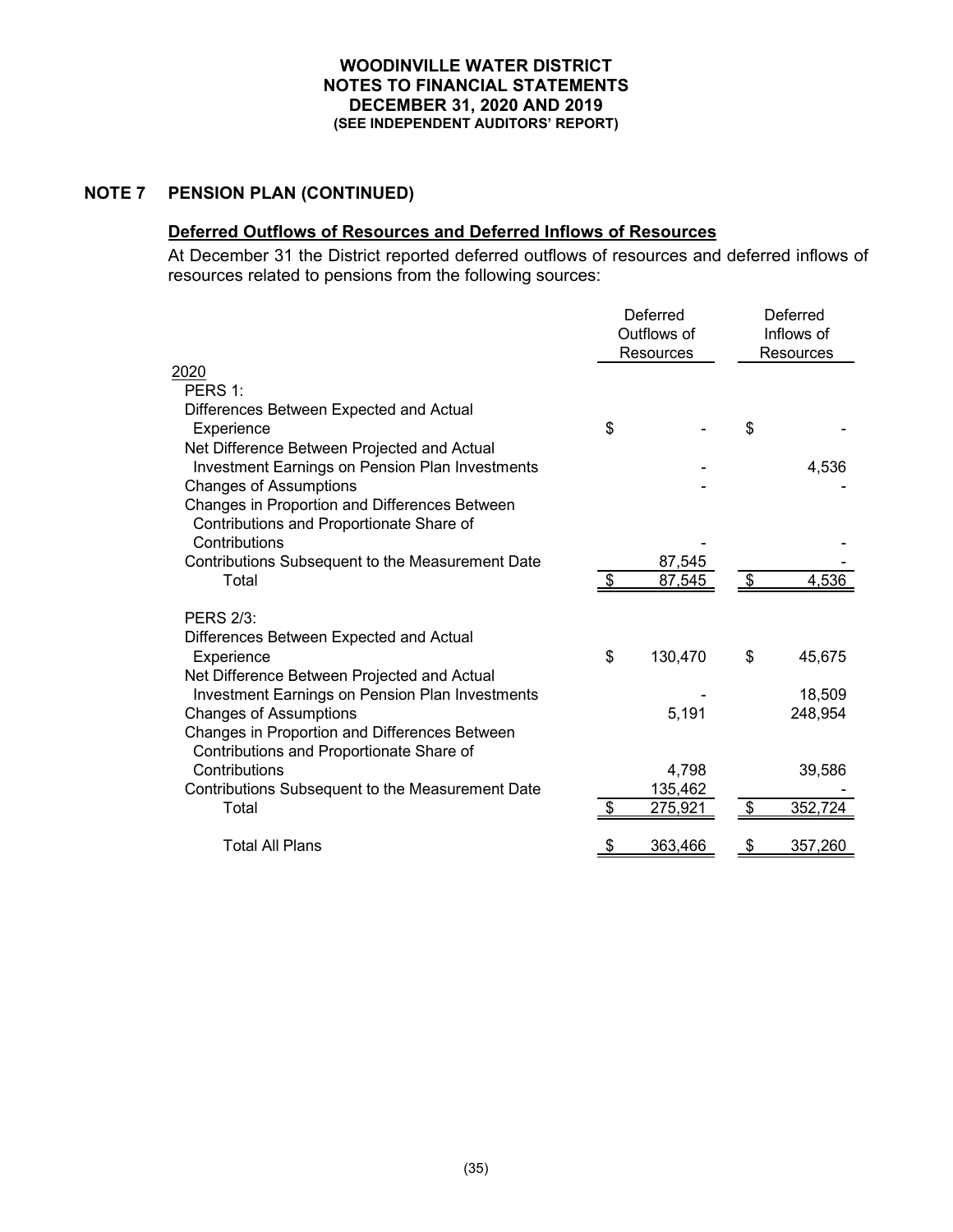**WOODINVILLE WATER DISTRICT**
**NOTES TO FINANCIAL STATEMENTS**
**DECEMBER 31, 2020 AND 2019**
**(SEE INDEPENDENT AUDITORS' REPORT)**

## NOTE 7 PENSION PLAN (CONTINUED)

### Deferred Outflows of Resources and Deferred Inflows of Resources

At December 31 the District reported deferred outflows of resources and deferred inflows of resources related to pensions from the following sources:

| | Deferred Outflows of Resources | Deferred Inflows of Resources |
|---|---|---|
| 2020 | | |
| PERS 1: | | |
| Differences Between Expected and Actual Experience | $ - | $ - |
| Net Difference Between Projected and Actual Investment Earnings on Pension Plan Investments | - | 4,536 |
| Changes of Assumptions | - | - |
| Changes in Proportion and Differences Between Contributions and Proportionate Share of Contributions | - | - |
| Contributions Subsequent to the Measurement Date | 87,545 | - |
| Total | $ 87,545 | $ 4,536 |
| PERS 2/3: | | |
| Differences Between Expected and Actual Experience | $ 130,470 | $ 45,675 |
| Net Difference Between Projected and Actual Investment Earnings on Pension Plan Investments | - | 18,509 |
| Changes of Assumptions | 5,191 | 248,954 |
| Changes in Proportion and Differences Between Contributions and Proportionate Share of Contributions | 4,798 | 39,586 |
| Contributions Subsequent to the Measurement Date | 135,462 | - |
| Total | $ 275,921 | $ 352,724 |
| Total All Plans | $ 363,466 | $ 357,260 |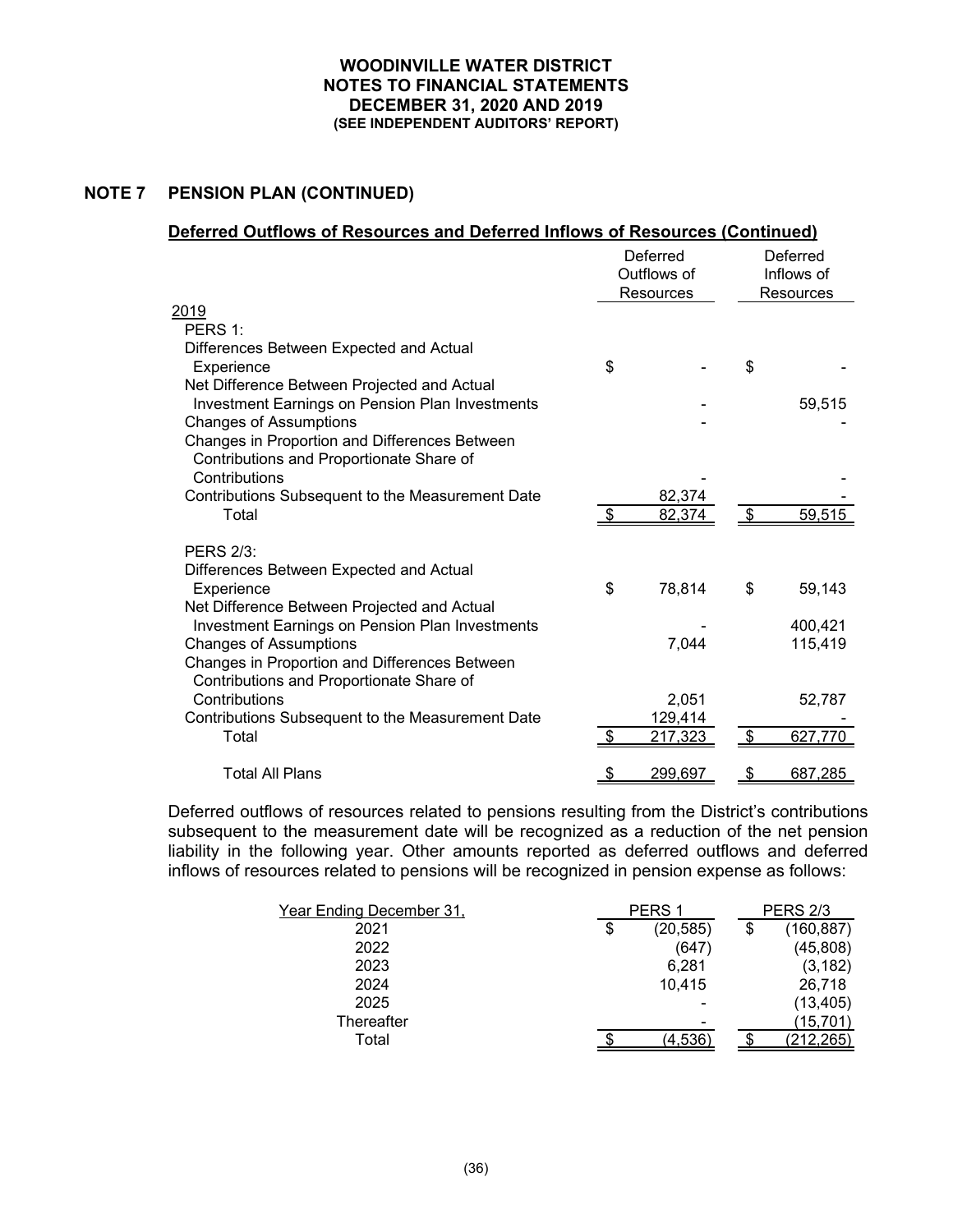## NOTE 7 PENSION PLAN (CONTINUED)

### Deferred Outflows of Resources and Deferred Inflows of Resources (Continued)

| | Deferred Outflows of Resources | Deferred Inflows of Resources |
|---|---|---|
| **2019** | | |
| PERS 1: | | |
| Differences Between Expected and Actual Experience | $ - | $ - |
| Net Difference Between Projected and Actual Investment Earnings on Pension Plan Investments | - | 59,515 |
| Changes of Assumptions | - | - |
| Changes in Proportion and Differences Between Contributions and Proportionate Share of Contributions | - | - |
| Contributions Subsequent to the Measurement Date | 82,374 | - |
| Total | $ 82,374 | $ 59,515 |
| PERS 2/3: | | |
| Differences Between Expected and Actual Experience | $ 78,814 | $ 59,143 |
| Net Difference Between Projected and Actual Investment Earnings on Pension Plan Investments | - | 400,421 |
| Changes of Assumptions | 7,044 | 115,419 |
| Changes in Proportion and Differences Between Contributions and Proportionate Share of Contributions | 2,051 | 52,787 |
| Contributions Subsequent to the Measurement Date | 129,414 | - |
| Total | $ 217,323 | $ 627,770 |
| Total All Plans | $ 299,697 | $ 687,285 |

Deferred outflows of resources related to pensions resulting from the District's contributions subsequent to the measurement date will be recognized as a reduction of the net pension liability in the following year. Other amounts reported as deferred outflows and deferred inflows of resources related to pensions will be recognized in pension expense as follows:

| Year Ending December 31, | PERS 1 | PERS 2/3 |
|---|---|---|
| 2021 | $ (20,585) | $ (160,887) |
| 2022 | (647) | (45,808) |
| 2023 | 6,281 | (3,182) |
| 2024 | 10,415 | 26,718 |
| 2025 | - | (13,405) |
| Thereafter | - | (15,701) |
| Total | $ (4,536) | $ (212,265) |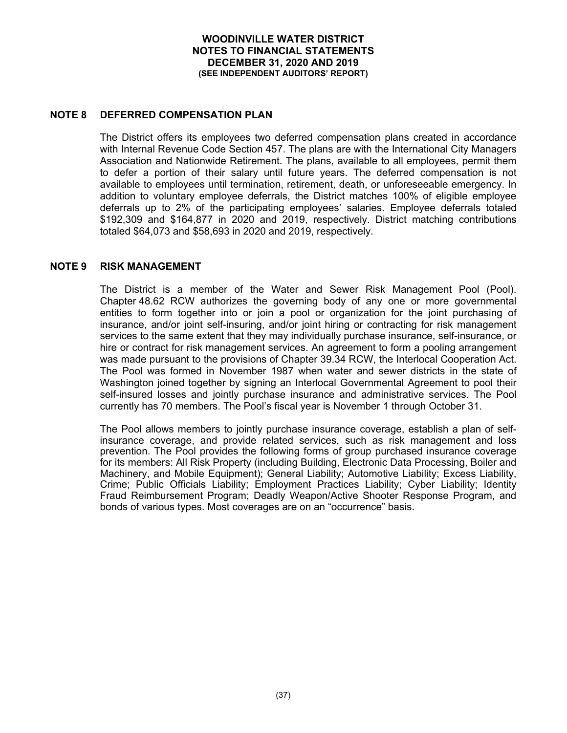**WOODINVILLE WATER DISTRICT**
**NOTES TO FINANCIAL STATEMENTS**
**DECEMBER 31, 2020 AND 2019**
**(SEE INDEPENDENT AUDITORS' REPORT)**

## NOTE 8 DEFERRED COMPENSATION PLAN

The District offers its employees two deferred compensation plans created in accordance with Internal Revenue Code Section 457. The plans are with the International City Managers Association and Nationwide Retirement. The plans, available to all employees, permit them to defer a portion of their salary until future years. The deferred compensation is not available to employees until termination, retirement, death, or unforeseeable emergency. In addition to voluntary employee deferrals, the District matches 100% of eligible employee deferrals up to 2% of the participating employees' salaries. Employee deferrals totaled \$192,309 and \$164,877 in 2020 and 2019, respectively. District matching contributions totaled \$64,073 and \$58,693 in 2020 and 2019, respectively.

## NOTE 9 RISK MANAGEMENT

The District is a member of the Water and Sewer Risk Management Pool (Pool). Chapter 48.62 RCW authorizes the governing body of any one or more governmental entities to form together into or join a pool or organization for the joint purchasing of insurance, and/or joint self-insuring, and/or joint hiring or contracting for risk management services to the same extent that they may individually purchase insurance, self-insurance, or hire or contract for risk management services. An agreement to form a pooling arrangement was made pursuant to the provisions of Chapter 39.34 RCW, the Interlocal Cooperation Act. The Pool was formed in November 1987 when water and sewer districts in the state of Washington joined together by signing an Interlocal Governmental Agreement to pool their self-insured losses and jointly purchase insurance and administrative services. The Pool currently has 70 members. The Pool's fiscal year is November 1 through October 31.

The Pool allows members to jointly purchase insurance coverage, establish a plan of self-insurance coverage, and provide related services, such as risk management and loss prevention. The Pool provides the following forms of group purchased insurance coverage for its members: All Risk Property (including Building, Electronic Data Processing, Boiler and Machinery, and Mobile Equipment); General Liability; Automotive Liability; Excess Liability, Crime; Public Officials Liability; Employment Practices Liability; Cyber Liability; Identity Fraud Reimbursement Program; Deadly Weapon/Active Shooter Response Program, and bonds of various types. Most coverages are on an "occurrence" basis.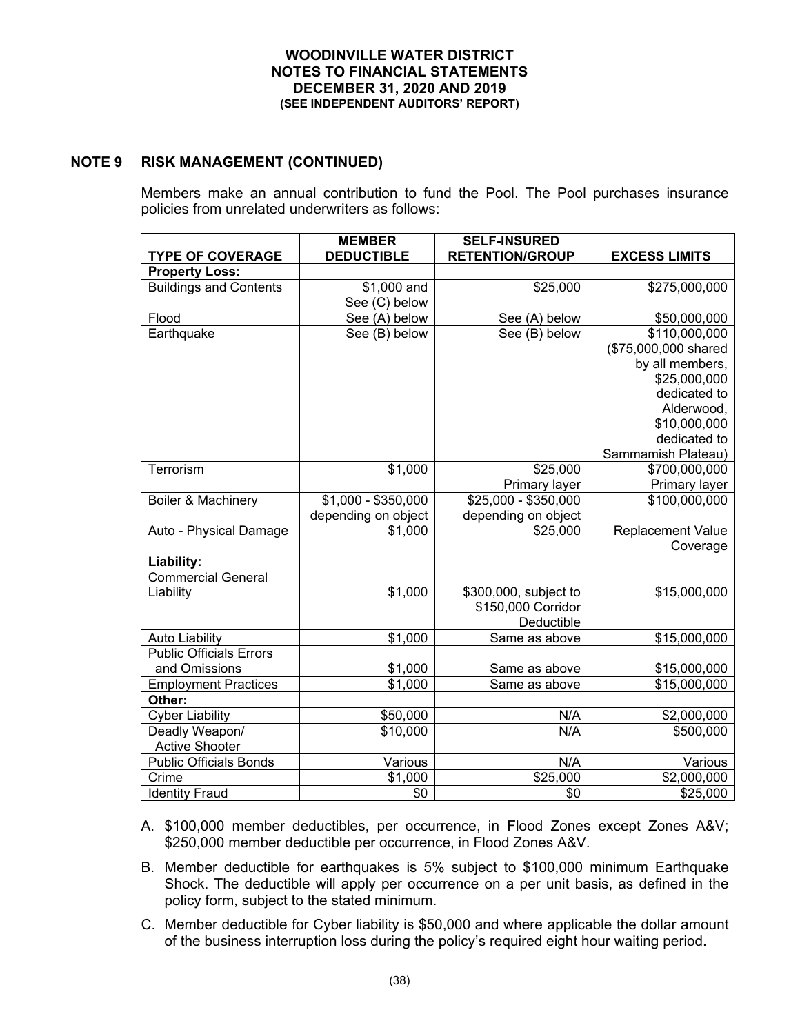WOODINVILLE WATER DISTRICT
NOTES TO FINANCIAL STATEMENTS
DECEMBER 31, 2020 AND 2019
(SEE INDEPENDENT AUDITORS' REPORT)

## NOTE 9 RISK MANAGEMENT (CONTINUED)

Members make an annual contribution to fund the Pool. The Pool purchases insurance policies from unrelated underwriters as follows:

| TYPE OF COVERAGE | MEMBER DEDUCTIBLE | SELF-INSURED RETENTION/GROUP | EXCESS LIMITS |
|---|---|---|---|
| **Property Loss:** | | | |
| Buildings and Contents | $1,000 and See (C) below | $25,000 | $275,000,000 |
| Flood | See (A) below | See (A) below | $50,000,000 |
| Earthquake | See (B) below | See (B) below | $110,000,000 ($75,000,000 shared by all members, $25,000,000 dedicated to Alderwood, $10,000,000 dedicated to Sammamish Plateau) |
| Terrorism | $1,000 | $25,000 Primary layer | $700,000,000 Primary layer |
| Boiler & Machinery | $1,000 - $350,000 depending on object | $25,000 - $350,000 depending on object | $100,000,000 |
| Auto - Physical Damage | $1,000 | $25,000 | Replacement Value Coverage |
| **Liability:** | | | |
| Commercial General Liability | $1,000 | $300,000, subject to $150,000 Corridor Deductible | $15,000,000 |
| Auto Liability | $1,000 | Same as above | $15,000,000 |
| Public Officials Errors and Omissions | $1,000 | Same as above | $15,000,000 |
| Employment Practices | $1,000 | Same as above | $15,000,000 |
| **Other:** | | | |
| Cyber Liability | $50,000 | N/A | $2,000,000 |
| Deadly Weapon/ Active Shooter | $10,000 | N/A | $500,000 |
| Public Officials Bonds | Various | N/A | Various |
| Crime | $1,000 | $25,000 | $2,000,000 |
| Identity Fraud | $0 | $0 | $25,000 |

A. $100,000 member deductibles, per occurrence, in Flood Zones except Zones A&V; $250,000 member deductible per occurrence, in Flood Zones A&V.

B. Member deductible for earthquakes is 5% subject to $100,000 minimum Earthquake Shock. The deductible will apply per occurrence on a per unit basis, as defined in the policy form, subject to the stated minimum.

C. Member deductible for Cyber liability is $50,000 and where applicable the dollar amount of the business interruption loss during the policy's required eight hour waiting period.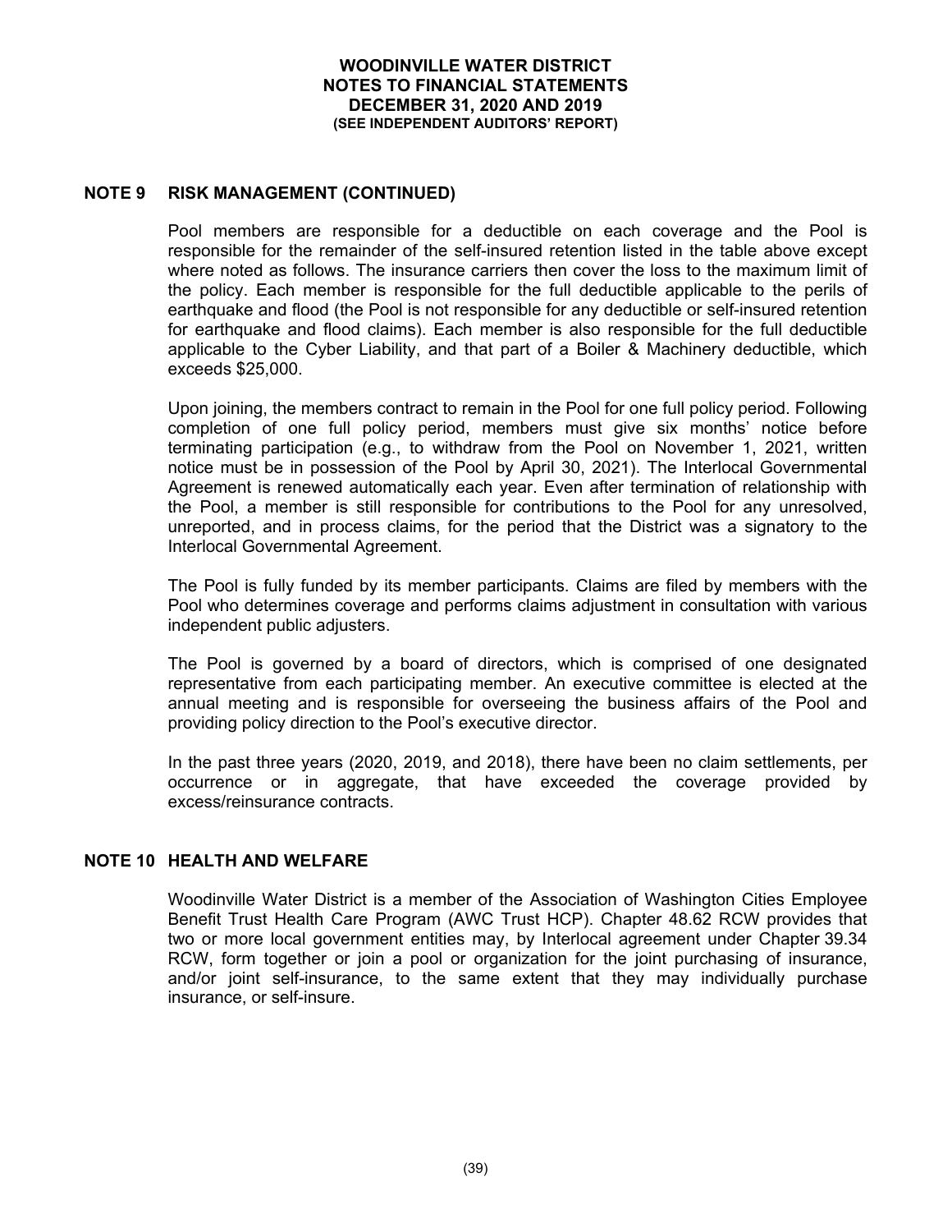## NOTE 9 RISK MANAGEMENT (CONTINUED)

Pool members are responsible for a deductible on each coverage and the Pool is responsible for the remainder of the self-insured retention listed in the table above except where noted as follows. The insurance carriers then cover the loss to the maximum limit of the policy. Each member is responsible for the full deductible applicable to the perils of earthquake and flood (the Pool is not responsible for any deductible or self-insured retention for earthquake and flood claims). Each member is also responsible for the full deductible applicable to the Cyber Liability, and that part of a Boiler & Machinery deductible, which exceeds $25,000.

Upon joining, the members contract to remain in the Pool for one full policy period. Following completion of one full policy period, members must give six months' notice before terminating participation (e.g., to withdraw from the Pool on November 1, 2021, written notice must be in possession of the Pool by April 30, 2021). The Interlocal Governmental Agreement is renewed automatically each year. Even after termination of relationship with the Pool, a member is still responsible for contributions to the Pool for any unresolved, unreported, and in process claims, for the period that the District was a signatory to the Interlocal Governmental Agreement.

The Pool is fully funded by its member participants. Claims are filed by members with the Pool who determines coverage and performs claims adjustment in consultation with various independent public adjusters.

The Pool is governed by a board of directors, which is comprised of one designated representative from each participating member. An executive committee is elected at the annual meeting and is responsible for overseeing the business affairs of the Pool and providing policy direction to the Pool's executive director.

In the past three years (2020, 2019, and 2018), there have been no claim settlements, per occurrence or in aggregate, that have exceeded the coverage provided by excess/reinsurance contracts.

## NOTE 10 HEALTH AND WELFARE

Woodinville Water District is a member of the Association of Washington Cities Employee Benefit Trust Health Care Program (AWC Trust HCP). Chapter 48.62 RCW provides that two or more local government entities may, by Interlocal agreement under Chapter 39.34 RCW, form together or join a pool or organization for the joint purchasing of insurance, and/or joint self-insurance, to the same extent that they may individually purchase insurance, or self-insure.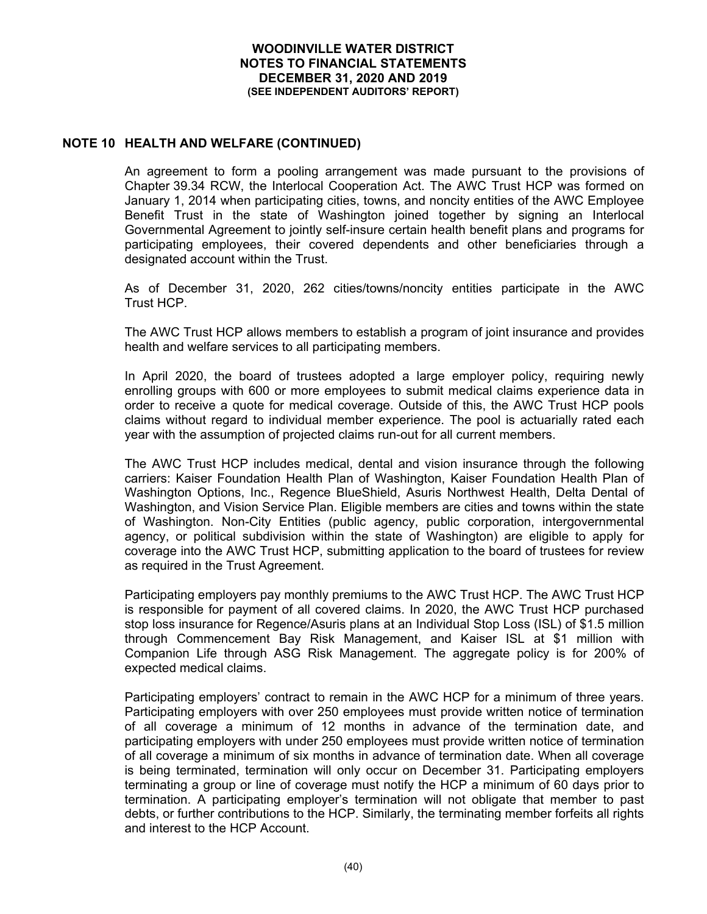## NOTE 10 HEALTH AND WELFARE (CONTINUED)

An agreement to form a pooling arrangement was made pursuant to the provisions of Chapter 39.34 RCW, the Interlocal Cooperation Act. The AWC Trust HCP was formed on January 1, 2014 when participating cities, towns, and noncity entities of the AWC Employee Benefit Trust in the state of Washington joined together by signing an Interlocal Governmental Agreement to jointly self-insure certain health benefit plans and programs for participating employees, their covered dependents and other beneficiaries through a designated account within the Trust.

As of December 31, 2020, 262 cities/towns/noncity entities participate in the AWC Trust HCP.

The AWC Trust HCP allows members to establish a program of joint insurance and provides health and welfare services to all participating members.

In April 2020, the board of trustees adopted a large employer policy, requiring newly enrolling groups with 600 or more employees to submit medical claims experience data in order to receive a quote for medical coverage. Outside of this, the AWC Trust HCP pools claims without regard to individual member experience. The pool is actuarially rated each year with the assumption of projected claims run-out for all current members.

The AWC Trust HCP includes medical, dental and vision insurance through the following carriers: Kaiser Foundation Health Plan of Washington, Kaiser Foundation Health Plan of Washington Options, Inc., Regence BlueShield, Asuris Northwest Health, Delta Dental of Washington, and Vision Service Plan. Eligible members are cities and towns within the state of Washington. Non-City Entities (public agency, public corporation, intergovernmental agency, or political subdivision within the state of Washington) are eligible to apply for coverage into the AWC Trust HCP, submitting application to the board of trustees for review as required in the Trust Agreement.

Participating employers pay monthly premiums to the AWC Trust HCP. The AWC Trust HCP is responsible for payment of all covered claims. In 2020, the AWC Trust HCP purchased stop loss insurance for Regence/Asuris plans at an Individual Stop Loss (ISL) of $1.5 million through Commencement Bay Risk Management, and Kaiser ISL at $1 million with Companion Life through ASG Risk Management. The aggregate policy is for 200% of expected medical claims.

Participating employers' contract to remain in the AWC HCP for a minimum of three years. Participating employers with over 250 employees must provide written notice of termination of all coverage a minimum of 12 months in advance of the termination date, and participating employers with under 250 employees must provide written notice of termination of all coverage a minimum of six months in advance of termination date. When all coverage is being terminated, termination will only occur on December 31. Participating employers terminating a group or line of coverage must notify the HCP a minimum of 60 days prior to termination. A participating employer's termination will not obligate that member to past debts, or further contributions to the HCP. Similarly, the terminating member forfeits all rights and interest to the HCP Account.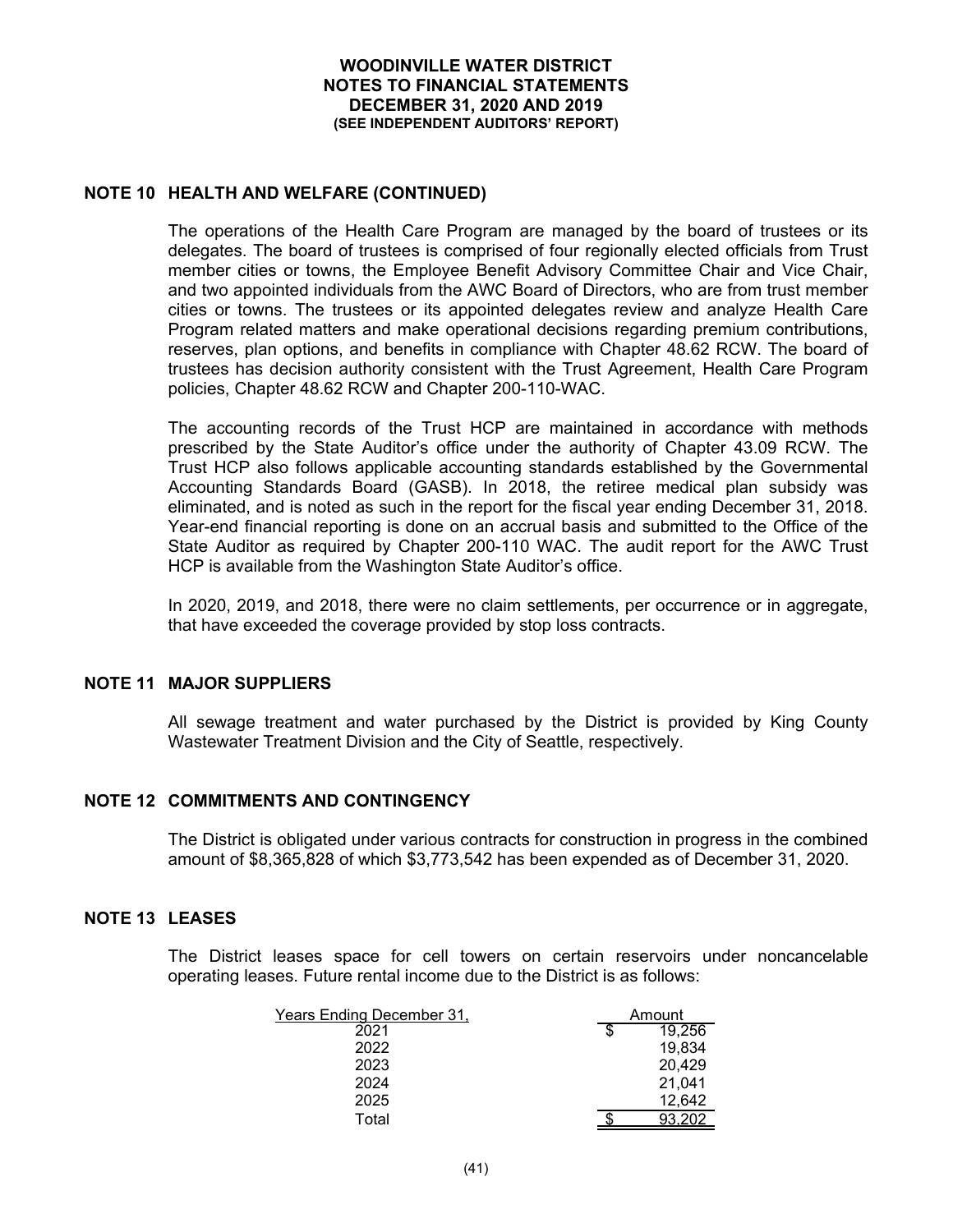# WOODINVILLE WATER DISTRICT
## NOTES TO FINANCIAL STATEMENTS
## DECEMBER 31, 2020 AND 2019
### (SEE INDEPENDENT AUDITORS' REPORT)

## NOTE 10 HEALTH AND WELFARE (CONTINUED)

The operations of the Health Care Program are managed by the board of trustees or its delegates. The board of trustees is comprised of four regionally elected officials from Trust member cities or towns, the Employee Benefit Advisory Committee Chair and Vice Chair, and two appointed individuals from the AWC Board of Directors, who are from trust member cities or towns. The trustees or its appointed delegates review and analyze Health Care Program related matters and make operational decisions regarding premium contributions, reserves, plan options, and benefits in compliance with Chapter 48.62 RCW. The board of trustees has decision authority consistent with the Trust Agreement, Health Care Program policies, Chapter 48.62 RCW and Chapter 200-110-WAC.

The accounting records of the Trust HCP are maintained in accordance with methods prescribed by the State Auditor's office under the authority of Chapter 43.09 RCW. The Trust HCP also follows applicable accounting standards established by the Governmental Accounting Standards Board (GASB). In 2018, the retiree medical plan subsidy was eliminated, and is noted as such in the report for the fiscal year ending December 31, 2018. Year-end financial reporting is done on an accrual basis and submitted to the Office of the State Auditor as required by Chapter 200-110 WAC. The audit report for the AWC Trust HCP is available from the Washington State Auditor's office.

In 2020, 2019, and 2018, there were no claim settlements, per occurrence or in aggregate, that have exceeded the coverage provided by stop loss contracts.

## NOTE 11 MAJOR SUPPLIERS

All sewage treatment and water purchased by the District is provided by King County Wastewater Treatment Division and the City of Seattle, respectively.

## NOTE 12 COMMITMENTS AND CONTINGENCY

The District is obligated under various contracts for construction in progress in the combined amount of $8,365,828 of which $3,773,542 has been expended as of December 31, 2020.

## NOTE 13 LEASES

The District leases space for cell towers on certain reservoirs under noncancelable operating leases. Future rental income due to the District is as follows:

| Years Ending December 31, | Amount |
|---|---|
| 2021 | $ 19,256 |
| 2022 | 19,834 |
| 2023 | 20,429 |
| 2024 | 21,041 |
| 2025 | 12,642 |
| Total | $ 93,202 |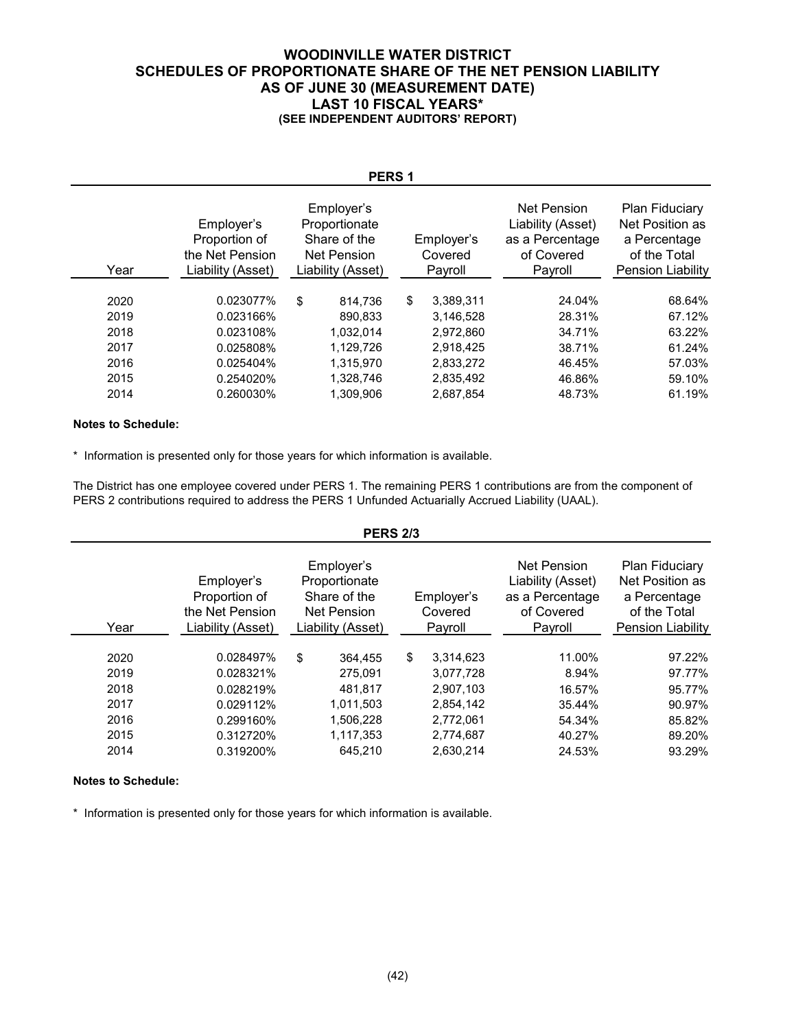# WOODINVILLE WATER DISTRICT
## SCHEDULES OF PROPORTIONATE SHARE OF THE NET PENSION LIABILITY
## AS OF JUNE 30 (MEASUREMENT DATE)
## LAST 10 FISCAL YEARS*
### (SEE INDEPENDENT AUDITORS' REPORT)

### PERS 1

| Year | Employer's Proportion of the Net Pension Liability (Asset) | Employer's Proportionate Share of the Net Pension Liability (Asset) | Employer's Covered Payroll | Net Pension Liability (Asset) as a Percentage of Covered Payroll | Plan Fiduciary Net Position as a Percentage of the Total Pension Liability |
|---|---|---|---|---|---|
| 2020 | 0.023077% | $ 814,736 | $ 3,389,311 | 24.04% | 68.64% |
| 2019 | 0.023166% | 890,833 | 3,146,528 | 28.31% | 67.12% |
| 2018 | 0.023108% | 1,032,014 | 2,972,860 | 34.71% | 63.22% |
| 2017 | 0.025808% | 1,129,726 | 2,918,425 | 38.71% | 61.24% |
| 2016 | 0.025404% | 1,315,970 | 2,833,272 | 46.45% | 57.03% |
| 2015 | 0.254020% | 1,328,746 | 2,835,492 | 46.86% | 59.10% |
| 2014 | 0.260030% | 1,309,906 | 2,687,854 | 48.73% | 61.19% |

**Notes to Schedule:**

* Information is presented only for those years for which information is available.

The District has one employee covered under PERS 1. The remaining PERS 1 contributions are from the component of PERS 2 contributions required to address the PERS 1 Unfunded Actuarially Accrued Liability (UAAL).

### PERS 2/3

| Year | Employer's Proportion of the Net Pension Liability (Asset) | Employer's Proportionate Share of the Net Pension Liability (Asset) | Employer's Covered Payroll | Net Pension Liability (Asset) as a Percentage of Covered Payroll | Plan Fiduciary Net Position as a Percentage of the Total Pension Liability |
|---|---|---|---|---|---|
| 2020 | 0.028497% | $ 364,455 | $ 3,314,623 | 11.00% | 97.22% |
| 2019 | 0.028321% | 275,091 | 3,077,728 | 8.94% | 97.77% |
| 2018 | 0.028219% | 481,817 | 2,907,103 | 16.57% | 95.77% |
| 2017 | 0.029112% | 1,011,503 | 2,854,142 | 35.44% | 90.97% |
| 2016 | 0.299160% | 1,506,228 | 2,772,061 | 54.34% | 85.82% |
| 2015 | 0.312720% | 1,117,353 | 2,774,687 | 40.27% | 89.20% |
| 2014 | 0.319200% | 645,210 | 2,630,214 | 24.53% | 93.29% |

**Notes to Schedule:**

* Information is presented only for those years for which information is available.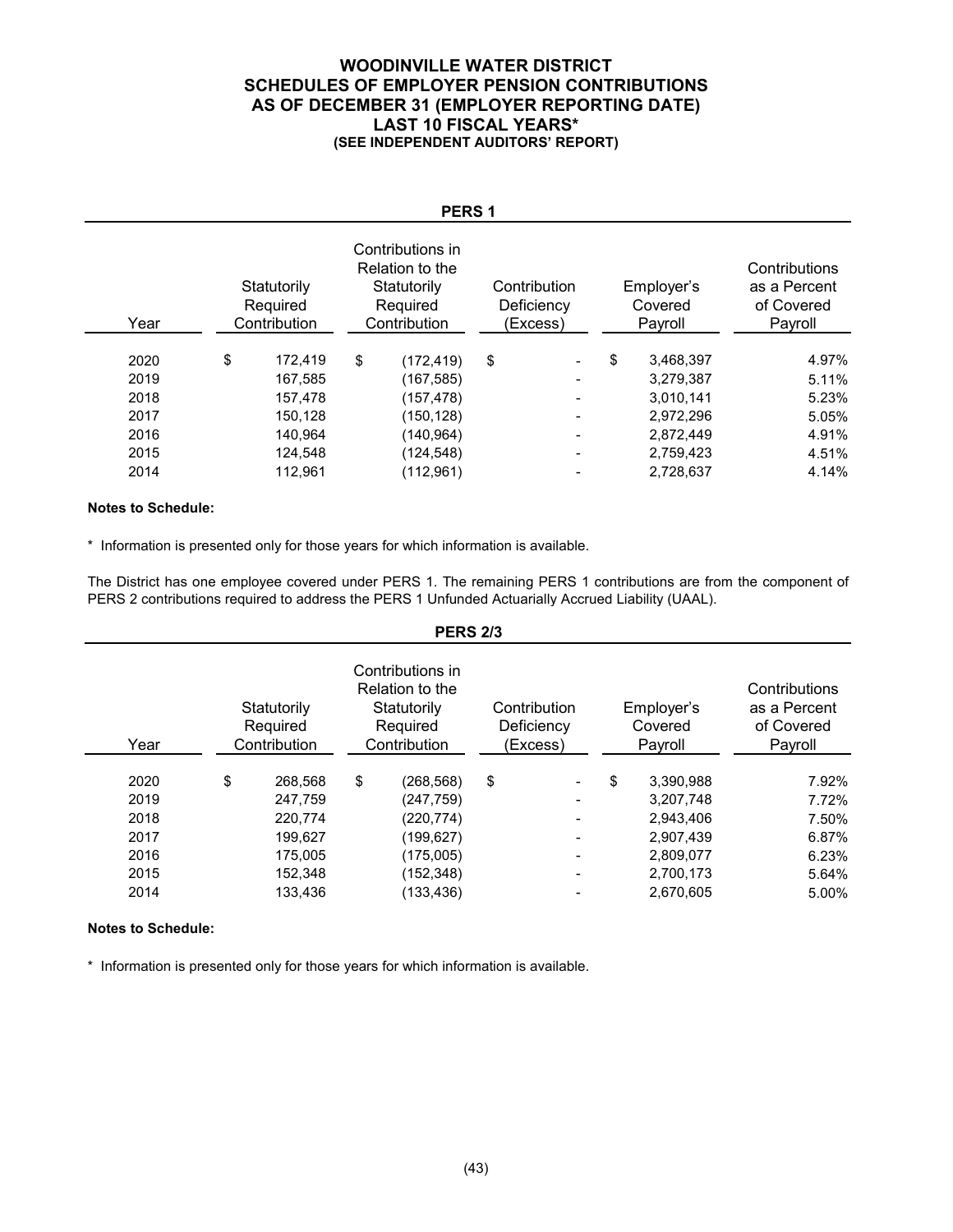# WOODINVILLE WATER DISTRICT
## SCHEDULES OF EMPLOYER PENSION CONTRIBUTIONS
## AS OF DECEMBER 31 (EMPLOYER REPORTING DATE)
## LAST 10 FISCAL YEARS*
**(SEE INDEPENDENT AUDITORS' REPORT)**

### PERS 1

| Year | Statutorily Required Contribution | Contributions in Relation to the Statutorily Required Contribution | Contribution Deficiency (Excess) | Employer's Covered Payroll | Contributions as a Percent of Covered Payroll |
|---|---|---|---|---|---|
| 2020 | $ 172,419 | $ (172,419) | $ - | $ 3,468,397 | 4.97% |
| 2019 | 167,585 | (167,585) | - | 3,279,387 | 5.11% |
| 2018 | 157,478 | (157,478) | - | 3,010,141 | 5.23% |
| 2017 | 150,128 | (150,128) | - | 2,972,296 | 5.05% |
| 2016 | 140,964 | (140,964) | - | 2,872,449 | 4.91% |
| 2015 | 124,548 | (124,548) | - | 2,759,423 | 4.51% |
| 2014 | 112,961 | (112,961) | - | 2,728,637 | 4.14% |

**Notes to Schedule:**

\* Information is presented only for those years for which information is available.

The District has one employee covered under PERS 1. The remaining PERS 1 contributions are from the component of PERS 2 contributions required to address the PERS 1 Unfunded Actuarially Accrued Liability (UAAL).

### PERS 2/3

| Year | Statutorily Required Contribution | Contributions in Relation to the Statutorily Required Contribution | Contribution Deficiency (Excess) | Employer's Covered Payroll | Contributions as a Percent of Covered Payroll |
|---|---|---|---|---|---|
| 2020 | $ 268,568 | $ (268,568) | $ - | $ 3,390,988 | 7.92% |
| 2019 | 247,759 | (247,759) | - | 3,207,748 | 7.72% |
| 2018 | 220,774 | (220,774) | - | 2,943,406 | 7.50% |
| 2017 | 199,627 | (199,627) | - | 2,907,439 | 6.87% |
| 2016 | 175,005 | (175,005) | - | 2,809,077 | 6.23% |
| 2015 | 152,348 | (152,348) | - | 2,700,173 | 5.64% |
| 2014 | 133,436 | (133,436) | - | 2,670,605 | 5.00% |

**Notes to Schedule:**

\* Information is presented only for those years for which information is available.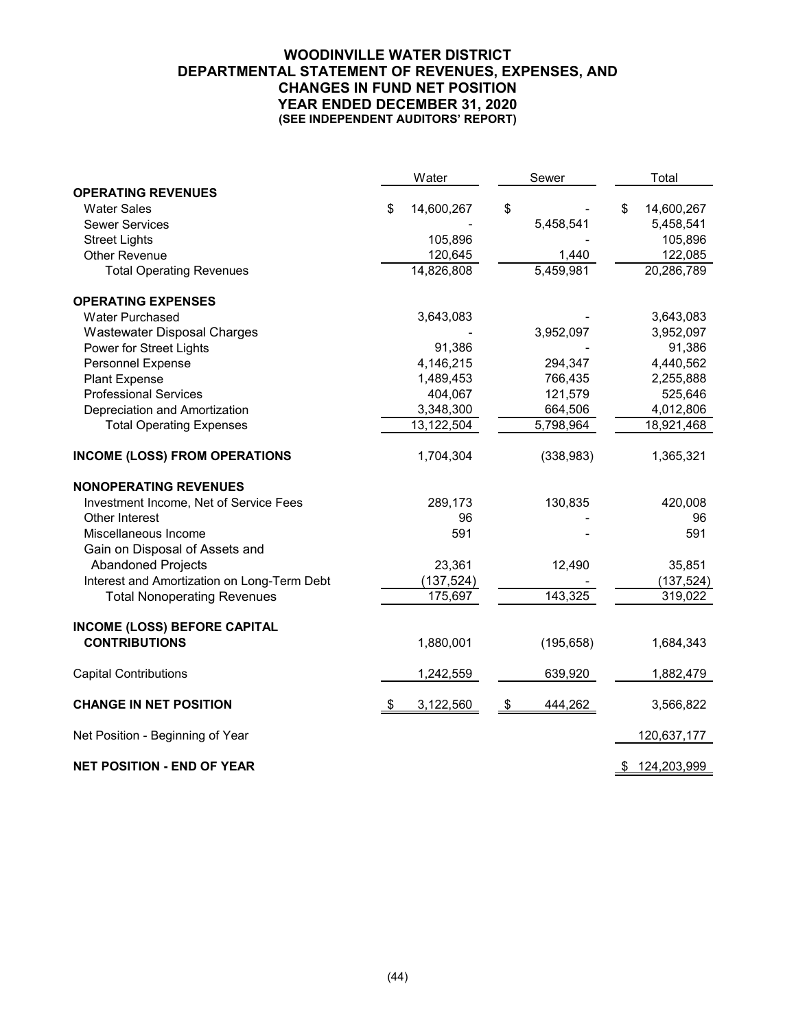# WOODINVILLE WATER DISTRICT
## DEPARTMENTAL STATEMENT OF REVENUES, EXPENSES, AND CHANGES IN FUND NET POSITION
### YEAR ENDED DECEMBER 31, 2020
#### (SEE INDEPENDENT AUDITORS' REPORT)

| | Water | Sewer | Total |
|---|---|---|---|
| **OPERATING REVENUES** | | | |
| Water Sales | $ 14,600,267 | $ - | $ 14,600,267 |
| Sewer Services | - | 5,458,541 | 5,458,541 |
| Street Lights | 105,896 | - | 105,896 |
| Other Revenue | 120,645 | 1,440 | 122,085 |
| Total Operating Revenues | 14,826,808 | 5,459,981 | 20,286,789 |
| **OPERATING EXPENSES** | | | |
| Water Purchased | 3,643,083 | - | 3,643,083 |
| Wastewater Disposal Charges | - | 3,952,097 | 3,952,097 |
| Power for Street Lights | 91,386 | - | 91,386 |
| Personnel Expense | 4,146,215 | 294,347 | 4,440,562 |
| Plant Expense | 1,489,453 | 766,435 | 2,255,888 |
| Professional Services | 404,067 | 121,579 | 525,646 |
| Depreciation and Amortization | 3,348,300 | 664,506 | 4,012,806 |
| Total Operating Expenses | 13,122,504 | 5,798,964 | 18,921,468 |
| **INCOME (LOSS) FROM OPERATIONS** | 1,704,304 | (338,983) | 1,365,321 |
| **NONOPERATING REVENUES** | | | |
| Investment Income, Net of Service Fees | 289,173 | 130,835 | 420,008 |
| Other Interest | 96 | - | 96 |
| Miscellaneous Income | 591 | - | 591 |
| Gain on Disposal of Assets and Abandoned Projects | 23,361 | 12,490 | 35,851 |
| Interest and Amortization on Long-Term Debt | (137,524) | - | (137,524) |
| Total Nonoperating Revenues | 175,697 | 143,325 | 319,022 |
| **INCOME (LOSS) BEFORE CAPITAL CONTRIBUTIONS** | 1,880,001 | (195,658) | 1,684,343 |
| Capital Contributions | 1,242,559 | 639,920 | 1,882,479 |
| **CHANGE IN NET POSITION** | $ 3,122,560 | $ 444,262 | 3,566,822 |
| Net Position - Beginning of Year | | | 120,637,177 |
| **NET POSITION - END OF YEAR** | | | $ 124,203,999 |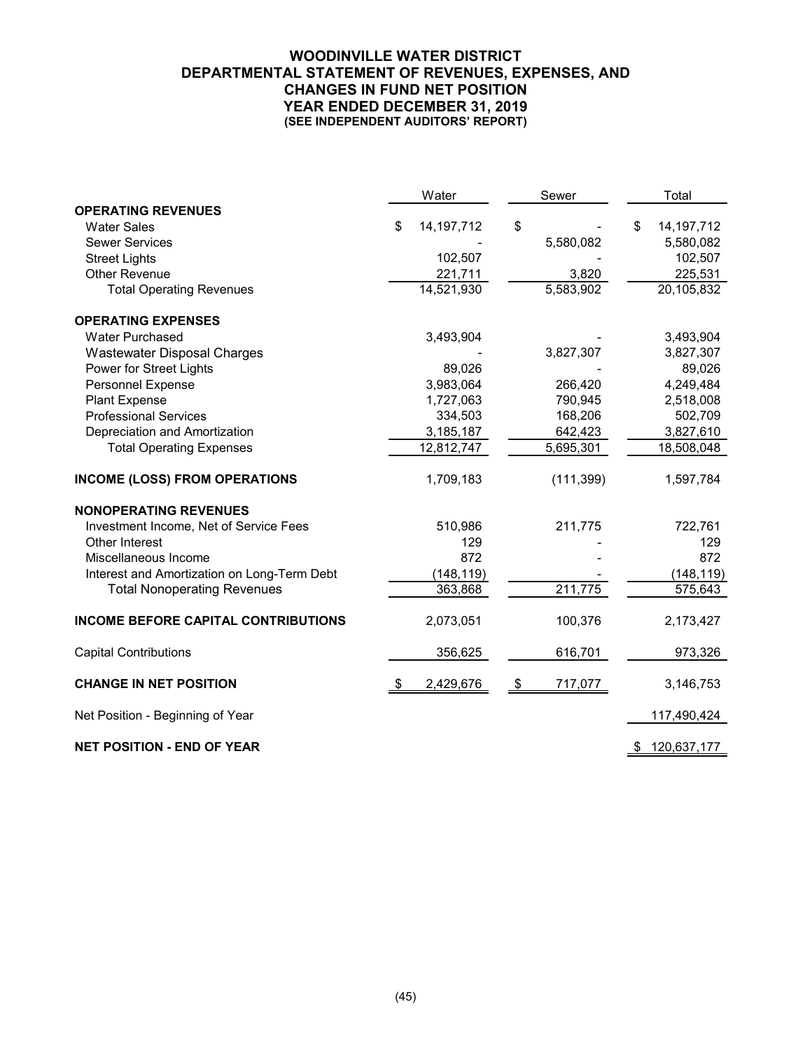# WOODINVILLE WATER DISTRICT
## DEPARTMENTAL STATEMENT OF REVENUES, EXPENSES, AND CHANGES IN FUND NET POSITION
### YEAR ENDED DECEMBER 31, 2019
**(SEE INDEPENDENT AUDITORS' REPORT)**

| | Water | Sewer | Total |
|---|---|---|---|
| **OPERATING REVENUES** | | | |
| Water Sales | $ 14,197,712 | $ - | $ 14,197,712 |
| Sewer Services | - | 5,580,082 | 5,580,082 |
| Street Lights | 102,507 | - | 102,507 |
| Other Revenue | 221,711 | 3,820 | 225,531 |
| Total Operating Revenues | 14,521,930 | 5,583,902 | 20,105,832 |
| **OPERATING EXPENSES** | | | |
| Water Purchased | 3,493,904 | - | 3,493,904 |
| Wastewater Disposal Charges | - | 3,827,307 | 3,827,307 |
| Power for Street Lights | 89,026 | - | 89,026 |
| Personnel Expense | 3,983,064 | 266,420 | 4,249,484 |
| Plant Expense | 1,727,063 | 790,945 | 2,518,008 |
| Professional Services | 334,503 | 168,206 | 502,709 |
| Depreciation and Amortization | 3,185,187 | 642,423 | 3,827,610 |
| Total Operating Expenses | 12,812,747 | 5,695,301 | 18,508,048 |
| **INCOME (LOSS) FROM OPERATIONS** | 1,709,183 | (111,399) | 1,597,784 |
| **NONOPERATING REVENUES** | | | |
| Investment Income, Net of Service Fees | 510,986 | 211,775 | 722,761 |
| Other Interest | 129 | - | 129 |
| Miscellaneous Income | 872 | - | 872 |
| Interest and Amortization on Long-Term Debt | (148,119) | - | (148,119) |
| Total Nonoperating Revenues | 363,868 | 211,775 | 575,643 |
| **INCOME BEFORE CAPITAL CONTRIBUTIONS** | 2,073,051 | 100,376 | 2,173,427 |
| Capital Contributions | 356,625 | 616,701 | 973,326 |
| **CHANGE IN NET POSITION** | $ 2,429,676 | $ 717,077 | 3,146,753 |
| Net Position - Beginning of Year | | | 117,490,424 |
| **NET POSITION - END OF YEAR** | | | $ 120,637,177 |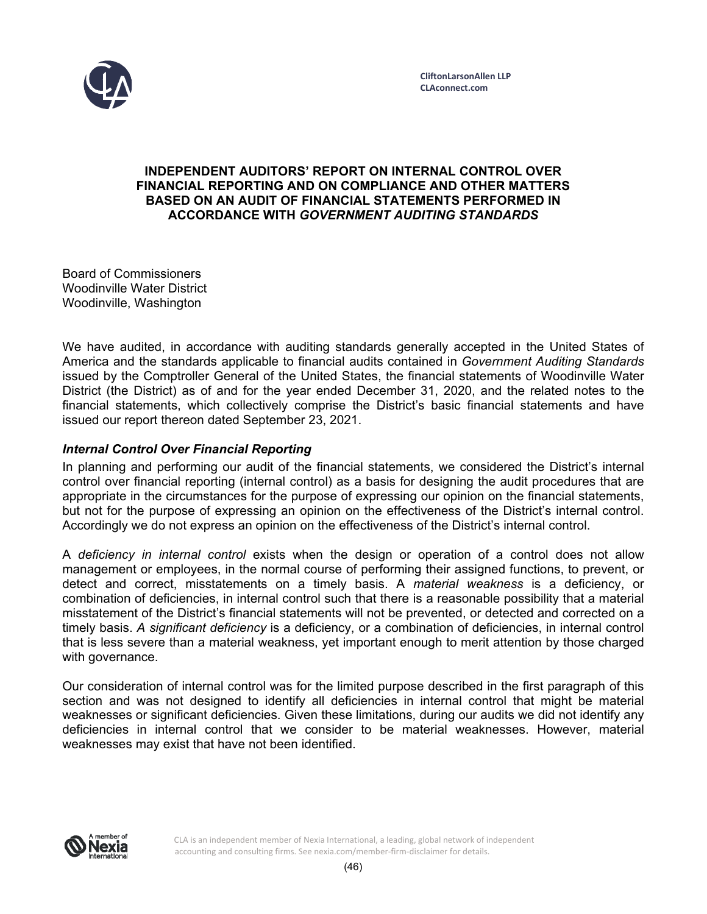CliftonLarsonAllen LLP
CLAconnect.com

# INDEPENDENT AUDITORS' REPORT ON INTERNAL CONTROL OVER FINANCIAL REPORTING AND ON COMPLIANCE AND OTHER MATTERS BASED ON AN AUDIT OF FINANCIAL STATEMENTS PERFORMED IN ACCORDANCE WITH *GOVERNMENT AUDITING STANDARDS*

Board of Commissioners
Woodinville Water District
Woodinville, Washington

We have audited, in accordance with auditing standards generally accepted in the United States of America and the standards applicable to financial audits contained in *Government Auditing Standards* issued by the Comptroller General of the United States, the financial statements of Woodinville Water District (the District) as of and for the year ended December 31, 2020, and the related notes to the financial statements, which collectively comprise the District's basic financial statements and have issued our report thereon dated September 23, 2021.

### *Internal Control Over Financial Reporting*

In planning and performing our audit of the financial statements, we considered the District's internal control over financial reporting (internal control) as a basis for designing the audit procedures that are appropriate in the circumstances for the purpose of expressing our opinion on the financial statements, but not for the purpose of expressing an opinion on the effectiveness of the District's internal control. Accordingly we do not express an opinion on the effectiveness of the District's internal control.

A *deficiency in internal control* exists when the design or operation of a control does not allow management or employees, in the normal course of performing their assigned functions, to prevent, or detect and correct, misstatements on a timely basis. A *material weakness* is a deficiency, or combination of deficiencies, in internal control such that there is a reasonable possibility that a material misstatement of the District's financial statements will not be prevented, or detected and corrected on a timely basis. *A significant deficiency* is a deficiency, or a combination of deficiencies, in internal control that is less severe than a material weakness, yet important enough to merit attention by those charged with governance.

Our consideration of internal control was for the limited purpose described in the first paragraph of this section and was not designed to identify all deficiencies in internal control that might be material weaknesses or significant deficiencies. Given these limitations, during our audits we did not identify any deficiencies in internal control that we consider to be material weaknesses. However, material weaknesses may exist that have not been identified.

CLA is an independent member of Nexia International, a leading, global network of independent accounting and consulting firms. See nexia.com/member-firm-disclaimer for details.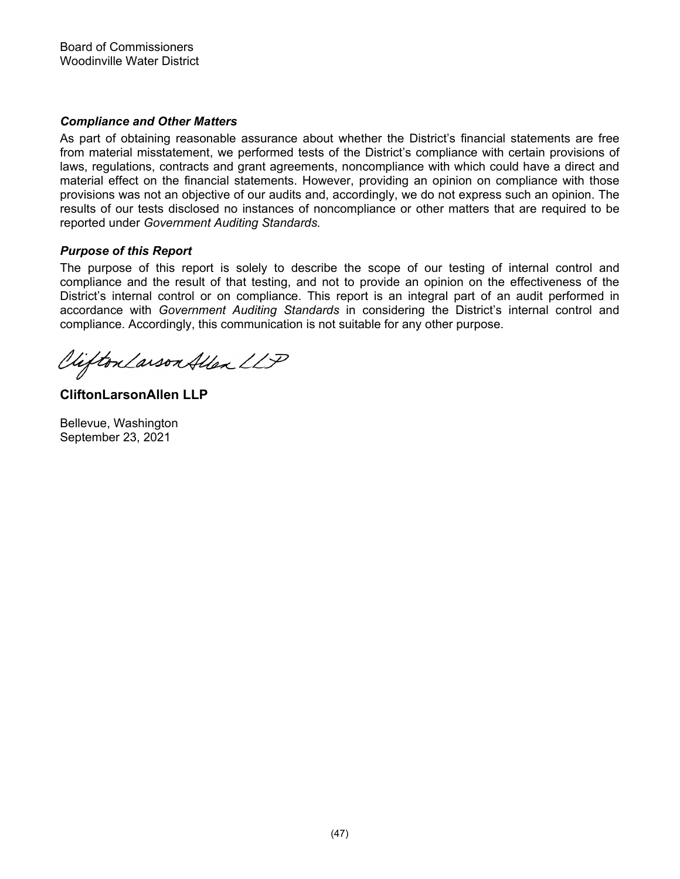Board of Commissioners
Woodinville Water District

### *Compliance and Other Matters*

As part of obtaining reasonable assurance about whether the District's financial statements are free from material misstatement, we performed tests of the District's compliance with certain provisions of laws, regulations, contracts and grant agreements, noncompliance with which could have a direct and material effect on the financial statements. However, providing an opinion on compliance with those provisions was not an objective of our audits and, accordingly, we do not express such an opinion. The results of our tests disclosed no instances of noncompliance or other matters that are required to be reported under *Government Auditing Standards.*

### *Purpose of this Report*

The purpose of this report is solely to describe the scope of our testing of internal control and compliance and the result of that testing, and not to provide an opinion on the effectiveness of the District's internal control or on compliance. This report is an integral part of an audit performed in accordance with *Government Auditing Standards* in considering the District's internal control and compliance. Accordingly, this communication is not suitable for any other purpose.

*CliftonLarsonAllen LLP*

**CliftonLarsonAllen LLP**

Bellevue, Washington
September 23, 2021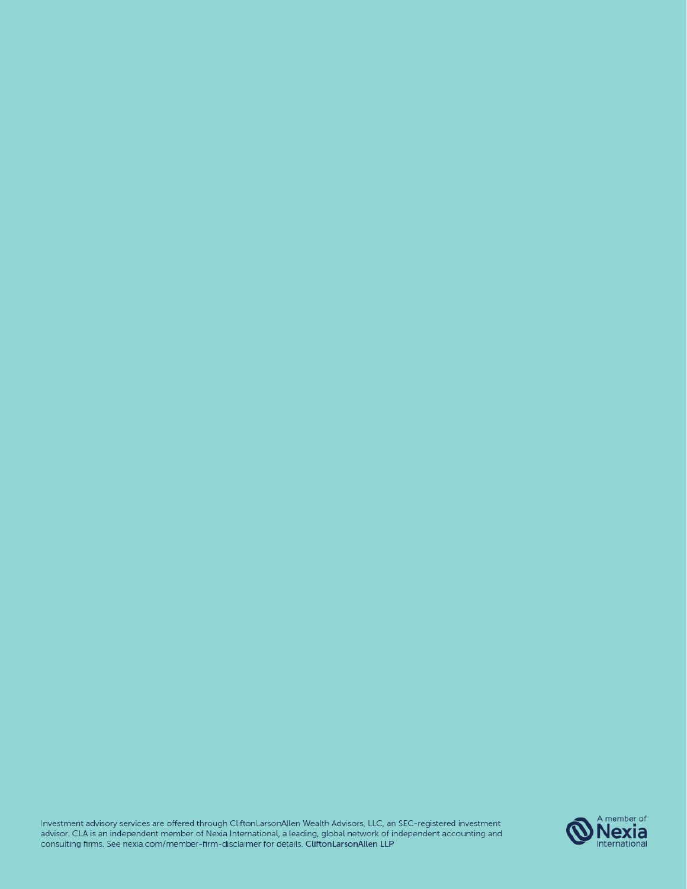Investment advisory services are offered through CliftonLarsonAllen Wealth Advisors, LLC, an SEC-registered investment advisor. CLA is an independent member of Nexia International, a leading, global network of independent accounting and consulting firms. See nexia.com/member-firm-disclaimer for details. **CliftonLarsonAllen LLP**

A member of Nexia International